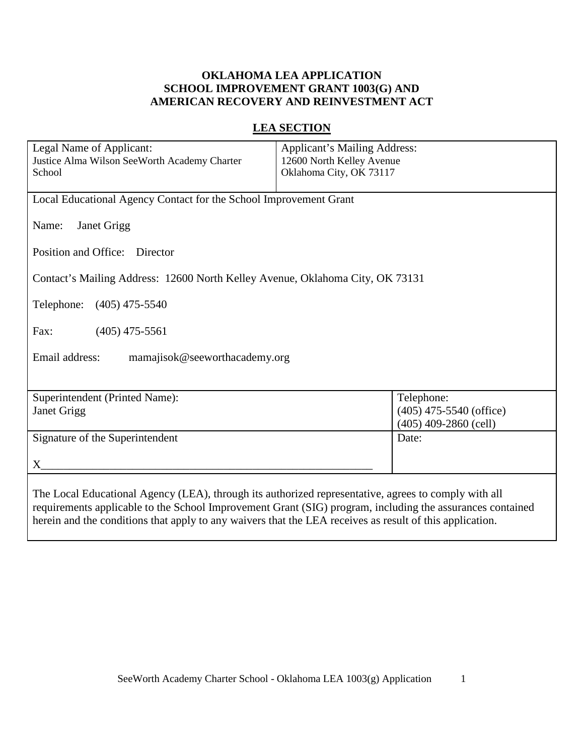**OKLAHOMA LEA APPLICATION**
**SCHOOL IMPROVEMENT GRANT 1003(G) AND**
**AMERICAN RECOVERY AND REINVESTMENT ACT**

## LEA SECTION

| Legal Name of Applicant:<br>Justice Alma Wilson SeeWorth Academy Charter School | Applicant's Mailing Address:<br>12600 North Kelley Avenue<br>Oklahoma City, OK 73117 |
|---|---|
| Local Educational Agency Contact for the School Improvement Grant<br><br>Name: Janet Grigg<br><br>Position and Office: Director<br><br>Contact's Mailing Address: 12600 North Kelley Avenue, Oklahoma City, OK 73131<br><br>Telephone: (405) 475-5540<br><br>Fax: (405) 475-5561<br><br>Email address: mamajisok@seeworthacademy.org | |
| Superintendent (Printed Name):<br>Janet Grigg | Telephone:<br>(405) 475-5540 (office)<br>(405) 409-2860 (cell) |
| Signature of the Superintendent<br><br>X_________________________________________________________ | Date: |

The Local Educational Agency (LEA), through its authorized representative, agrees to comply with all requirements applicable to the School Improvement Grant (SIG) program, including the assurances contained herein and the conditions that apply to any waivers that the LEA receives as result of this application.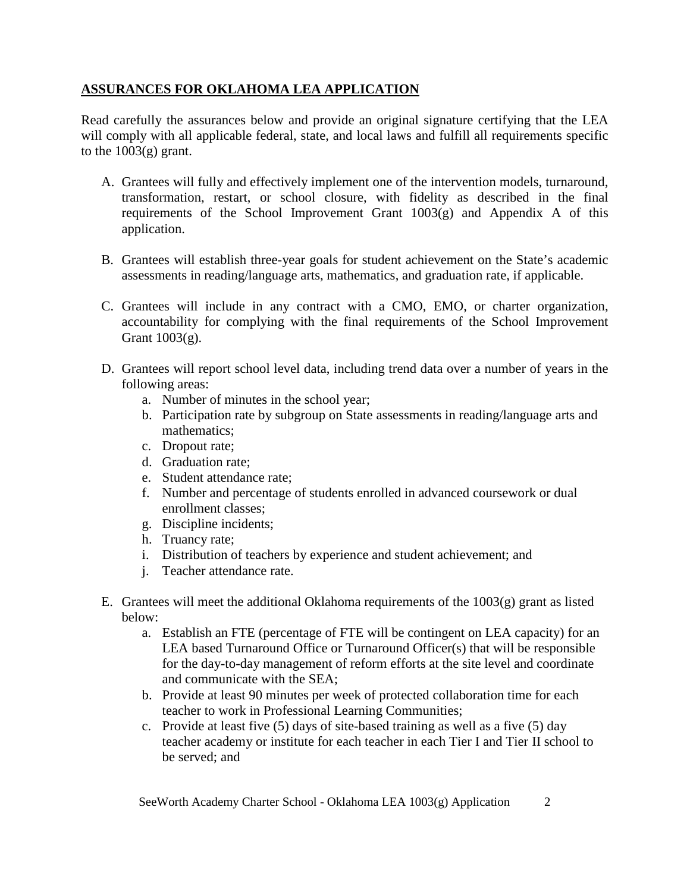**ASSURANCES FOR OKLAHOMA LEA APPLICATION**

Read carefully the assurances below and provide an original signature certifying that the LEA will comply with all applicable federal, state, and local laws and fulfill all requirements specific to the 1003(g) grant.

A. Grantees will fully and effectively implement one of the intervention models, turnaround, transformation, restart, or school closure, with fidelity as described in the final requirements of the School Improvement Grant 1003(g) and Appendix A of this application.

B. Grantees will establish three-year goals for student achievement on the State's academic assessments in reading/language arts, mathematics, and graduation rate, if applicable.

C. Grantees will include in any contract with a CMO, EMO, or charter organization, accountability for complying with the final requirements of the School Improvement Grant 1003(g).

D. Grantees will report school level data, including trend data over a number of years in the following areas:
   a. Number of minutes in the school year;
   b. Participation rate by subgroup on State assessments in reading/language arts and mathematics;
   c. Dropout rate;
   d. Graduation rate;
   e. Student attendance rate;
   f. Number and percentage of students enrolled in advanced coursework or dual enrollment classes;
   g. Discipline incidents;
   h. Truancy rate;
   i. Distribution of teachers by experience and student achievement; and
   j. Teacher attendance rate.

E. Grantees will meet the additional Oklahoma requirements of the 1003(g) grant as listed below:
   a. Establish an FTE (percentage of FTE will be contingent on LEA capacity) for an LEA based Turnaround Office or Turnaround Officer(s) that will be responsible for the day-to-day management of reform efforts at the site level and coordinate and communicate with the SEA;
   b. Provide at least 90 minutes per week of protected collaboration time for each teacher to work in Professional Learning Communities;
   c. Provide at least five (5) days of site-based training as well as a five (5) day teacher academy or institute for each teacher in each Tier I and Tier II school to be served; and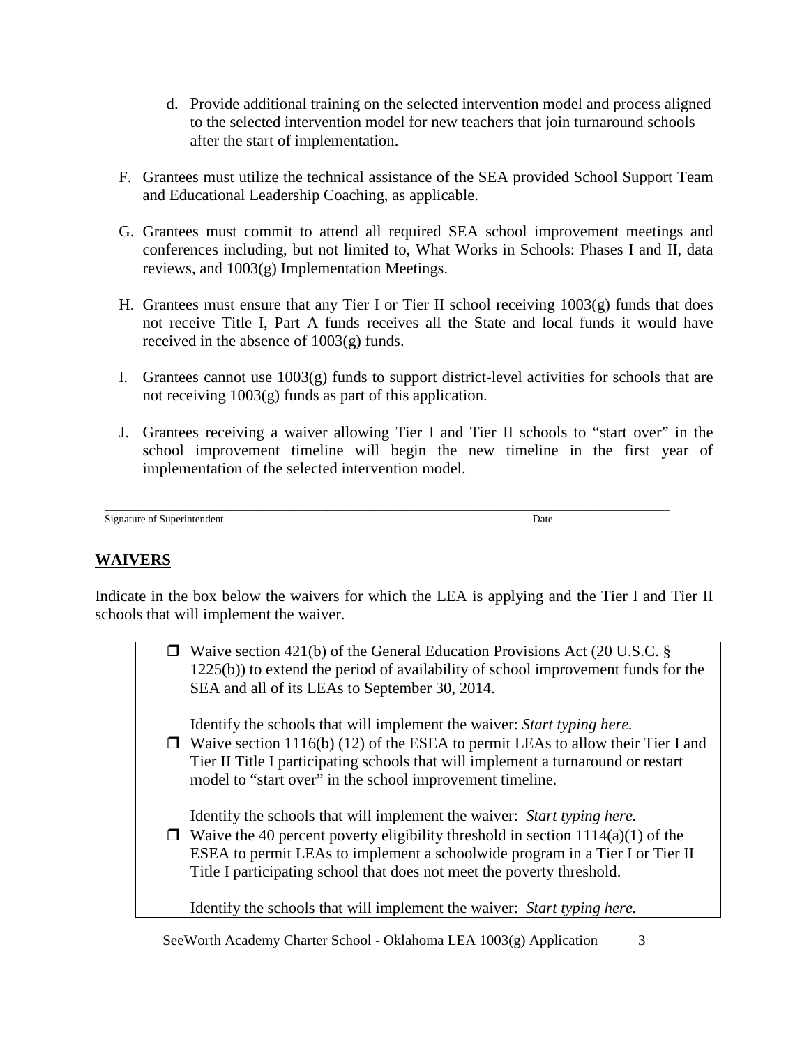d. Provide additional training on the selected intervention model and process aligned to the selected intervention model for new teachers that join turnaround schools after the start of implementation.

F. Grantees must utilize the technical assistance of the SEA provided School Support Team and Educational Leadership Coaching, as applicable.

G. Grantees must commit to attend all required SEA school improvement meetings and conferences including, but not limited to, What Works in Schools: Phases I and II, data reviews, and 1003(g) Implementation Meetings.

H. Grantees must ensure that any Tier I or Tier II school receiving 1003(g) funds that does not receive Title I, Part A funds receives all the State and local funds it would have received in the absence of 1003(g) funds.

I. Grantees cannot use 1003(g) funds to support district-level activities for schools that are not receiving 1003(g) funds as part of this application.

J. Grantees receiving a waiver allowing Tier I and Tier II schools to "start over" in the school improvement timeline will begin the new timeline in the first year of implementation of the selected intervention model.

\_\_\_\_\_\_\_\_\_\_\_\_\_\_\_\_\_\_\_\_\_\_\_\_\_\_\_\_\_\_\_\_\_\_\_\_\_\_\_\_\_\_\_\_\_\_\_\_\_\_\_\_\_\_\_\_\_\_\_\_\_\_\_\_\_\_\_\_\_\_\_\_\_\_\_\_

Signature of Superintendent                                                                                                   Date

## WAIVERS

Indicate in the box below the waivers for which the LEA is applying and the Tier I and Tier II schools that will implement the waiver.

| |
|---|
| ☐ Waive section 421(b) of the General Education Provisions Act (20 U.S.C. § 1225(b)) to extend the period of availability of school improvement funds for the SEA and all of its LEAs to September 30, 2014.<br><br>Identify the schools that will implement the waiver: *Start typing here.* |
| ☐ Waive section 1116(b) (12) of the ESEA to permit LEAs to allow their Tier I and Tier II Title I participating schools that will implement a turnaround or restart model to "start over" in the school improvement timeline.<br><br>Identify the schools that will implement the waiver: *Start typing here.* |
| ☐ Waive the 40 percent poverty eligibility threshold in section 1114(a)(1) of the ESEA to permit LEAs to implement a schoolwide program in a Tier I or Tier II Title I participating school that does not meet the poverty threshold.<br><br>Identify the schools that will implement the waiver: *Start typing here.* |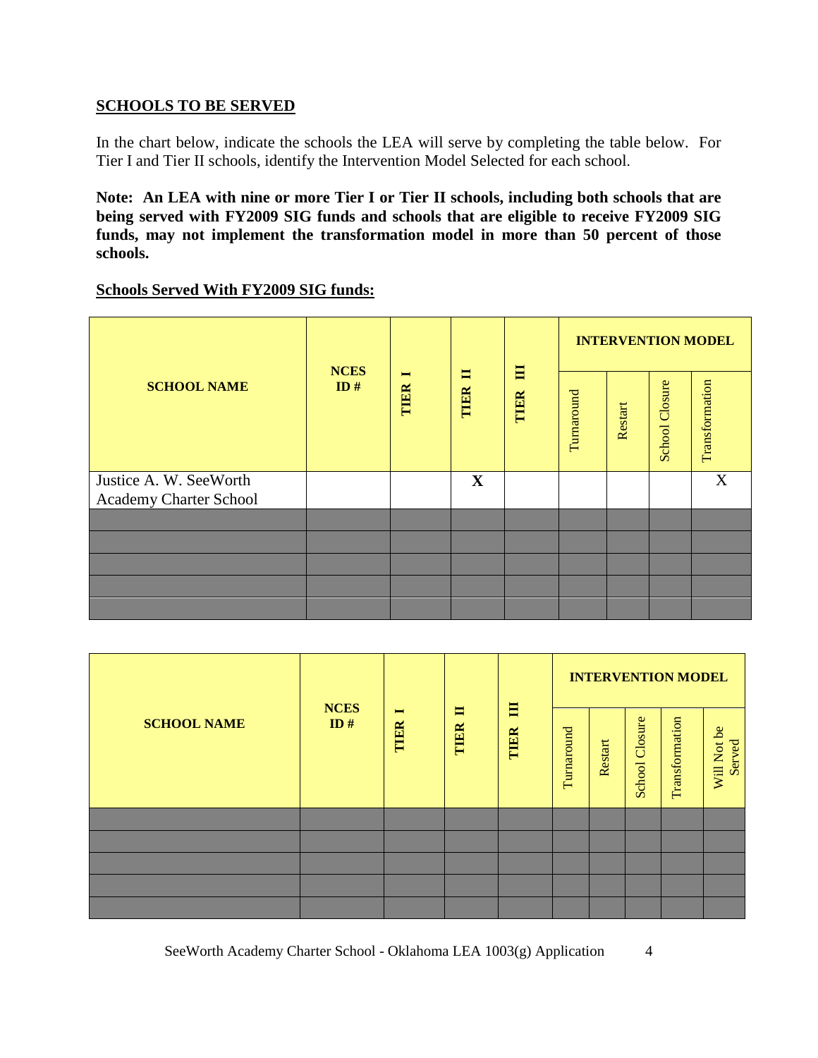## SCHOOLS TO BE SERVED

In the chart below, indicate the schools the LEA will serve by completing the table below. For Tier I and Tier II schools, identify the Intervention Model Selected for each school.

**Note: An LEA with nine or more Tier I or Tier II schools, including both schools that are being served with FY2009 SIG funds and schools that are eligible to receive FY2009 SIG funds, may not implement the transformation model in more than 50 percent of those schools.**

**Schools Served With FY2009 SIG funds:**

| SCHOOL NAME | NCES ID # | TIER I | TIER II | TIER III | INTERVENTION MODEL | | | |
|---|---|---|---|---|---|---|---|---|
| | | | | | Turnaround | Restart | School Closure | Transformation |
| Justice A. W. SeeWorth Academy Charter School | | | X | | | | | X |
| | | | | | | | | |
| | | | | | | | | |
| | | | | | | | | |
| | | | | | | | | |
| | | | | | | | | |

| SCHOOL NAME | NCES ID # | TIER I | TIER II | TIER III | INTERVENTION MODEL | | | | |
|---|---|---|---|---|---|---|---|---|---|
| | | | | | Turnaround | Restart | School Closure | Transformation | Will Not be Served |
| | | | | | | | | | |
| | | | | | | | | | |
| | | | | | | | | | |
| | | | | | | | | | |
| | | | | | | | | | |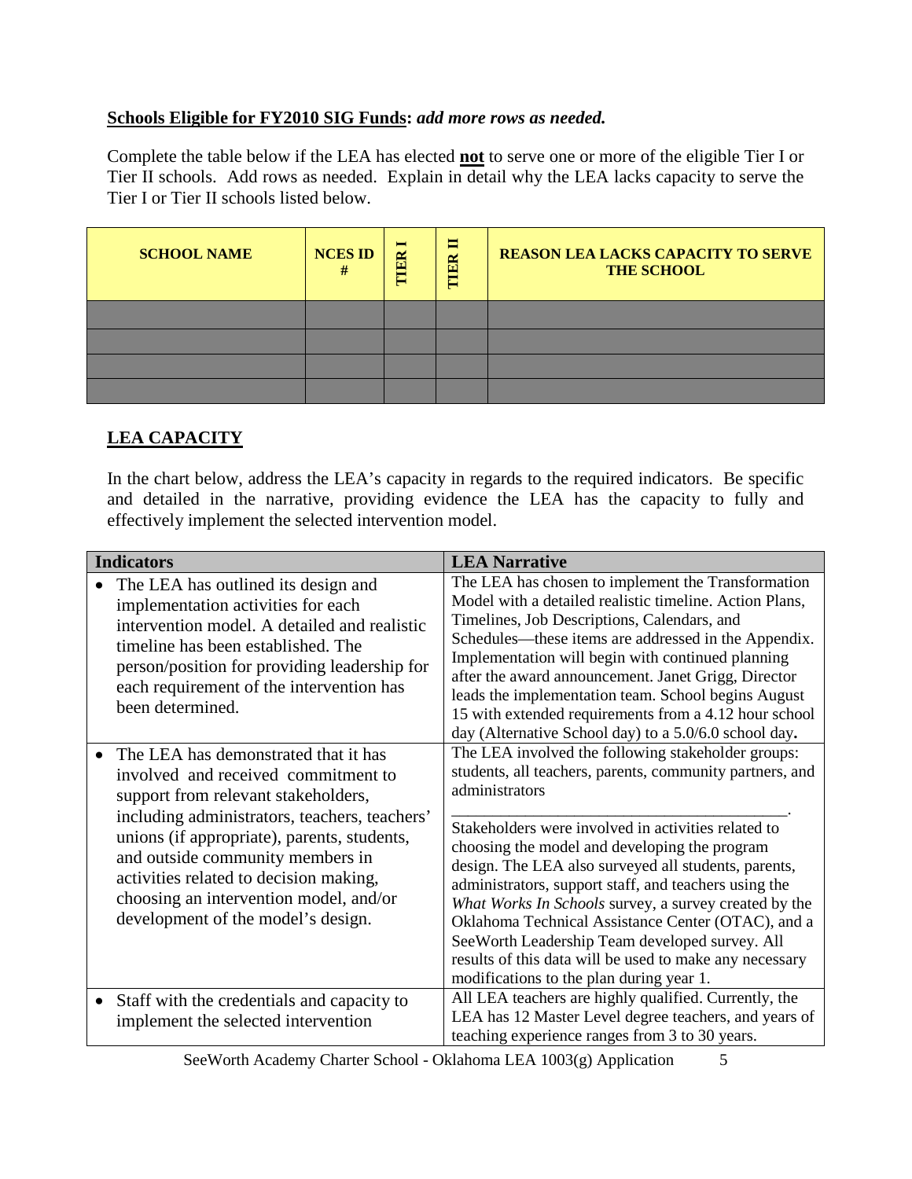**<u>Schools Eligible for FY2010 SIG Funds</u>:** ***add more rows as needed.***

Complete the table below if the LEA has elected **<u>not</u>** to serve one or more of the eligible Tier I or Tier II schools. Add rows as needed. Explain in detail why the LEA lacks capacity to serve the Tier I or Tier II schools listed below.

| SCHOOL NAME | NCES ID # | TIER I | TIER II | REASON LEA LACKS CAPACITY TO SERVE THE SCHOOL |
|---|---|---|---|---|
| | | | | |
| | | | | |
| | | | | |
| | | | | |

## <u>LEA CAPACITY</u>

In the chart below, address the LEA's capacity in regards to the required indicators. Be specific and detailed in the narrative, providing evidence the LEA has the capacity to fully and effectively implement the selected intervention model.

| Indicators | LEA Narrative |
|---|---|
| • The LEA has outlined its design and implementation activities for each intervention model. A detailed and realistic timeline has been established. The person/position for providing leadership for each requirement of the intervention has been determined. | The LEA has chosen to implement the Transformation Model with a detailed realistic timeline. Action Plans, Timelines, Job Descriptions, Calendars, and Schedules—these items are addressed in the Appendix. Implementation will begin with continued planning after the award announcement. Janet Grigg, Director leads the implementation team. School begins August 15 with extended requirements from a 4.12 hour school day (Alternative School day) to a 5.0/6.0 school day**.** |
| • The LEA has demonstrated that it has involved and received commitment to support from relevant stakeholders, including administrators, teachers, teachers' unions (if appropriate), parents, students, and outside community members in activities related to decision making, choosing an intervention model, and/or development of the model's design. | The LEA involved the following stakeholder groups: students, all teachers, parents, community partners, and administrators<br>\_\_\_\_\_\_\_\_\_\_\_\_\_\_\_\_\_\_\_\_\_\_\_\_\_\_\_\_\_\_\_\_\_\_\_\_\_\_\_.<br>Stakeholders were involved in activities related to choosing the model and developing the program design. The LEA also surveyed all students, parents, administrators, support staff, and teachers using the *What Works In Schools* survey, a survey created by the Oklahoma Technical Assistance Center (OTAC), and a SeeWorth Leadership Team developed survey. All results of this data will be used to make any necessary modifications to the plan during year 1. |
| • Staff with the credentials and capacity to implement the selected intervention | All LEA teachers are highly qualified. Currently, the LEA has 12 Master Level degree teachers, and years of teaching experience ranges from 3 to 30 years. |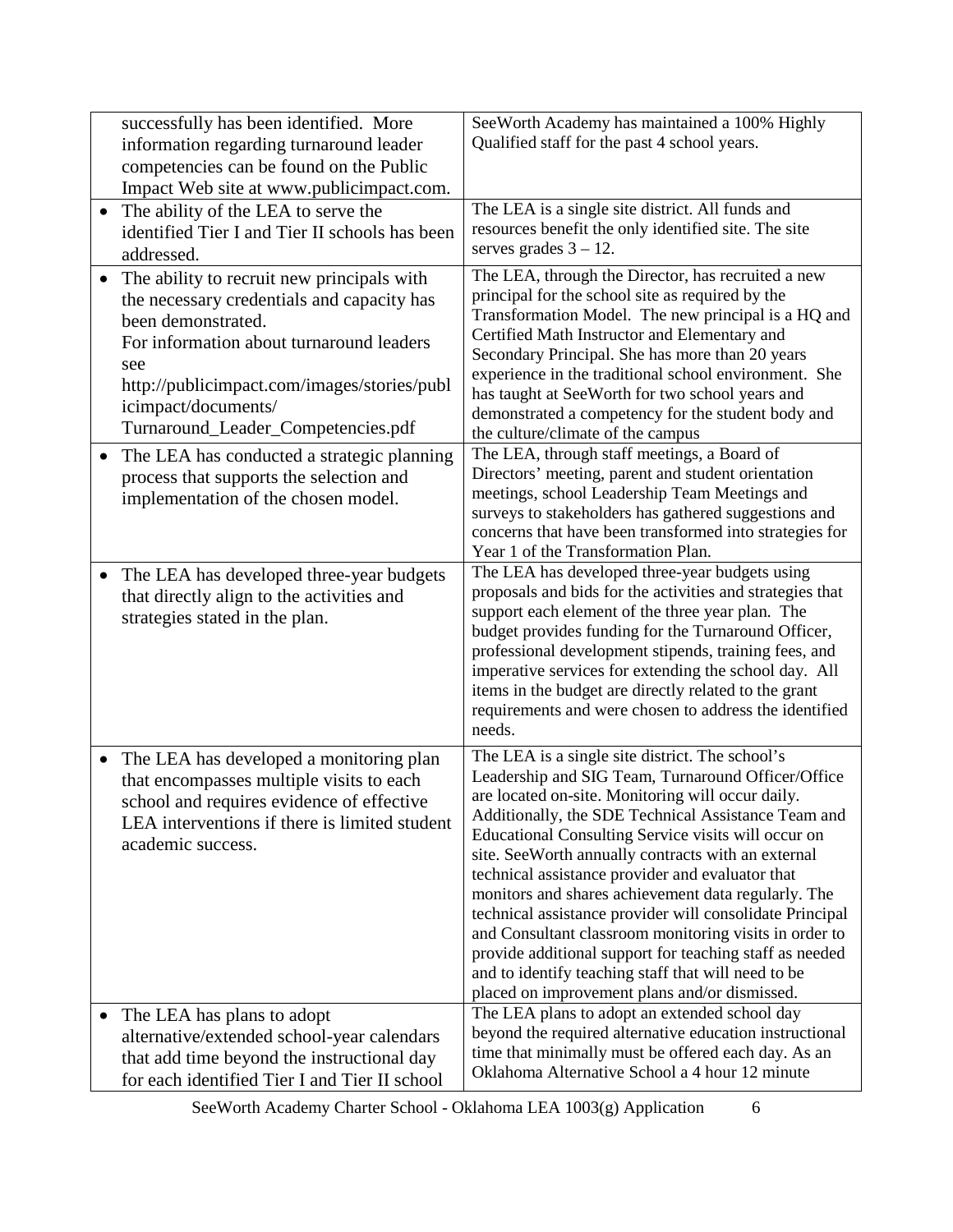| | |
|---|---|
| successfully has been identified. More information regarding turnaround leader competencies can be found on the Public Impact Web site at www.publicimpact.com. | SeeWorth Academy has maintained a 100% Highly Qualified staff for the past 4 school years. |
| • The ability of the LEA to serve the identified Tier I and Tier II schools has been addressed. | The LEA is a single site district. All funds and resources benefit the only identified site. The site serves grades 3 – 12. |
| • The ability to recruit new principals with the necessary credentials and capacity has been demonstrated. For information about turnaround leaders see http://publicimpact.com/images/stories/publicimpact/documents/ Turnaround_Leader_Competencies.pdf | The LEA, through the Director, has recruited a new principal for the school site as required by the Transformation Model. The new principal is a HQ and Certified Math Instructor and Elementary and Secondary Principal. She has more than 20 years experience in the traditional school environment. She has taught at SeeWorth for two school years and demonstrated a competency for the student body and the culture/climate of the campus |
| • The LEA has conducted a strategic planning process that supports the selection and implementation of the chosen model. | The LEA, through staff meetings, a Board of Directors' meeting, parent and student orientation meetings, school Leadership Team Meetings and surveys to stakeholders has gathered suggestions and concerns that have been transformed into strategies for Year 1 of the Transformation Plan. |
| • The LEA has developed three-year budgets that directly align to the activities and strategies stated in the plan. | The LEA has developed three-year budgets using proposals and bids for the activities and strategies that support each element of the three year plan. The budget provides funding for the Turnaround Officer, professional development stipends, training fees, and imperative services for extending the school day. All items in the budget are directly related to the grant requirements and were chosen to address the identified needs. |
| • The LEA has developed a monitoring plan that encompasses multiple visits to each school and requires evidence of effective LEA interventions if there is limited student academic success. | The LEA is a single site district. The school's Leadership and SIG Team, Turnaround Officer/Office are located on-site. Monitoring will occur daily. Additionally, the SDE Technical Assistance Team and Educational Consulting Service visits will occur on site. SeeWorth annually contracts with an external technical assistance provider and evaluator that monitors and shares achievement data regularly. The technical assistance provider will consolidate Principal and Consultant classroom monitoring visits in order to provide additional support for teaching staff as needed and to identify teaching staff that will need to be placed on improvement plans and/or dismissed. |
| • The LEA has plans to adopt alternative/extended school-year calendars that add time beyond the instructional day for each identified Tier I and Tier II school | The LEA plans to adopt an extended school day beyond the required alternative education instructional time that minimally must be offered each day. As an Oklahoma Alternative School a 4 hour 12 minute |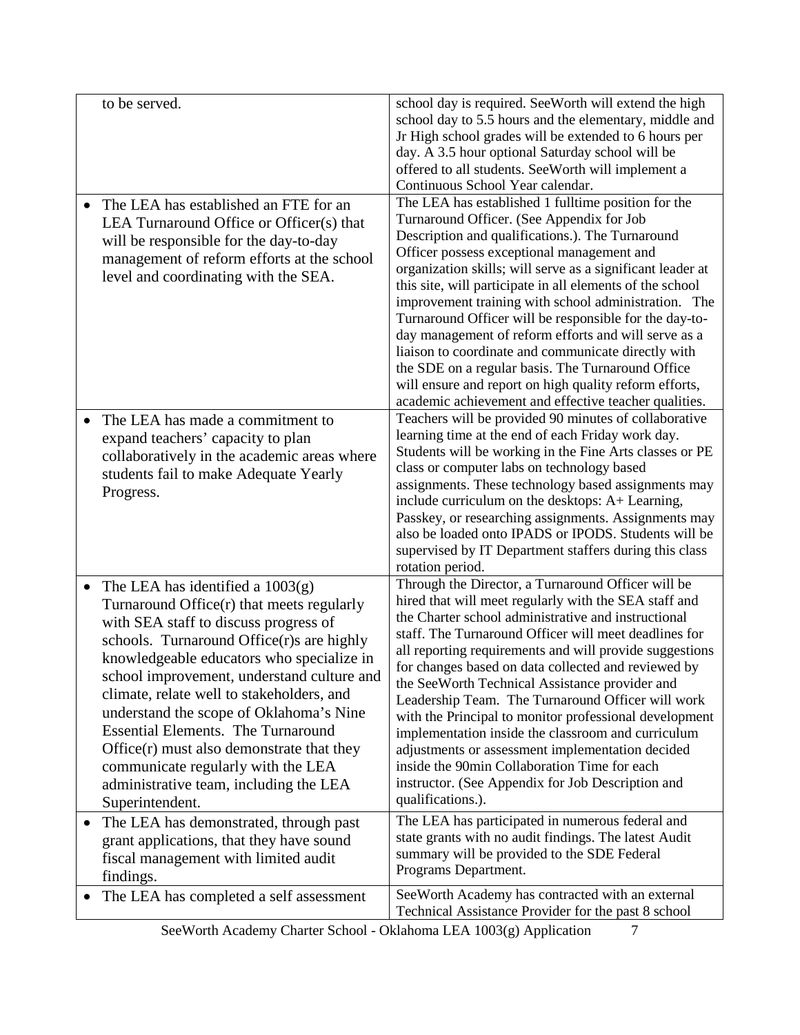| | |
|---|---|
| to be served. | school day is required. SeeWorth will extend the high school day to 5.5 hours and the elementary, middle and Jr High school grades will be extended to 6 hours per day. A 3.5 hour optional Saturday school will be offered to all students. SeeWorth will implement a Continuous School Year calendar. |
| • The LEA has established an FTE for an LEA Turnaround Office or Officer(s) that will be responsible for the day-to-day management of reform efforts at the school level and coordinating with the SEA. | The LEA has established 1 fulltime position for the Turnaround Officer. (See Appendix for Job Description and qualifications.). The Turnaround Officer possess exceptional management and organization skills; will serve as a significant leader at this site, will participate in all elements of the school improvement training with school administration. The Turnaround Officer will be responsible for the day-to-day management of reform efforts and will serve as a liaison to coordinate and communicate directly with the SDE on a regular basis. The Turnaround Office will ensure and report on high quality reform efforts, academic achievement and effective teacher qualities. |
| • The LEA has made a commitment to expand teachers' capacity to plan collaboratively in the academic areas where students fail to make Adequate Yearly Progress. | Teachers will be provided 90 minutes of collaborative learning time at the end of each Friday work day. Students will be working in the Fine Arts classes or PE class or computer labs on technology based assignments. These technology based assignments may include curriculum on the desktops: A+ Learning, Passkey, or researching assignments. Assignments may also be loaded onto IPADS or IPODS. Students will be supervised by IT Department staffers during this class rotation period. |
| • The LEA has identified a 1003(g) Turnaround Office(r) that meets regularly with SEA staff to discuss progress of schools. Turnaround Office(r)s are highly knowledgeable educators who specialize in school improvement, understand culture and climate, relate well to stakeholders, and understand the scope of Oklahoma's Nine Essential Elements. The Turnaround Office(r) must also demonstrate that they communicate regularly with the LEA administrative team, including the LEA Superintendent. | Through the Director, a Turnaround Officer will be hired that will meet regularly with the SEA staff and the Charter school administrative and instructional staff. The Turnaround Officer will meet deadlines for all reporting requirements and will provide suggestions for changes based on data collected and reviewed by the SeeWorth Technical Assistance provider and Leadership Team. The Turnaround Officer will work with the Principal to monitor professional development implementation inside the classroom and curriculum adjustments or assessment implementation decided inside the 90min Collaboration Time for each instructor. (See Appendix for Job Description and qualifications.). |
| • The LEA has demonstrated, through past grant applications, that they have sound fiscal management with limited audit findings. | The LEA has participated in numerous federal and state grants with no audit findings. The latest Audit summary will be provided to the SDE Federal Programs Department. |
| • The LEA has completed a self assessment | SeeWorth Academy has contracted with an external Technical Assistance Provider for the past 8 school |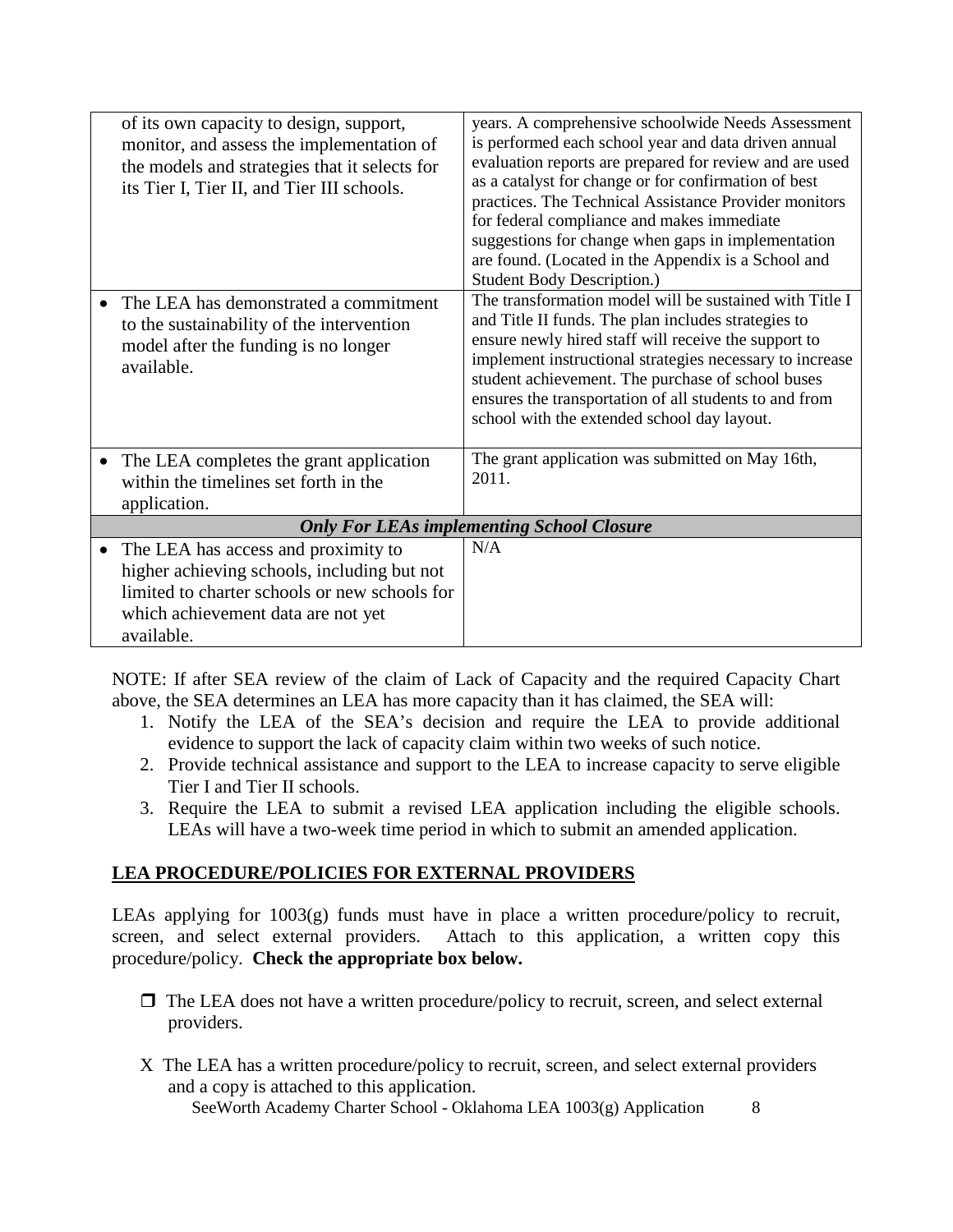| | |
|---|---|
| of its own capacity to design, support, monitor, and assess the implementation of the models and strategies that it selects for its Tier I, Tier II, and Tier III schools. | years. A comprehensive schoolwide Needs Assessment is performed each school year and data driven annual evaluation reports are prepared for review and are used as a catalyst for change or for confirmation of best practices. The Technical Assistance Provider monitors for federal compliance and makes immediate suggestions for change when gaps in implementation are found. (Located in the Appendix is a School and Student Body Description.) |
| • The LEA has demonstrated a commitment to the sustainability of the intervention model after the funding is no longer available. | The transformation model will be sustained with Title I and Title II funds. The plan includes strategies to ensure newly hired staff will receive the support to implement instructional strategies necessary to increase student achievement. The purchase of school buses ensures the transportation of all students to and from school with the extended school day layout. |
| • The LEA completes the grant application within the timelines set forth in the application. | The grant application was submitted on May 16th, 2011. |
| ***Only For LEAs implementing School Closure*** | |
| • The LEA has access and proximity to higher achieving schools, including but not limited to charter schools or new schools for which achievement data are not yet available. | N/A |

NOTE: If after SEA review of the claim of Lack of Capacity and the required Capacity Chart above, the SEA determines an LEA has more capacity than it has claimed, the SEA will:

1. Notify the LEA of the SEA's decision and require the LEA to provide additional evidence to support the lack of capacity claim within two weeks of such notice.
2. Provide technical assistance and support to the LEA to increase capacity to serve eligible Tier I and Tier II schools.
3. Require the LEA to submit a revised LEA application including the eligible schools. LEAs will have a two-week time period in which to submit an amended application.

**LEA PROCEDURE/POLICIES FOR EXTERNAL PROVIDERS**

LEAs applying for 1003(g) funds must have in place a written procedure/policy to recruit, screen, and select external providers. Attach to this application, a written copy this procedure/policy. **Check the appropriate box below.**

❒ The LEA does not have a written procedure/policy to recruit, screen, and select external providers.

X The LEA has a written procedure/policy to recruit, screen, and select external providers and a copy is attached to this application.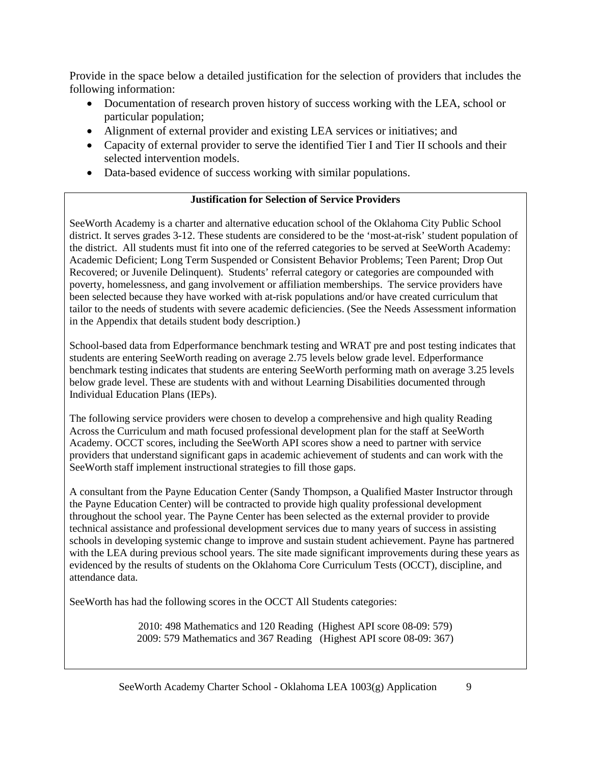Provide in the space below a detailed justification for the selection of providers that includes the following information:

- Documentation of research proven history of success working with the LEA, school or particular population;
- Alignment of external provider and existing LEA services or initiatives; and
- Capacity of external provider to serve the identified Tier I and Tier II schools and their selected intervention models.
- Data-based evidence of success working with similar populations.

**Justification for Selection of Service Providers**

SeeWorth Academy is a charter and alternative education school of the Oklahoma City Public School district. It serves grades 3-12. These students are considered to be the 'most-at-risk' student population of the district. All students must fit into one of the referred categories to be served at SeeWorth Academy: Academic Deficient; Long Term Suspended or Consistent Behavior Problems; Teen Parent; Drop Out Recovered; or Juvenile Delinquent). Students' referral category or categories are compounded with poverty, homelessness, and gang involvement or affiliation memberships. The service providers have been selected because they have worked with at-risk populations and/or have created curriculum that tailor to the needs of students with severe academic deficiencies. (See the Needs Assessment information in the Appendix that details student body description.)

School-based data from Edperformance benchmark testing and WRAT pre and post testing indicates that students are entering SeeWorth reading on average 2.75 levels below grade level. Edperformance benchmark testing indicates that students are entering SeeWorth performing math on average 3.25 levels below grade level. These are students with and without Learning Disabilities documented through Individual Education Plans (IEPs).

The following service providers were chosen to develop a comprehensive and high quality Reading Across the Curriculum and math focused professional development plan for the staff at SeeWorth Academy. OCCT scores, including the SeeWorth API scores show a need to partner with service providers that understand significant gaps in academic achievement of students and can work with the SeeWorth staff implement instructional strategies to fill those gaps.

A consultant from the Payne Education Center (Sandy Thompson, a Qualified Master Instructor through the Payne Education Center) will be contracted to provide high quality professional development throughout the school year. The Payne Center has been selected as the external provider to provide technical assistance and professional development services due to many years of success in assisting schools in developing systemic change to improve and sustain student achievement. Payne has partnered with the LEA during previous school years. The site made significant improvements during these years as evidenced by the results of students on the Oklahoma Core Curriculum Tests (OCCT), discipline, and attendance data.

SeeWorth has had the following scores in the OCCT All Students categories:

2010: 498 Mathematics and 120 Reading (Highest API score 08-09: 579)
2009: 579 Mathematics and 367 Reading (Highest API score 08-09: 367)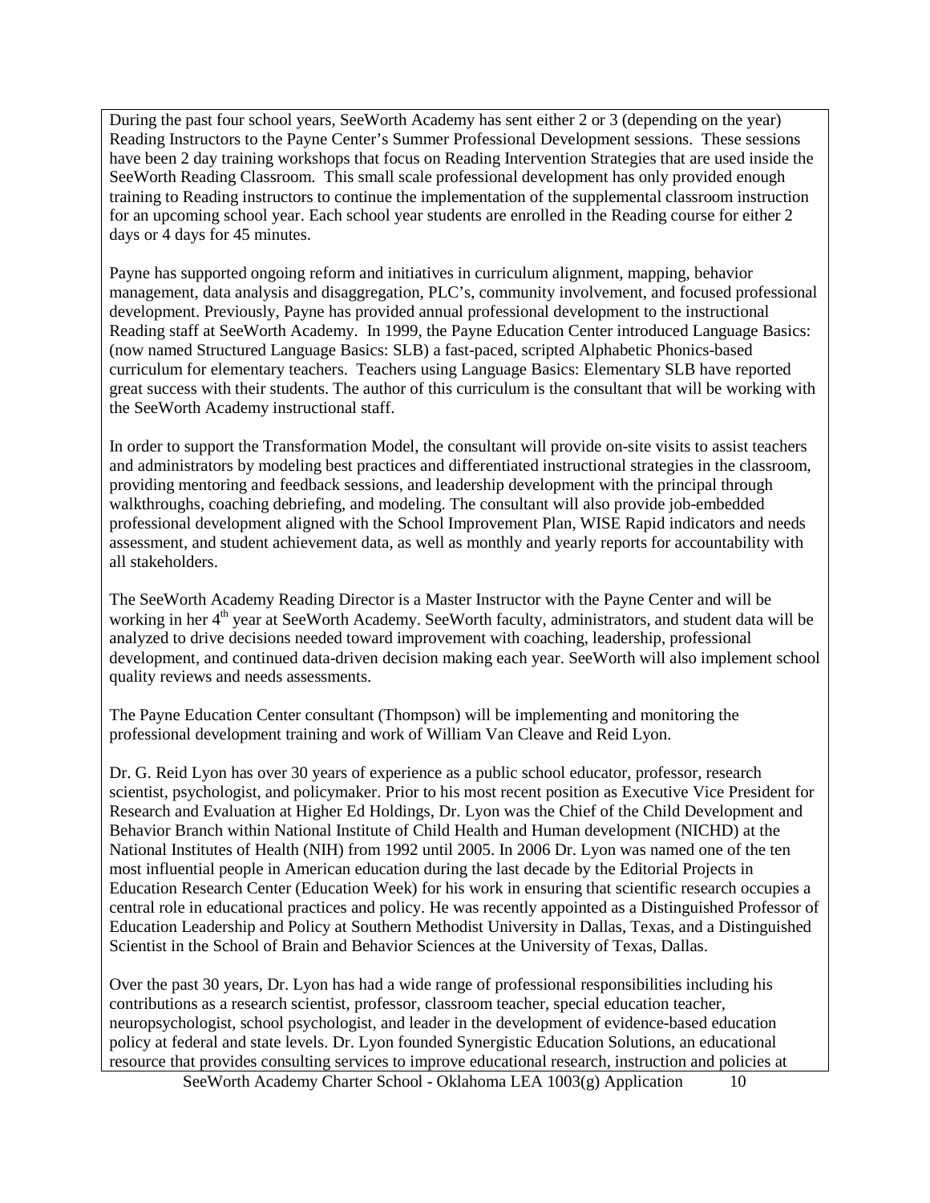During the past four school years, SeeWorth Academy has sent either 2 or 3 (depending on the year) Reading Instructors to the Payne Center's Summer Professional Development sessions. These sessions have been 2 day training workshops that focus on Reading Intervention Strategies that are used inside the SeeWorth Reading Classroom. This small scale professional development has only provided enough training to Reading instructors to continue the implementation of the supplemental classroom instruction for an upcoming school year. Each school year students are enrolled in the Reading course for either 2 days or 4 days for 45 minutes.

Payne has supported ongoing reform and initiatives in curriculum alignment, mapping, behavior management, data analysis and disaggregation, PLC's, community involvement, and focused professional development. Previously, Payne has provided annual professional development to the instructional Reading staff at SeeWorth Academy. In 1999, the Payne Education Center introduced Language Basics: (now named Structured Language Basics: SLB) a fast-paced, scripted Alphabetic Phonics-based curriculum for elementary teachers. Teachers using Language Basics: Elementary SLB have reported great success with their students. The author of this curriculum is the consultant that will be working with the SeeWorth Academy instructional staff.

In order to support the Transformation Model, the consultant will provide on-site visits to assist teachers and administrators by modeling best practices and differentiated instructional strategies in the classroom, providing mentoring and feedback sessions, and leadership development with the principal through walkthroughs, coaching debriefing, and modeling. The consultant will also provide job-embedded professional development aligned with the School Improvement Plan, WISE Rapid indicators and needs assessment, and student achievement data, as well as monthly and yearly reports for accountability with all stakeholders.

The SeeWorth Academy Reading Director is a Master Instructor with the Payne Center and will be working in her 4th year at SeeWorth Academy. SeeWorth faculty, administrators, and student data will be analyzed to drive decisions needed toward improvement with coaching, leadership, professional development, and continued data-driven decision making each year. SeeWorth will also implement school quality reviews and needs assessments.

The Payne Education Center consultant (Thompson) will be implementing and monitoring the professional development training and work of William Van Cleave and Reid Lyon.

Dr. G. Reid Lyon has over 30 years of experience as a public school educator, professor, research scientist, psychologist, and policymaker. Prior to his most recent position as Executive Vice President for Research and Evaluation at Higher Ed Holdings, Dr. Lyon was the Chief of the Child Development and Behavior Branch within National Institute of Child Health and Human development (NICHD) at the National Institutes of Health (NIH) from 1992 until 2005. In 2006 Dr. Lyon was named one of the ten most influential people in American education during the last decade by the Editorial Projects in Education Research Center (Education Week) for his work in ensuring that scientific research occupies a central role in educational practices and policy. He was recently appointed as a Distinguished Professor of Education Leadership and Policy at Southern Methodist University in Dallas, Texas, and a Distinguished Scientist in the School of Brain and Behavior Sciences at the University of Texas, Dallas.

Over the past 30 years, Dr. Lyon has had a wide range of professional responsibilities including his contributions as a research scientist, professor, classroom teacher, special education teacher, neuropsychologist, school psychologist, and leader in the development of evidence-based education policy at federal and state levels. Dr. Lyon founded Synergistic Education Solutions, an educational resource that provides consulting services to improve educational research, instruction and policies at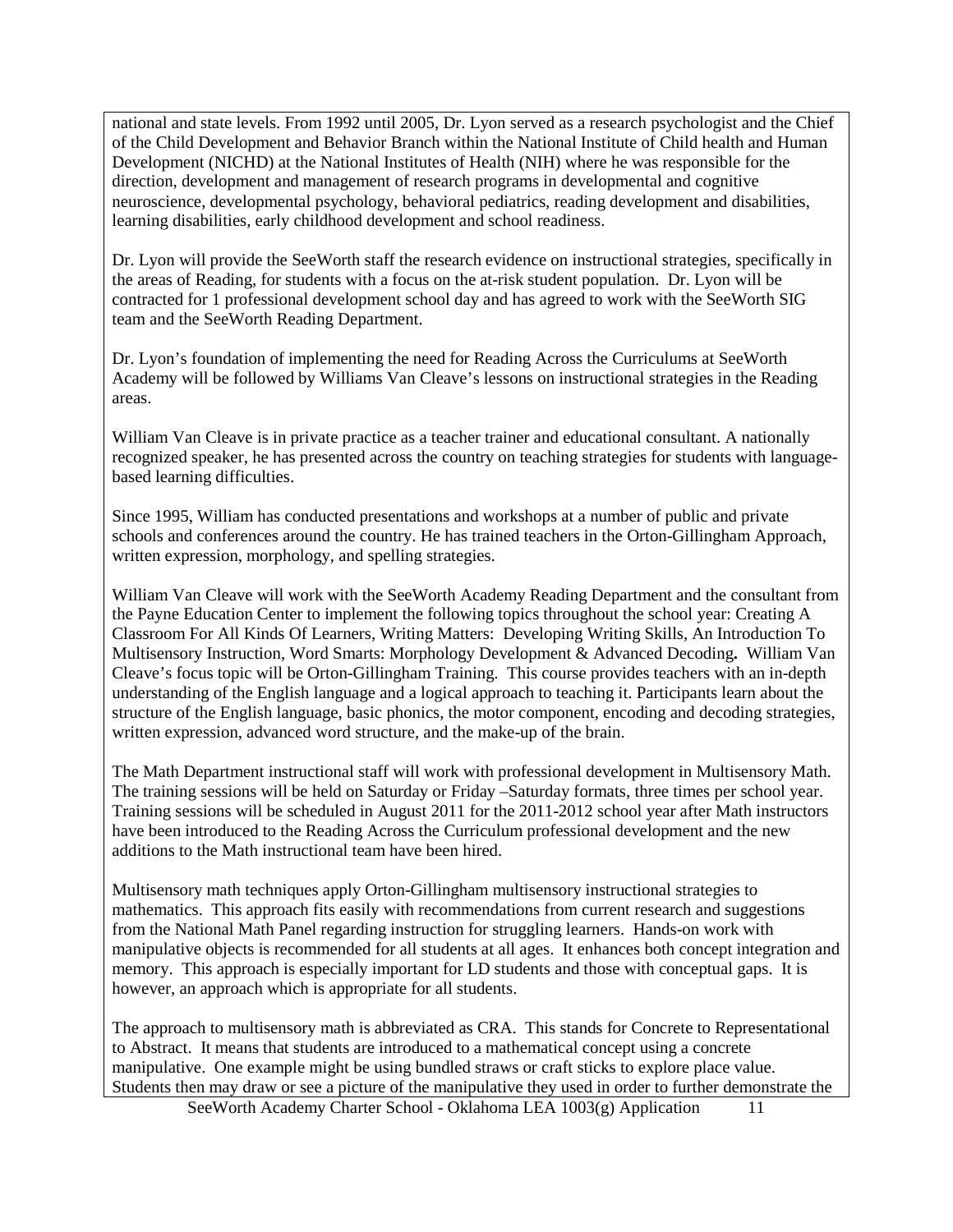national and state levels. From 1992 until 2005, Dr. Lyon served as a research psychologist and the Chief of the Child Development and Behavior Branch within the National Institute of Child health and Human Development (NICHD) at the National Institutes of Health (NIH) where he was responsible for the direction, development and management of research programs in developmental and cognitive neuroscience, developmental psychology, behavioral pediatrics, reading development and disabilities, learning disabilities, early childhood development and school readiness.

Dr. Lyon will provide the SeeWorth staff the research evidence on instructional strategies, specifically in the areas of Reading, for students with a focus on the at-risk student population. Dr. Lyon will be contracted for 1 professional development school day and has agreed to work with the SeeWorth SIG team and the SeeWorth Reading Department.

Dr. Lyon's foundation of implementing the need for Reading Across the Curriculums at SeeWorth Academy will be followed by Williams Van Cleave's lessons on instructional strategies in the Reading areas.

William Van Cleave is in private practice as a teacher trainer and educational consultant. A nationally recognized speaker, he has presented across the country on teaching strategies for students with language-based learning difficulties.

Since 1995, William has conducted presentations and workshops at a number of public and private schools and conferences around the country. He has trained teachers in the Orton-Gillingham Approach, written expression, morphology, and spelling strategies.

William Van Cleave will work with the SeeWorth Academy Reading Department and the consultant from the Payne Education Center to implement the following topics throughout the school year: Creating A Classroom For All Kinds Of Learners, Writing Matters: Developing Writing Skills, An Introduction To Multisensory Instruction, Word Smarts: Morphology Development & Advanced Decoding**.** William Van Cleave's focus topic will be Orton-Gillingham Training. This course provides teachers with an in-depth understanding of the English language and a logical approach to teaching it. Participants learn about the structure of the English language, basic phonics, the motor component, encoding and decoding strategies, written expression, advanced word structure, and the make-up of the brain.

The Math Department instructional staff will work with professional development in Multisensory Math. The training sessions will be held on Saturday or Friday –Saturday formats, three times per school year. Training sessions will be scheduled in August 2011 for the 2011-2012 school year after Math instructors have been introduced to the Reading Across the Curriculum professional development and the new additions to the Math instructional team have been hired.

Multisensory math techniques apply Orton-Gillingham multisensory instructional strategies to mathematics. This approach fits easily with recommendations from current research and suggestions from the National Math Panel regarding instruction for struggling learners. Hands-on work with manipulative objects is recommended for all students at all ages. It enhances both concept integration and memory. This approach is especially important for LD students and those with conceptual gaps. It is however, an approach which is appropriate for all students.

The approach to multisensory math is abbreviated as CRA. This stands for Concrete to Representational to Abstract. It means that students are introduced to a mathematical concept using a concrete manipulative. One example might be using bundled straws or craft sticks to explore place value. Students then may draw or see a picture of the manipulative they used in order to further demonstrate the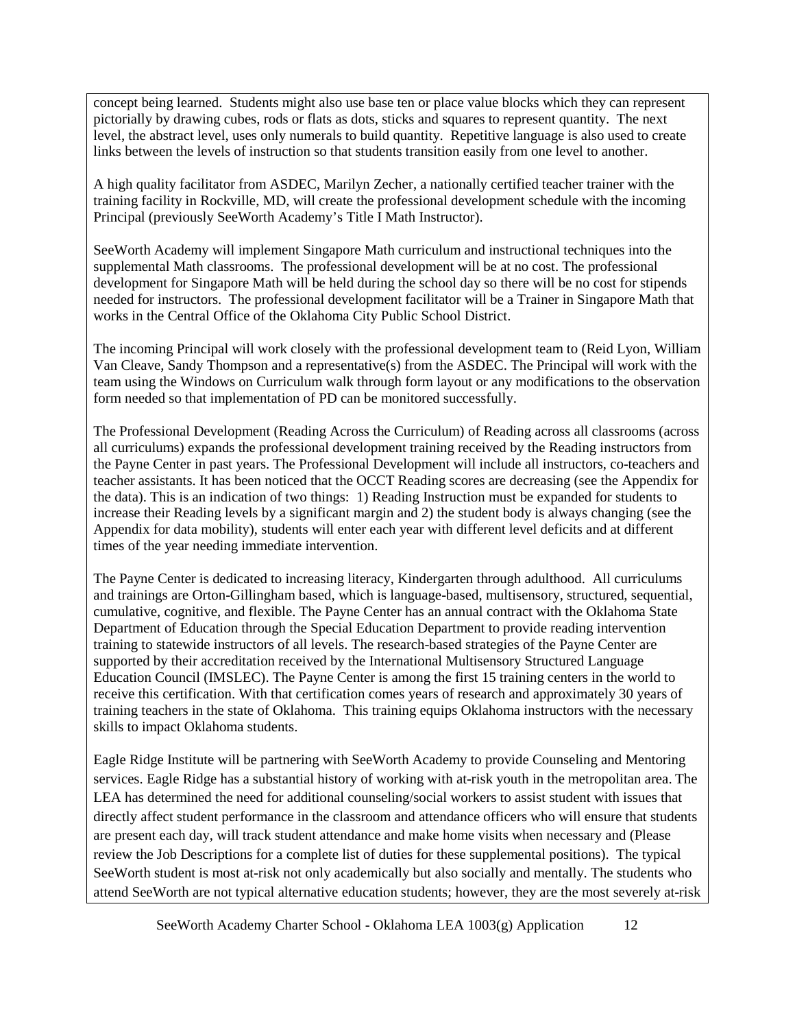concept being learned. Students might also use base ten or place value blocks which they can represent pictorially by drawing cubes, rods or flats as dots, sticks and squares to represent quantity. The next level, the abstract level, uses only numerals to build quantity. Repetitive language is also used to create links between the levels of instruction so that students transition easily from one level to another.

A high quality facilitator from ASDEC, Marilyn Zecher, a nationally certified teacher trainer with the training facility in Rockville, MD, will create the professional development schedule with the incoming Principal (previously SeeWorth Academy's Title I Math Instructor).

SeeWorth Academy will implement Singapore Math curriculum and instructional techniques into the supplemental Math classrooms. The professional development will be at no cost. The professional development for Singapore Math will be held during the school day so there will be no cost for stipends needed for instructors. The professional development facilitator will be a Trainer in Singapore Math that works in the Central Office of the Oklahoma City Public School District.

The incoming Principal will work closely with the professional development team to (Reid Lyon, William Van Cleave, Sandy Thompson and a representative(s) from the ASDEC. The Principal will work with the team using the Windows on Curriculum walk through form layout or any modifications to the observation form needed so that implementation of PD can be monitored successfully.

The Professional Development (Reading Across the Curriculum) of Reading across all classrooms (across all curriculums) expands the professional development training received by the Reading instructors from the Payne Center in past years. The Professional Development will include all instructors, co-teachers and teacher assistants. It has been noticed that the OCCT Reading scores are decreasing (see the Appendix for the data). This is an indication of two things: 1) Reading Instruction must be expanded for students to increase their Reading levels by a significant margin and 2) the student body is always changing (see the Appendix for data mobility), students will enter each year with different level deficits and at different times of the year needing immediate intervention.

The Payne Center is dedicated to increasing literacy, Kindergarten through adulthood. All curriculums and trainings are Orton-Gillingham based, which is language-based, multisensory, structured, sequential, cumulative, cognitive, and flexible. The Payne Center has an annual contract with the Oklahoma State Department of Education through the Special Education Department to provide reading intervention training to statewide instructors of all levels. The research-based strategies of the Payne Center are supported by their accreditation received by the International Multisensory Structured Language Education Council (IMSLEC). The Payne Center is among the first 15 training centers in the world to receive this certification. With that certification comes years of research and approximately 30 years of training teachers in the state of Oklahoma. This training equips Oklahoma instructors with the necessary skills to impact Oklahoma students.

Eagle Ridge Institute will be partnering with SeeWorth Academy to provide Counseling and Mentoring services. Eagle Ridge has a substantial history of working with at-risk youth in the metropolitan area. The LEA has determined the need for additional counseling/social workers to assist student with issues that directly affect student performance in the classroom and attendance officers who will ensure that students are present each day, will track student attendance and make home visits when necessary and (Please review the Job Descriptions for a complete list of duties for these supplemental positions). The typical SeeWorth student is most at-risk not only academically but also socially and mentally. The students who attend SeeWorth are not typical alternative education students; however, they are the most severely at-risk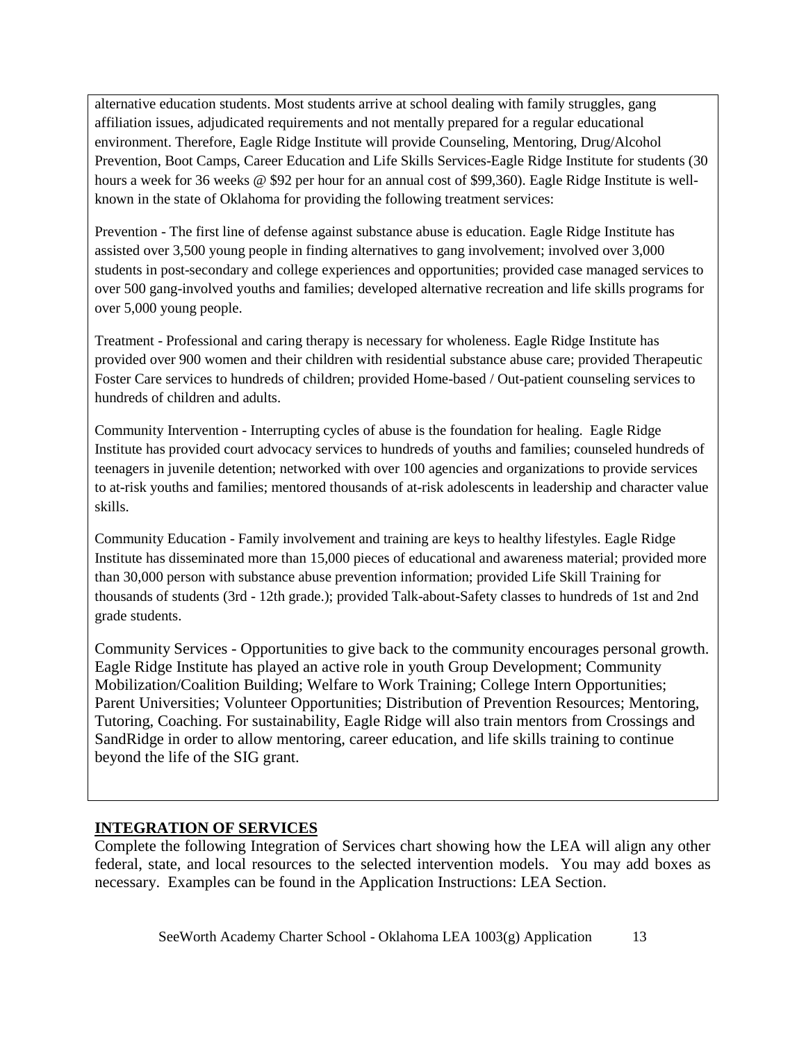alternative education students. Most students arrive at school dealing with family struggles, gang affiliation issues, adjudicated requirements and not mentally prepared for a regular educational environment. Therefore, Eagle Ridge Institute will provide Counseling, Mentoring, Drug/Alcohol Prevention, Boot Camps, Career Education and Life Skills Services-Eagle Ridge Institute for students (30 hours a week for 36 weeks @ $92 per hour for an annual cost of $99,360). Eagle Ridge Institute is well-known in the state of Oklahoma for providing the following treatment services:

Prevention - The first line of defense against substance abuse is education. Eagle Ridge Institute has assisted over 3,500 young people in finding alternatives to gang involvement; involved over 3,000 students in post-secondary and college experiences and opportunities; provided case managed services to over 500 gang-involved youths and families; developed alternative recreation and life skills programs for over 5,000 young people.

Treatment - Professional and caring therapy is necessary for wholeness. Eagle Ridge Institute has provided over 900 women and their children with residential substance abuse care; provided Therapeutic Foster Care services to hundreds of children; provided Home-based / Out-patient counseling services to hundreds of children and adults.

Community Intervention - Interrupting cycles of abuse is the foundation for healing. Eagle Ridge Institute has provided court advocacy services to hundreds of youths and families; counseled hundreds of teenagers in juvenile detention; networked with over 100 agencies and organizations to provide services to at-risk youths and families; mentored thousands of at-risk adolescents in leadership and character value skills.

Community Education - Family involvement and training are keys to healthy lifestyles. Eagle Ridge Institute has disseminated more than 15,000 pieces of educational and awareness material; provided more than 30,000 person with substance abuse prevention information; provided Life Skill Training for thousands of students (3rd - 12th grade.); provided Talk-about-Safety classes to hundreds of 1st and 2nd grade students.

Community Services - Opportunities to give back to the community encourages personal growth. Eagle Ridge Institute has played an active role in youth Group Development; Community Mobilization/Coalition Building; Welfare to Work Training; College Intern Opportunities; Parent Universities; Volunteer Opportunities; Distribution of Prevention Resources; Mentoring, Tutoring, Coaching. For sustainability, Eagle Ridge will also train mentors from Crossings and SandRidge in order to allow mentoring, career education, and life skills training to continue beyond the life of the SIG grant.

**INTEGRATION OF SERVICES**

Complete the following Integration of Services chart showing how the LEA will align any other federal, state, and local resources to the selected intervention models. You may add boxes as necessary. Examples can be found in the Application Instructions: LEA Section.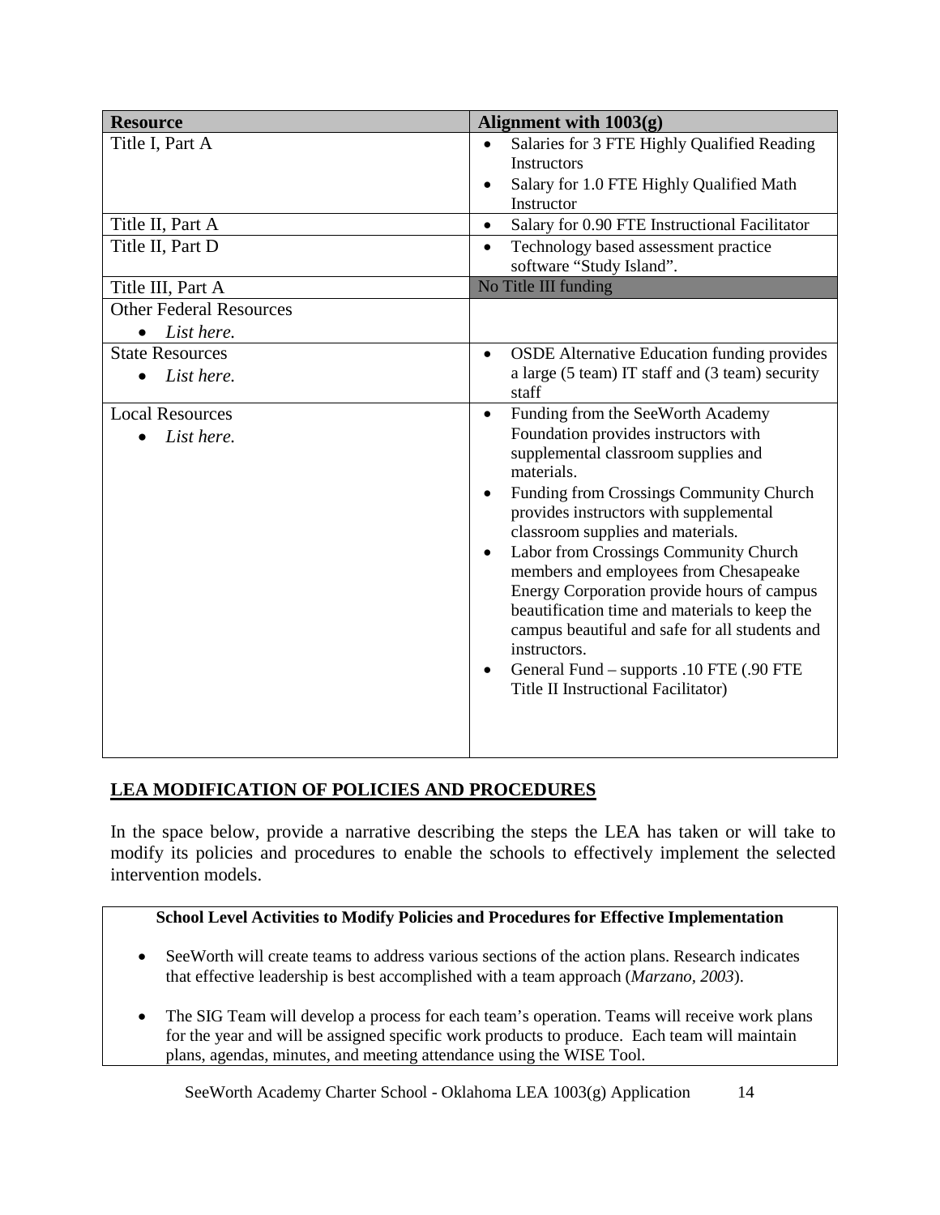| Resource | Alignment with 1003(g) |
| --- | --- |
| Title I, Part A | • Salaries for 3 FTE Highly Qualified Reading Instructors<br>• Salary for 1.0 FTE Highly Qualified Math Instructor |
| Title II, Part A | • Salary for 0.90 FTE Instructional Facilitator |
| Title II, Part D | • Technology based assessment practice software "Study Island". |
| Title III, Part A | No Title III funding |
| Other Federal Resources<br>• *List here.* | |
| State Resources<br>• *List here.* | • OSDE Alternative Education funding provides a large (5 team) IT staff and (3 team) security staff |
| Local Resources<br>• *List here.* | • Funding from the SeeWorth Academy Foundation provides instructors with supplemental classroom supplies and materials.<br>• Funding from Crossings Community Church provides instructors with supplemental classroom supplies and materials.<br>• Labor from Crossings Community Church members and employees from Chesapeake Energy Corporation provide hours of campus beautification time and materials to keep the campus beautiful and safe for all students and instructors.<br>• General Fund – supports .10 FTE (.90 FTE Title II Instructional Facilitator) |

## LEA MODIFICATION OF POLICIES AND PROCEDURES

In the space below, provide a narrative describing the steps the LEA has taken or will take to modify its policies and procedures to enable the schools to effectively implement the selected intervention models.

**School Level Activities to Modify Policies and Procedures for Effective Implementation**

- SeeWorth will create teams to address various sections of the action plans. Research indicates that effective leadership is best accomplished with a team approach (*Marzano, 2003*).
- The SIG Team will develop a process for each team's operation. Teams will receive work plans for the year and will be assigned specific work products to produce. Each team will maintain plans, agendas, minutes, and meeting attendance using the WISE Tool.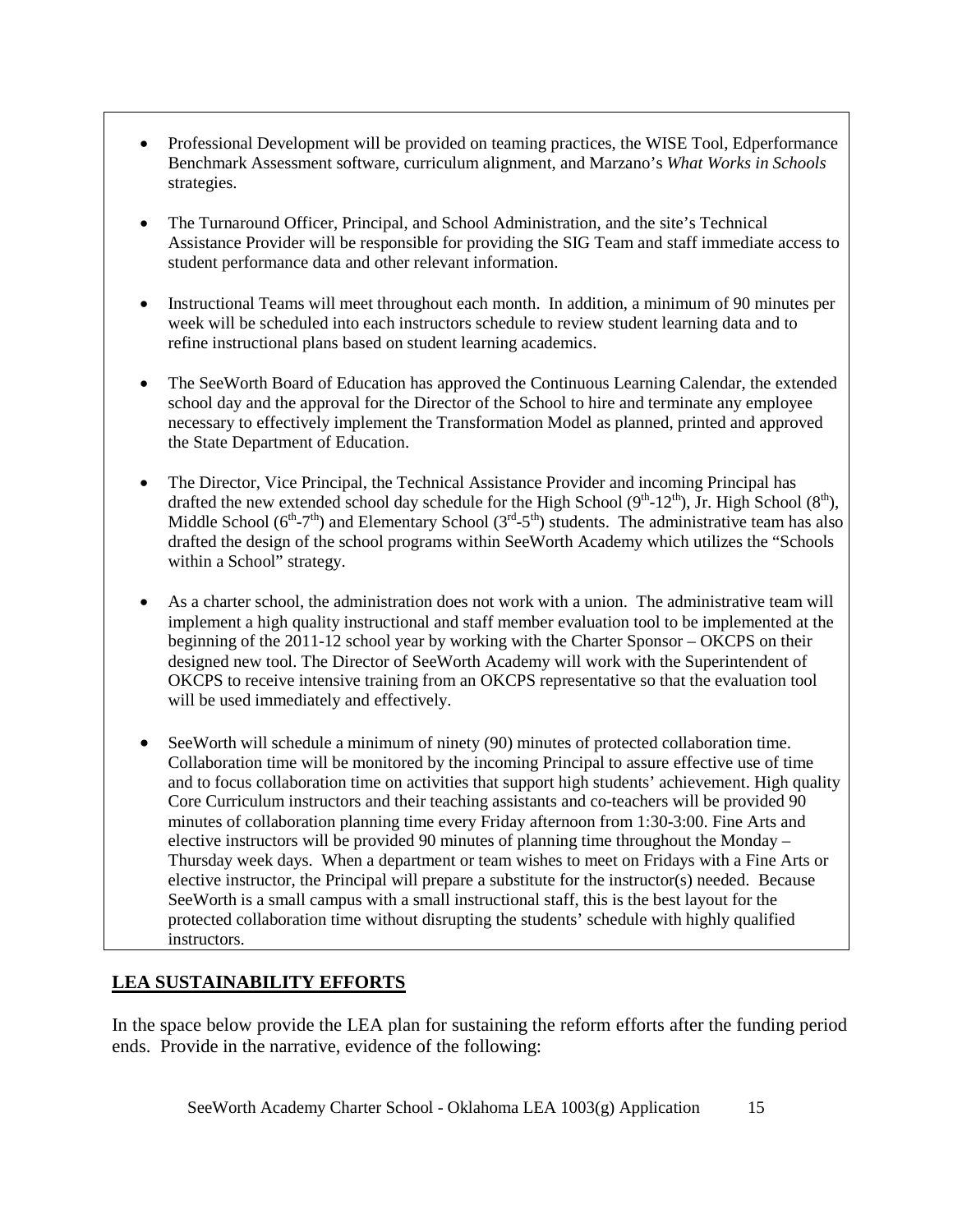- Professional Development will be provided on teaming practices, the WISE Tool, Edperformance Benchmark Assessment software, curriculum alignment, and Marzano's *What Works in Schools* strategies.

- The Turnaround Officer, Principal, and School Administration, and the site's Technical Assistance Provider will be responsible for providing the SIG Team and staff immediate access to student performance data and other relevant information.

- Instructional Teams will meet throughout each month. In addition, a minimum of 90 minutes per week will be scheduled into each instructors schedule to review student learning data and to refine instructional plans based on student learning academics.

- The SeeWorth Board of Education has approved the Continuous Learning Calendar, the extended school day and the approval for the Director of the School to hire and terminate any employee necessary to effectively implement the Transformation Model as planned, printed and approved the State Department of Education.

- The Director, Vice Principal, the Technical Assistance Provider and incoming Principal has drafted the new extended school day schedule for the High School (9th-12th), Jr. High School (8th), Middle School (6th-7th) and Elementary School (3rd-5th) students. The administrative team has also drafted the design of the school programs within SeeWorth Academy which utilizes the "Schools within a School" strategy.

- As a charter school, the administration does not work with a union. The administrative team will implement a high quality instructional and staff member evaluation tool to be implemented at the beginning of the 2011-12 school year by working with the Charter Sponsor – OKCPS on their designed new tool. The Director of SeeWorth Academy will work with the Superintendent of OKCPS to receive intensive training from an OKCPS representative so that the evaluation tool will be used immediately and effectively.

- SeeWorth will schedule a minimum of ninety (90) minutes of protected collaboration time. Collaboration time will be monitored by the incoming Principal to assure effective use of time and to focus collaboration time on activities that support high students' achievement. High quality Core Curriculum instructors and their teaching assistants and co-teachers will be provided 90 minutes of collaboration planning time every Friday afternoon from 1:30-3:00. Fine Arts and elective instructors will be provided 90 minutes of planning time throughout the Monday – Thursday week days. When a department or team wishes to meet on Fridays with a Fine Arts or elective instructor, the Principal will prepare a substitute for the instructor(s) needed. Because SeeWorth is a small campus with a small instructional staff, this is the best layout for the protected collaboration time without disrupting the students' schedule with highly qualified instructors.

## LEA SUSTAINABILITY EFFORTS

In the space below provide the LEA plan for sustaining the reform efforts after the funding period ends. Provide in the narrative, evidence of the following: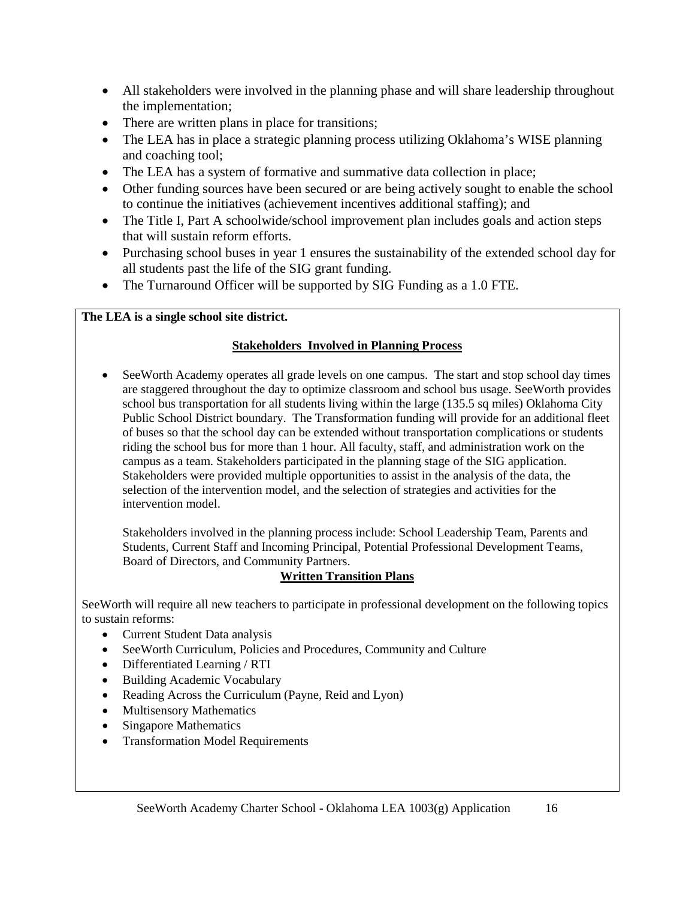- All stakeholders were involved in the planning phase and will share leadership throughout the implementation;
- There are written plans in place for transitions;
- The LEA has in place a strategic planning process utilizing Oklahoma's WISE planning and coaching tool;
- The LEA has a system of formative and summative data collection in place;
- Other funding sources have been secured or are being actively sought to enable the school to continue the initiatives (achievement incentives additional staffing); and
- The Title I, Part A schoolwide/school improvement plan includes goals and action steps that will sustain reform efforts.
- Purchasing school buses in year 1 ensures the sustainability of the extended school day for all students past the life of the SIG grant funding.
- The Turnaround Officer will be supported by SIG Funding as a 1.0 FTE.

**The LEA is a single school site district.**

**Stakeholders Involved in Planning Process**

- SeeWorth Academy operates all grade levels on one campus. The start and stop school day times are staggered throughout the day to optimize classroom and school bus usage. SeeWorth provides school bus transportation for all students living within the large (135.5 sq miles) Oklahoma City Public School District boundary. The Transformation funding will provide for an additional fleet of buses so that the school day can be extended without transportation complications or students riding the school bus for more than 1 hour. All faculty, staff, and administration work on the campus as a team. Stakeholders participated in the planning stage of the SIG application. Stakeholders were provided multiple opportunities to assist in the analysis of the data, the selection of the intervention model, and the selection of strategies and activities for the intervention model.

  Stakeholders involved in the planning process include: School Leadership Team, Parents and Students, Current Staff and Incoming Principal, Potential Professional Development Teams, Board of Directors, and Community Partners.

**Written Transition Plans**

SeeWorth will require all new teachers to participate in professional development on the following topics to sustain reforms:

- Current Student Data analysis
- SeeWorth Curriculum, Policies and Procedures, Community and Culture
- Differentiated Learning / RTI
- Building Academic Vocabulary
- Reading Across the Curriculum (Payne, Reid and Lyon)
- Multisensory Mathematics
- Singapore Mathematics
- Transformation Model Requirements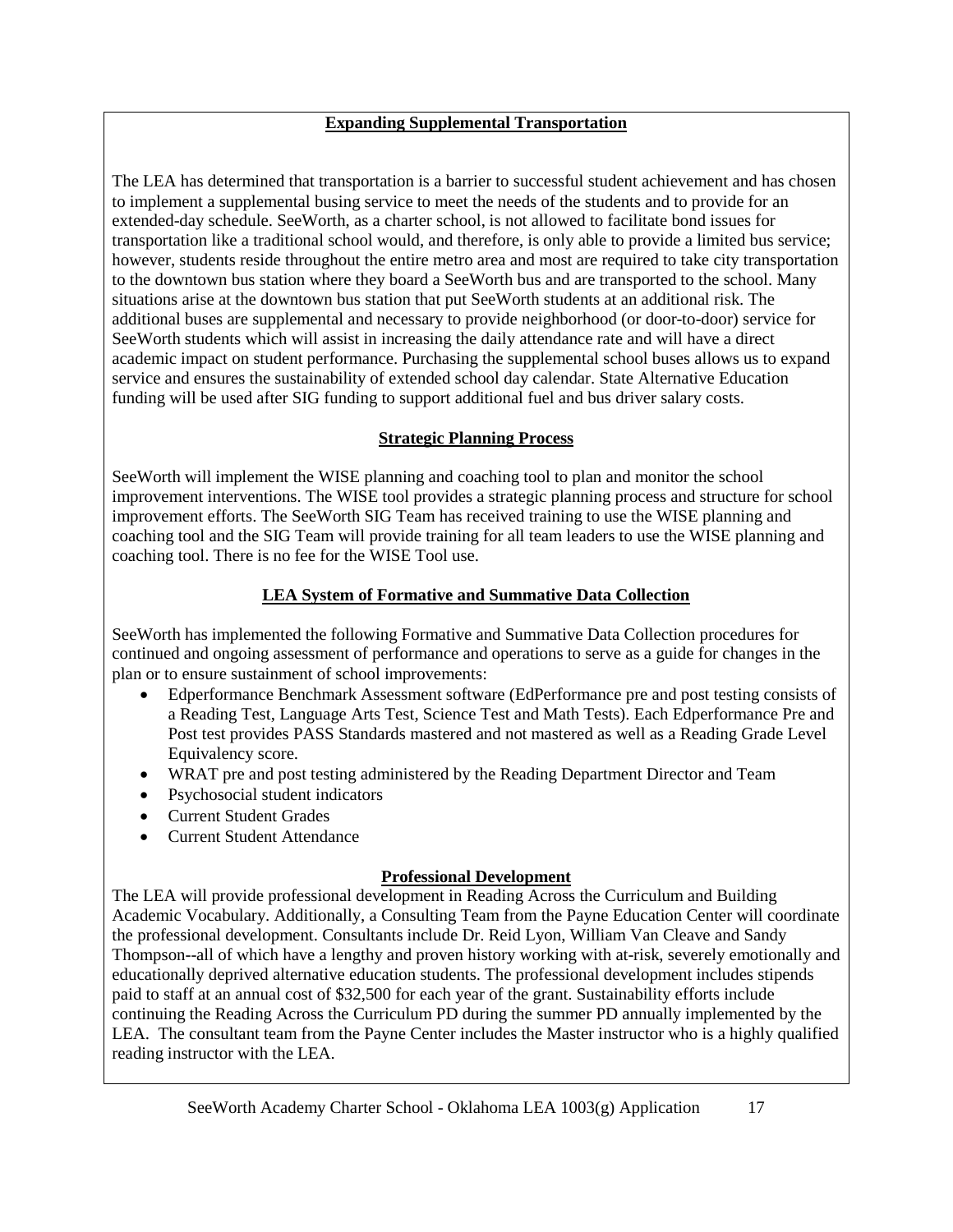**Expanding Supplemental Transportation**

The LEA has determined that transportation is a barrier to successful student achievement and has chosen to implement a supplemental busing service to meet the needs of the students and to provide for an extended-day schedule. SeeWorth, as a charter school, is not allowed to facilitate bond issues for transportation like a traditional school would, and therefore, is only able to provide a limited bus service; however, students reside throughout the entire metro area and most are required to take city transportation to the downtown bus station where they board a SeeWorth bus and are transported to the school. Many situations arise at the downtown bus station that put SeeWorth students at an additional risk. The additional buses are supplemental and necessary to provide neighborhood (or door-to-door) service for SeeWorth students which will assist in increasing the daily attendance rate and will have a direct academic impact on student performance. Purchasing the supplemental school buses allows us to expand service and ensures the sustainability of extended school day calendar. State Alternative Education funding will be used after SIG funding to support additional fuel and bus driver salary costs.

**Strategic Planning Process**

SeeWorth will implement the WISE planning and coaching tool to plan and monitor the school improvement interventions. The WISE tool provides a strategic planning process and structure for school improvement efforts. The SeeWorth SIG Team has received training to use the WISE planning and coaching tool and the SIG Team will provide training for all team leaders to use the WISE planning and coaching tool. There is no fee for the WISE Tool use.

**LEA System of Formative and Summative Data Collection**

SeeWorth has implemented the following Formative and Summative Data Collection procedures for continued and ongoing assessment of performance and operations to serve as a guide for changes in the plan or to ensure sustainment of school improvements:

- Edperformance Benchmark Assessment software (EdPerformance pre and post testing consists of a Reading Test, Language Arts Test, Science Test and Math Tests). Each Edperformance Pre and Post test provides PASS Standards mastered and not mastered as well as a Reading Grade Level Equivalency score.
- WRAT pre and post testing administered by the Reading Department Director and Team
- Psychosocial student indicators
- Current Student Grades
- Current Student Attendance

**Professional Development**

The LEA will provide professional development in Reading Across the Curriculum and Building Academic Vocabulary. Additionally, a Consulting Team from the Payne Education Center will coordinate the professional development. Consultants include Dr. Reid Lyon, William Van Cleave and Sandy Thompson--all of which have a lengthy and proven history working with at-risk, severely emotionally and educationally deprived alternative education students. The professional development includes stipends paid to staff at an annual cost of $32,500 for each year of the grant. Sustainability efforts include continuing the Reading Across the Curriculum PD during the summer PD annually implemented by the LEA. The consultant team from the Payne Center includes the Master instructor who is a highly qualified reading instructor with the LEA.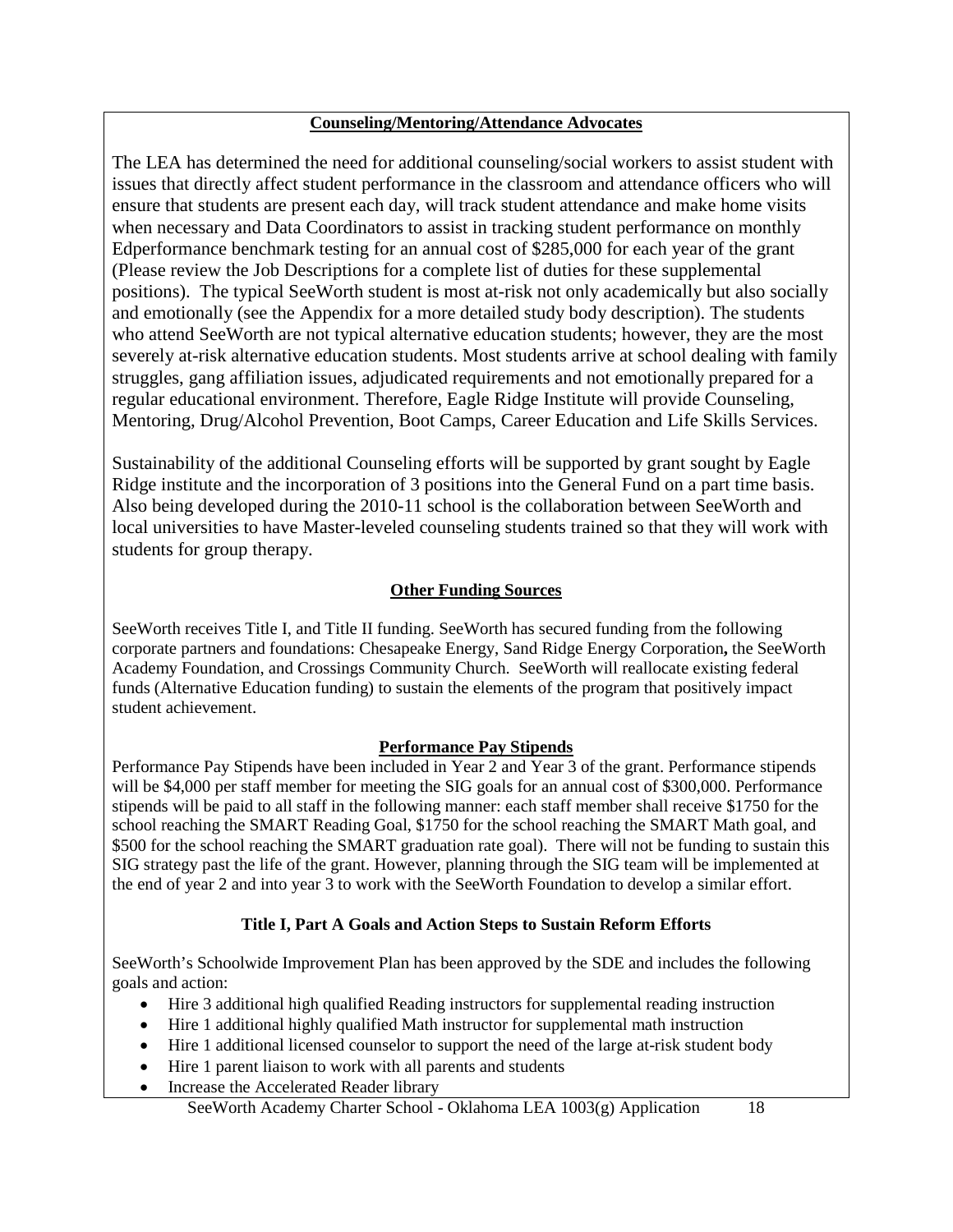**Counseling/Mentoring/Attendance Advocates**

The LEA has determined the need for additional counseling/social workers to assist student with issues that directly affect student performance in the classroom and attendance officers who will ensure that students are present each day, will track student attendance and make home visits when necessary and Data Coordinators to assist in tracking student performance on monthly Edperformance benchmark testing for an annual cost of $285,000 for each year of the grant (Please review the Job Descriptions for a complete list of duties for these supplemental positions). The typical SeeWorth student is most at-risk not only academically but also socially and emotionally (see the Appendix for a more detailed study body description). The students who attend SeeWorth are not typical alternative education students; however, they are the most severely at-risk alternative education students. Most students arrive at school dealing with family struggles, gang affiliation issues, adjudicated requirements and not emotionally prepared for a regular educational environment. Therefore, Eagle Ridge Institute will provide Counseling, Mentoring, Drug/Alcohol Prevention, Boot Camps, Career Education and Life Skills Services.

Sustainability of the additional Counseling efforts will be supported by grant sought by Eagle Ridge institute and the incorporation of 3 positions into the General Fund on a part time basis. Also being developed during the 2010-11 school is the collaboration between SeeWorth and local universities to have Master-leveled counseling students trained so that they will work with students for group therapy.

**Other Funding Sources**

SeeWorth receives Title I, and Title II funding. SeeWorth has secured funding from the following corporate partners and foundations: Chesapeake Energy, Sand Ridge Energy Corporation**,** the SeeWorth Academy Foundation, and Crossings Community Church. SeeWorth will reallocate existing federal funds (Alternative Education funding) to sustain the elements of the program that positively impact student achievement.

**Performance Pay Stipends**

Performance Pay Stipends have been included in Year 2 and Year 3 of the grant. Performance stipends will be $4,000 per staff member for meeting the SIG goals for an annual cost of $300,000. Performance stipends will be paid to all staff in the following manner: each staff member shall receive $1750 for the school reaching the SMART Reading Goal, $1750 for the school reaching the SMART Math goal, and $500 for the school reaching the SMART graduation rate goal). There will not be funding to sustain this SIG strategy past the life of the grant. However, planning through the SIG team will be implemented at the end of year 2 and into year 3 to work with the SeeWorth Foundation to develop a similar effort.

**Title I, Part A Goals and Action Steps to Sustain Reform Efforts**

SeeWorth's Schoolwide Improvement Plan has been approved by the SDE and includes the following goals and action:

- Hire 3 additional high qualified Reading instructors for supplemental reading instruction
- Hire 1 additional highly qualified Math instructor for supplemental math instruction
- Hire 1 additional licensed counselor to support the need of the large at-risk student body
- Hire 1 parent liaison to work with all parents and students
- Increase the Accelerated Reader library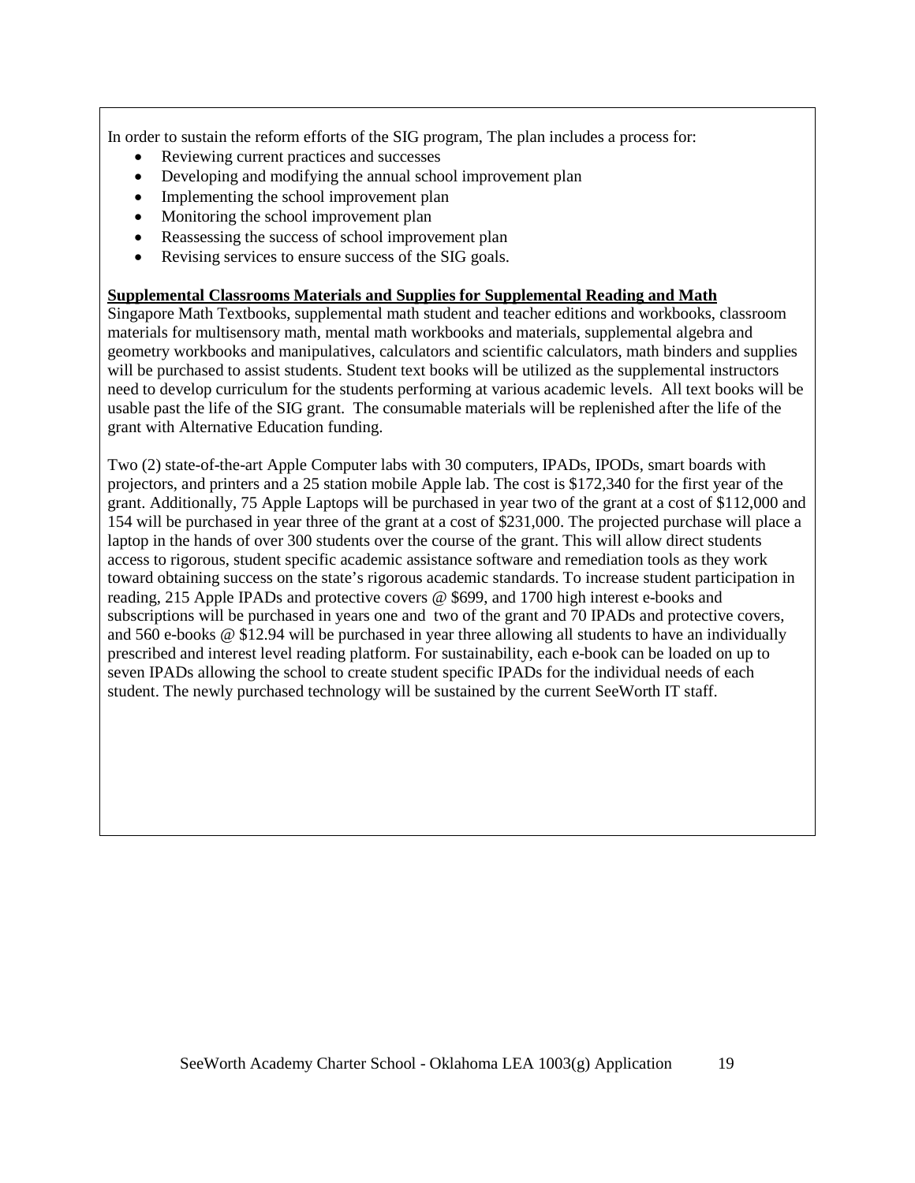In order to sustain the reform efforts of the SIG program, The plan includes a process for:

- Reviewing current practices and successes
- Developing and modifying the annual school improvement plan
- Implementing the school improvement plan
- Monitoring the school improvement plan
- Reassessing the success of school improvement plan
- Revising services to ensure success of the SIG goals.

**Supplemental Classrooms Materials and Supplies for Supplemental Reading and Math**

Singapore Math Textbooks, supplemental math student and teacher editions and workbooks, classroom materials for multisensory math, mental math workbooks and materials, supplemental algebra and geometry workbooks and manipulatives, calculators and scientific calculators, math binders and supplies will be purchased to assist students. Student text books will be utilized as the supplemental instructors need to develop curriculum for the students performing at various academic levels. All text books will be usable past the life of the SIG grant. The consumable materials will be replenished after the life of the grant with Alternative Education funding.

Two (2) state-of-the-art Apple Computer labs with 30 computers, IPADs, IPODs, smart boards with projectors, and printers and a 25 station mobile Apple lab. The cost is $172,340 for the first year of the grant. Additionally, 75 Apple Laptops will be purchased in year two of the grant at a cost of $112,000 and 154 will be purchased in year three of the grant at a cost of $231,000. The projected purchase will place a laptop in the hands of over 300 students over the course of the grant. This will allow direct students access to rigorous, student specific academic assistance software and remediation tools as they work toward obtaining success on the state's rigorous academic standards. To increase student participation in reading, 215 Apple IPADs and protective covers @ $699, and 1700 high interest e-books and subscriptions will be purchased in years one and two of the grant and 70 IPADs and protective covers, and 560 e-books @ $12.94 will be purchased in year three allowing all students to have an individually prescribed and interest level reading platform. For sustainability, each e-book can be loaded on up to seven IPADs allowing the school to create student specific IPADs for the individual needs of each student. The newly purchased technology will be sustained by the current SeeWorth IT staff.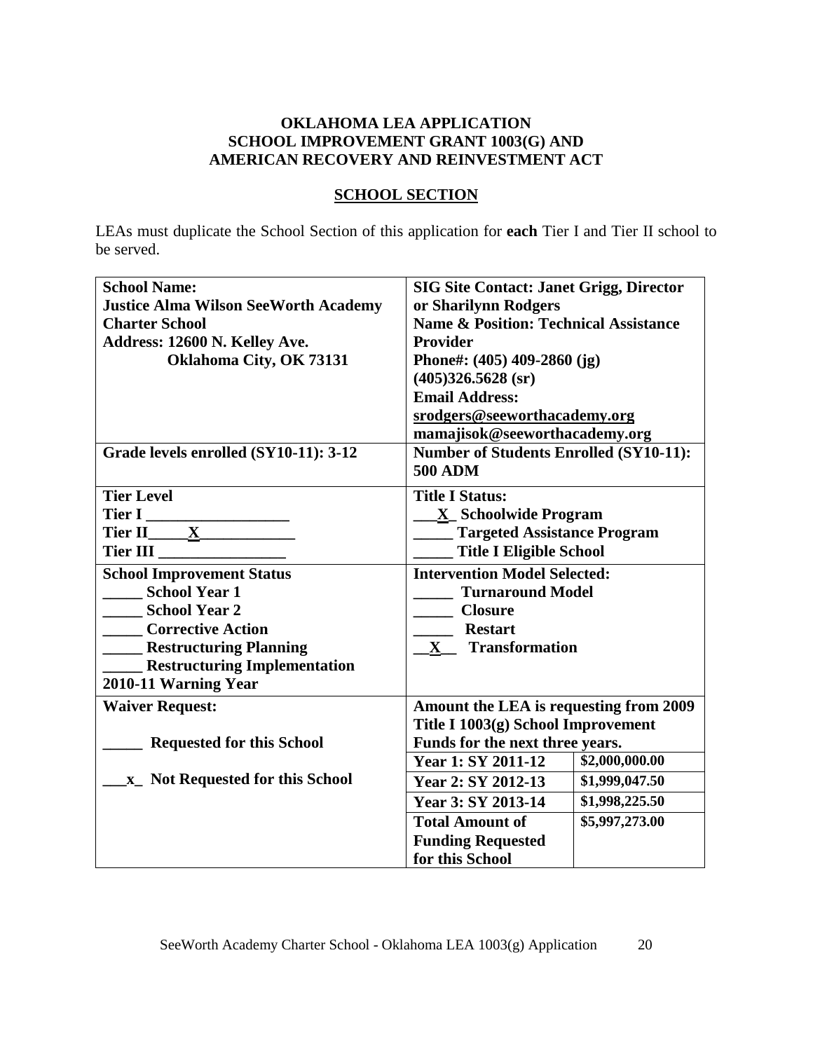**OKLAHOMA LEA APPLICATION**
**SCHOOL IMPROVEMENT GRANT 1003(G) AND**
**AMERICAN RECOVERY AND REINVESTMENT ACT**

## SCHOOL SECTION

LEAs must duplicate the School Section of this application for **each** Tier I and Tier II school to be served.

| | | |
|---|---|---|
| **School Name:**<br>**Justice Alma Wilson SeeWorth Academy Charter School**<br>**Address: 12600 N. Kelley Ave.**<br>**Oklahoma City, OK 73131** | **SIG Site Contact: Janet Grigg, Director or Sharilynn Rodgers**<br>**Name & Position: Technical Assistance Provider**<br>**Phone#: (405) 409-2860 (jg)**<br>**(405)326.5628 (sr)**<br>**Email Address:**<br>**srodgers@seeworthacademy.org**<br>**mamajisok@seeworthacademy.org** | |
| **Grade levels enrolled (SY10-11): 3-12** | **Number of Students Enrolled (SY10-11): 500 ADM** | |
| **Tier Level**<br>**Tier I ___________________**<br>**Tier II_____X_____________**<br>**Tier III _________________** | **Title I Status:**<br>**___X_ Schoolwide Program**<br>**_____ Targeted Assistance Program**<br>**_____ Title I Eligible School** | |
| **School Improvement Status**<br>**_____ School Year 1**<br>**_____ School Year 2**<br>**_____ Corrective Action**<br>**_____ Restructuring Planning**<br>**_____ Restructuring Implementation**<br>**2010-11 Warning Year** | **Intervention Model Selected:**<br>**_____ Turnaround Model**<br>**_____ Closure**<br>**_____ Restart**<br>**__X__ Transformation** | |
| **Waiver Request:**<br><br>**_____ Requested for this School**<br><br>**___x_ Not Requested for this School** | **Amount the LEA is requesting from 2009 Title I 1003(g) School Improvement Funds for the next three years.** | |
| | **Year 1: SY 2011-12** | **$2,000,000.00** |
| | **Year 2: SY 2012-13** | **$1,999,047.50** |
| | **Year 3: SY 2013-14** | **$1,998,225.50** |
| | **Total Amount of Funding Requested for this School** | **$5,997,273.00** |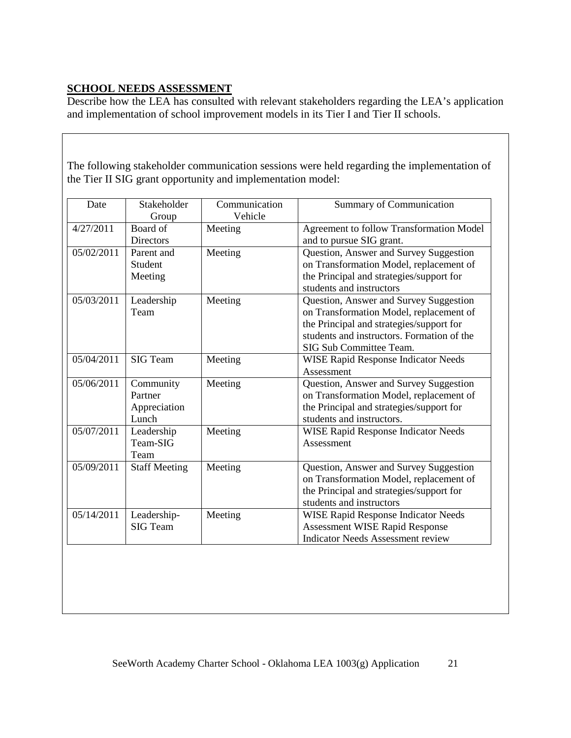**SCHOOL NEEDS ASSESSMENT**

Describe how the LEA has consulted with relevant stakeholders regarding the LEA's application and implementation of school improvement models in its Tier I and Tier II schools.

The following stakeholder communication sessions were held regarding the implementation of the Tier II SIG grant opportunity and implementation model:

| Date | Stakeholder Group | Communication Vehicle | Summary of Communication |
|---|---|---|---|
| 4/27/2011 | Board of Directors | Meeting | Agreement to follow Transformation Model and to pursue SIG grant. |
| 05/02/2011 | Parent and Student Meeting | Meeting | Question, Answer and Survey Suggestion on Transformation Model, replacement of the Principal and strategies/support for students and instructors |
| 05/03/2011 | Leadership Team | Meeting | Question, Answer and Survey Suggestion on Transformation Model, replacement of the Principal and strategies/support for students and instructors. Formation of the SIG Sub Committee Team. |
| 05/04/2011 | SIG Team | Meeting | WISE Rapid Response Indicator Needs Assessment |
| 05/06/2011 | Community Partner Appreciation Lunch | Meeting | Question, Answer and Survey Suggestion on Transformation Model, replacement of the Principal and strategies/support for students and instructors. |
| 05/07/2011 | Leadership Team-SIG Team | Meeting | WISE Rapid Response Indicator Needs Assessment |
| 05/09/2011 | Staff Meeting | Meeting | Question, Answer and Survey Suggestion on Transformation Model, replacement of the Principal and strategies/support for students and instructors |
| 05/14/2011 | Leadership-SIG Team | Meeting | WISE Rapid Response Indicator Needs Assessment WISE Rapid Response Indicator Needs Assessment review |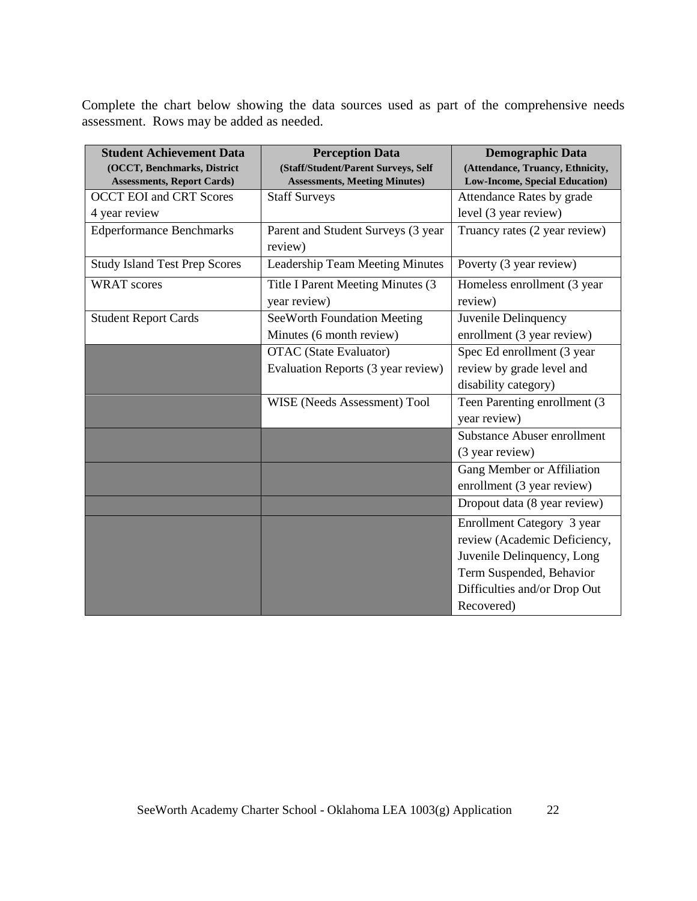Complete the chart below showing the data sources used as part of the comprehensive needs assessment. Rows may be added as needed.

| **Student Achievement Data** (OCCT, Benchmarks, District Assessments, Report Cards) | **Perception Data** (Staff/Student/Parent Surveys, Self Assessments, Meeting Minutes) | **Demographic Data** (Attendance, Truancy, Ethnicity, Low-Income, Special Education) |
|---|---|---|
| OCCT EOI and CRT Scores 4 year review | Staff Surveys | Attendance Rates by grade level (3 year review) |
| Edperformance Benchmarks | Parent and Student Surveys (3 year review) | Truancy rates (2 year review) |
| Study Island Test Prep Scores | Leadership Team Meeting Minutes | Poverty (3 year review) |
| WRAT scores | Title I Parent Meeting Minutes (3 year review) | Homeless enrollment (3 year review) |
| Student Report Cards | SeeWorth Foundation Meeting Minutes (6 month review) | Juvenile Delinquency enrollment (3 year review) |
| | OTAC (State Evaluator) Evaluation Reports (3 year review) | Spec Ed enrollment (3 year review by grade level and disability category) |
| | WISE (Needs Assessment) Tool | Teen Parenting enrollment (3 year review) |
| | | Substance Abuser enrollment (3 year review) |
| | | Gang Member or Affiliation enrollment (3 year review) |
| | | Dropout data (8 year review) |
| | | Enrollment Category 3 year review (Academic Deficiency, Juvenile Delinquency, Long Term Suspended, Behavior Difficulties and/or Drop Out Recovered) |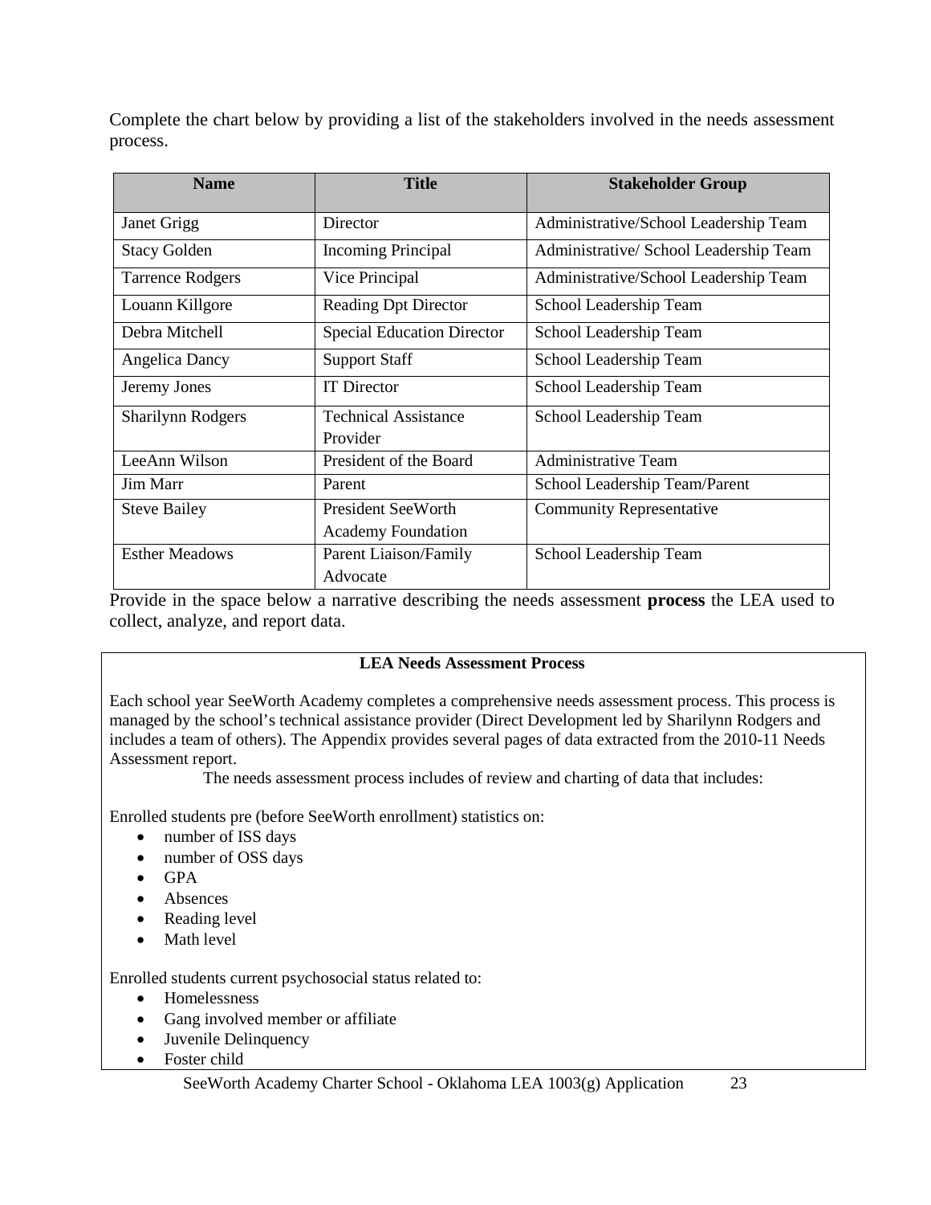Complete the chart below by providing a list of the stakeholders involved in the needs assessment process.

| Name | Title | Stakeholder Group |
|---|---|---|
| Janet Grigg | Director | Administrative/School Leadership Team |
| Stacy Golden | Incoming Principal | Administrative/ School Leadership Team |
| Tarrence Rodgers | Vice Principal | Administrative/School Leadership Team |
| Louann Killgore | Reading Dpt Director | School Leadership Team |
| Debra Mitchell | Special Education Director | School Leadership Team |
| Angelica Dancy | Support Staff | School Leadership Team |
| Jeremy Jones | IT Director | School Leadership Team |
| Sharilynn Rodgers | Technical Assistance Provider | School Leadership Team |
| LeeAnn Wilson | President of the Board | Administrative Team |
| Jim Marr | Parent | School Leadership Team/Parent |
| Steve Bailey | President SeeWorth Academy Foundation | Community Representative |
| Esther Meadows | Parent Liaison/Family Advocate | School Leadership Team |

Provide in the space below a narrative describing the needs assessment **process** the LEA used to collect, analyze, and report data.

**LEA Needs Assessment Process**

Each school year SeeWorth Academy completes a comprehensive needs assessment process. This process is managed by the school's technical assistance provider (Direct Development led by Sharilynn Rodgers and includes a team of others). The Appendix provides several pages of data extracted from the 2010-11 Needs Assessment report.

The needs assessment process includes of review and charting of data that includes:

Enrolled students pre (before SeeWorth enrollment) statistics on:

- number of ISS days
- number of OSS days
- GPA
- Absences
- Reading level
- Math level

Enrolled students current psychosocial status related to:

- Homelessness
- Gang involved member or affiliate
- Juvenile Delinquency
- Foster child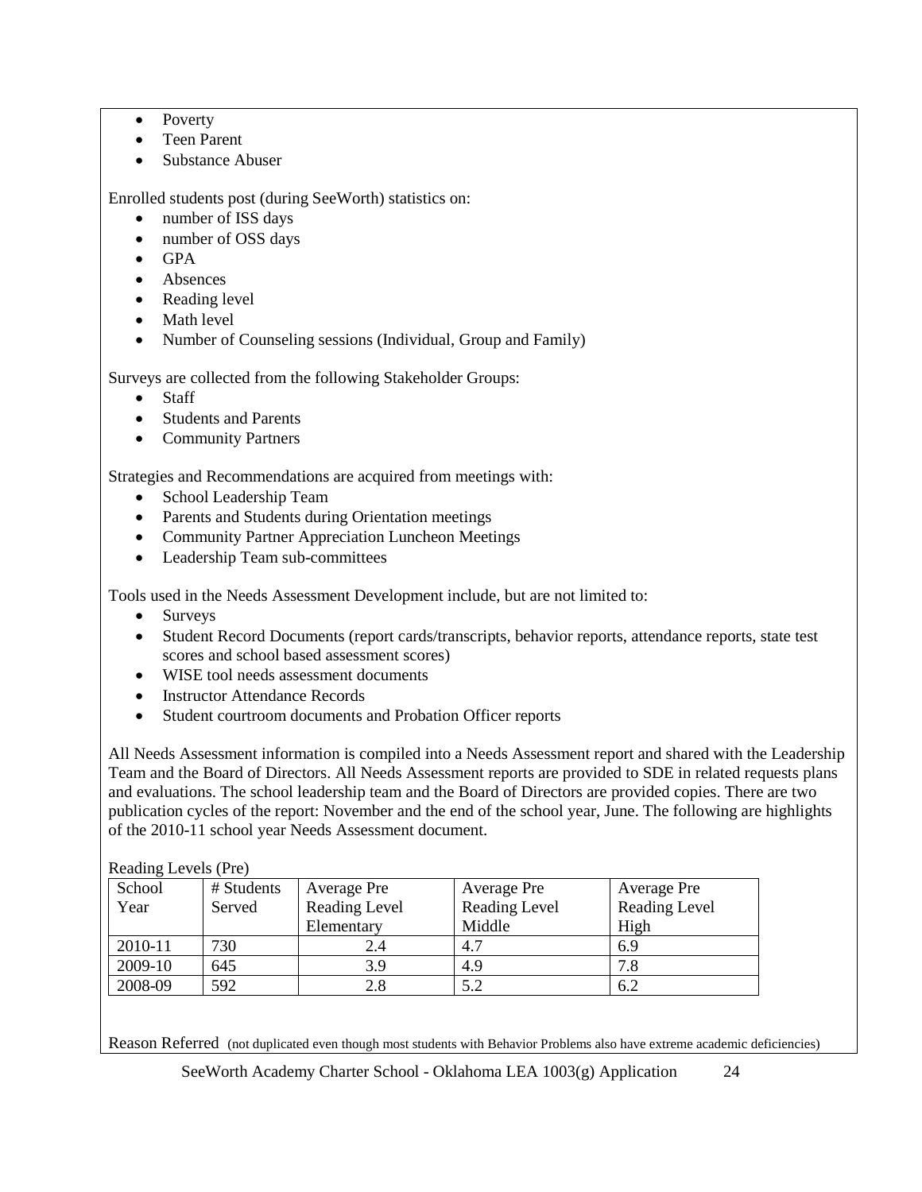- Poverty
- Teen Parent
- Substance Abuser

Enrolled students post (during SeeWorth) statistics on:

- number of ISS days
- number of OSS days
- GPA
- Absences
- Reading level
- Math level
- Number of Counseling sessions (Individual, Group and Family)

Surveys are collected from the following Stakeholder Groups:

- Staff
- Students and Parents
- Community Partners

Strategies and Recommendations are acquired from meetings with:

- School Leadership Team
- Parents and Students during Orientation meetings
- Community Partner Appreciation Luncheon Meetings
- Leadership Team sub-committees

Tools used in the Needs Assessment Development include, but are not limited to:

- Surveys
- Student Record Documents (report cards/transcripts, behavior reports, attendance reports, state test scores and school based assessment scores)
- WISE tool needs assessment documents
- Instructor Attendance Records
- Student courtroom documents and Probation Officer reports

All Needs Assessment information is compiled into a Needs Assessment report and shared with the Leadership Team and the Board of Directors. All Needs Assessment reports are provided to SDE in related requests plans and evaluations. The school leadership team and the Board of Directors are provided copies. There are two publication cycles of the report: November and the end of the school year, June. The following are highlights of the 2010-11 school year Needs Assessment document.

Reading Levels (Pre)

| School Year | # Students Served | Average Pre Reading Level Elementary | Average Pre Reading Level Middle | Average Pre Reading Level High |
|---|---|---|---|---|
| 2010-11 | 730 | 2.4 | 4.7 | 6.9 |
| 2009-10 | 645 | 3.9 | 4.9 | 7.8 |
| 2008-09 | 592 | 2.8 | 5.2 | 6.2 |

Reason Referred (not duplicated even though most students with Behavior Problems also have extreme academic deficiencies)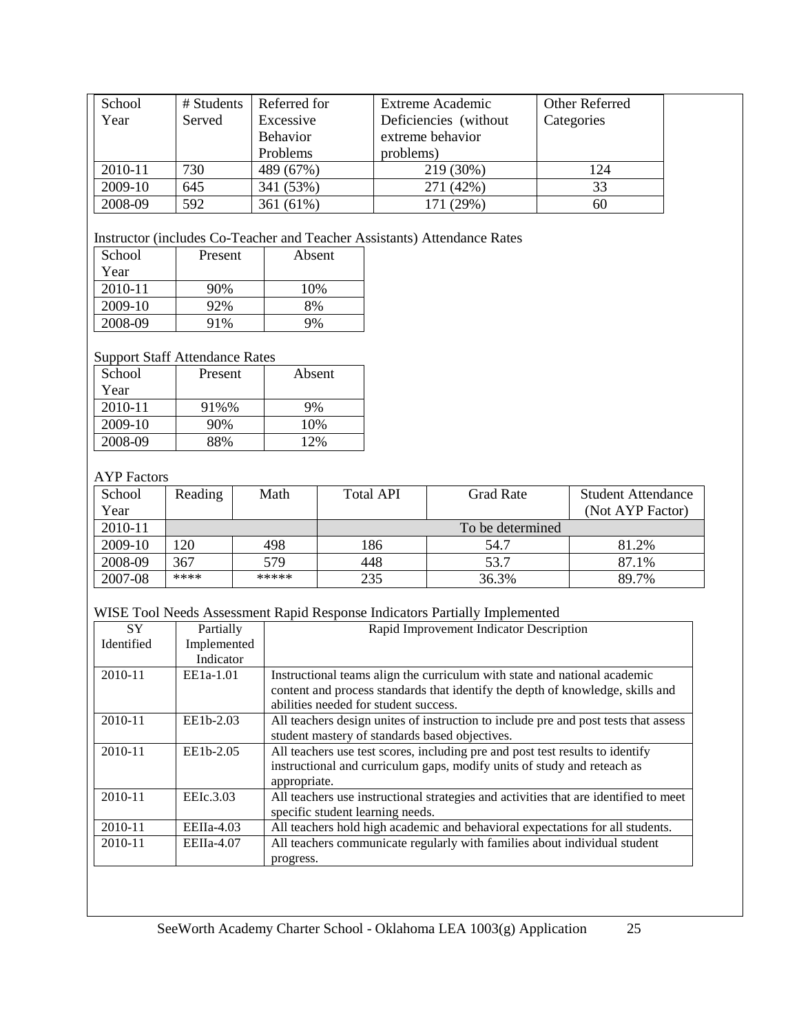| School Year | # Students Served | Referred for Excessive Behavior Problems | Extreme Academic Deficiencies (without extreme behavior problems) | Other Referred Categories |
|---|---|---|---|---|
| 2010-11 | 730 | 489 (67%) | 219 (30%) | 124 |
| 2009-10 | 645 | 341 (53%) | 271 (42%) | 33 |
| 2008-09 | 592 | 361 (61%) | 171 (29%) | 60 |

Instructor (includes Co-Teacher and Teacher Assistants) Attendance Rates

| School Year | Present | Absent |
|---|---|---|
| 2010-11 | 90% | 10% |
| 2009-10 | 92% | 8% |
| 2008-09 | 91% | 9% |

Support Staff Attendance Rates

| School Year | Present | Absent |
|---|---|---|
| 2010-11 | 91%% | 9% |
| 2009-10 | 90% | 10% |
| 2008-09 | 88% | 12% |

AYP Factors

| School Year | Reading | Math | Total API | Grad Rate | Student Attendance (Not AYP Factor) |
|---|---|---|---|---|---|
| 2010-11 | | | To be determined | | |
| 2009-10 | 120 | 498 | 186 | 54.7 | 81.2% |
| 2008-09 | 367 | 579 | 448 | 53.7 | 87.1% |
| 2007-08 | **** | ***** | 235 | 36.3% | 89.7% |

WISE Tool Needs Assessment Rapid Response Indicators Partially Implemented

| SY Identified | Partially Implemented Indicator | Rapid Improvement Indicator Description |
|---|---|---|
| 2010-11 | EE1a-1.01 | Instructional teams align the curriculum with state and national academic content and process standards that identify the depth of knowledge, skills and abilities needed for student success. |
| 2010-11 | EE1b-2.03 | All teachers design unites of instruction to include pre and post tests that assess student mastery of standards based objectives. |
| 2010-11 | EE1b-2.05 | All teachers use test scores, including pre and post test results to identify instructional and curriculum gaps, modify units of study and reteach as appropriate. |
| 2010-11 | EEIc.3.03 | All teachers use instructional strategies and activities that are identified to meet specific student learning needs. |
| 2010-11 | EEIIa-4.03 | All teachers hold high academic and behavioral expectations for all students. |
| 2010-11 | EEIIa-4.07 | All teachers communicate regularly with families about individual student progress. |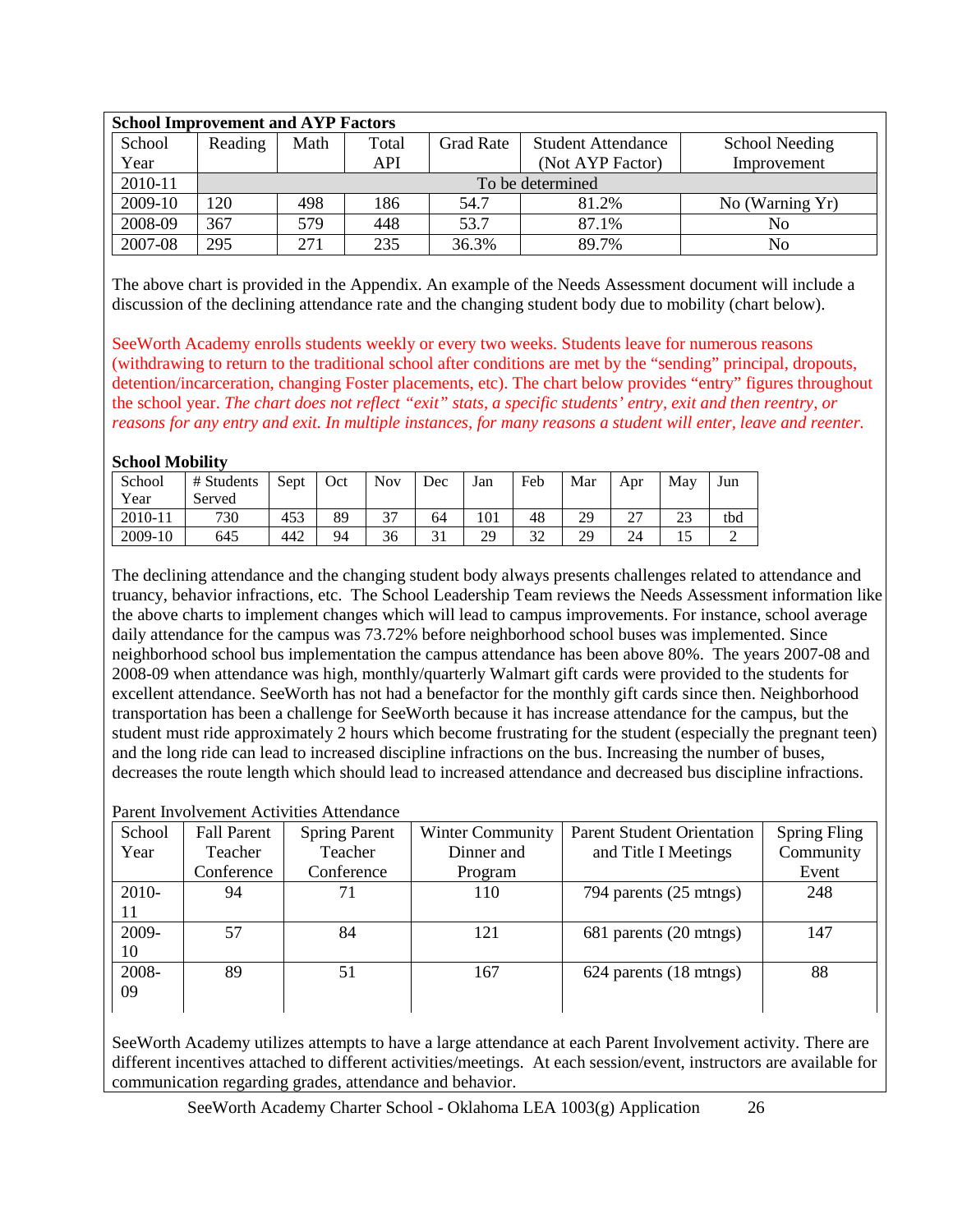**School Improvement and AYP Factors**

| School Year | Reading | Math | Total API | Grad Rate | Student Attendance (Not AYP Factor) | School Needing Improvement |
|---|---|---|---|---|---|---|
| 2010-11 | To be determined | | | | | |
| 2009-10 | 120 | 498 | 186 | 54.7 | 81.2% | No (Warning Yr) |
| 2008-09 | 367 | 579 | 448 | 53.7 | 87.1% | No |
| 2007-08 | 295 | 271 | 235 | 36.3% | 89.7% | No |

The above chart is provided in the Appendix. An example of the Needs Assessment document will include a discussion of the declining attendance rate and the changing student body due to mobility (chart below).

SeeWorth Academy enrolls students weekly or every two weeks. Students leave for numerous reasons (withdrawing to return to the traditional school after conditions are met by the "sending" principal, dropouts, detention/incarceration, changing Foster placements, etc). The chart below provides "entry" figures throughout the school year. *The chart does not reflect "exit" stats, a specific students' entry, exit and then reentry, or reasons for any entry and exit. In multiple instances, for many reasons a student will enter, leave and reenter.*

**School Mobility**

| School Year | # Students Served | Sept | Oct | Nov | Dec | Jan | Feb | Mar | Apr | May | Jun |
|---|---|---|---|---|---|---|---|---|---|---|---|
| 2010-11 | 730 | 453 | 89 | 37 | 64 | 101 | 48 | 29 | 27 | 23 | tbd |
| 2009-10 | 645 | 442 | 94 | 36 | 31 | 29 | 32 | 29 | 24 | 15 | 2 |

The declining attendance and the changing student body always presents challenges related to attendance and truancy, behavior infractions, etc. The School Leadership Team reviews the Needs Assessment information like the above charts to implement changes which will lead to campus improvements. For instance, school average daily attendance for the campus was 73.72% before neighborhood school buses was implemented. Since neighborhood school bus implementation the campus attendance has been above 80%. The years 2007-08 and 2008-09 when attendance was high, monthly/quarterly Walmart gift cards were provided to the students for excellent attendance. SeeWorth has not had a benefactor for the monthly gift cards since then. Neighborhood transportation has been a challenge for SeeWorth because it has increase attendance for the campus, but the student must ride approximately 2 hours which become frustrating for the student (especially the pregnant teen) and the long ride can lead to increased discipline infractions on the bus. Increasing the number of buses, decreases the route length which should lead to increased attendance and decreased bus discipline infractions.

Parent Involvement Activities Attendance

| School Year | Fall Parent Teacher Conference | Spring Parent Teacher Conference | Winter Community Dinner and Program | Parent Student Orientation and Title I Meetings | Spring Fling Community Event |
|---|---|---|---|---|---|
| 2010-11 | 94 | 71 | 110 | 794 parents (25 mtngs) | 248 |
| 2009-10 | 57 | 84 | 121 | 681 parents (20 mtngs) | 147 |
| 2008-09 | 89 | 51 | 167 | 624 parents (18 mtngs) | 88 |

SeeWorth Academy utilizes attempts to have a large attendance at each Parent Involvement activity. There are different incentives attached to different activities/meetings. At each session/event, instructors are available for communication regarding grades, attendance and behavior.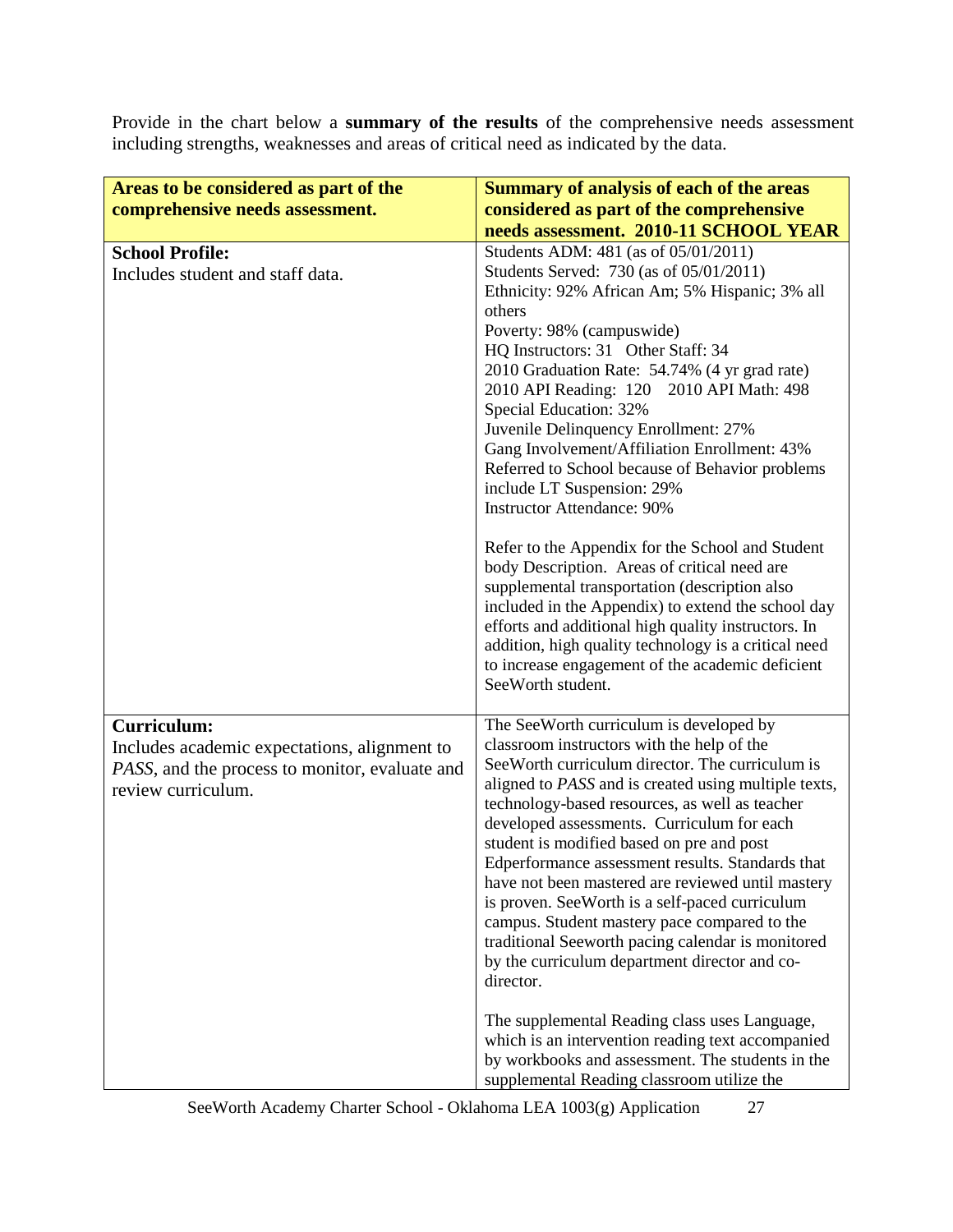Provide in the chart below a **summary of the results** of the comprehensive needs assessment including strengths, weaknesses and areas of critical need as indicated by the data.

| **Areas to be considered as part of the comprehensive needs assessment.** | **Summary of analysis of each of the areas considered as part of the comprehensive needs assessment. 2010-11 SCHOOL YEAR** |
|---|---|
| **School Profile:**<br>Includes student and staff data. | Students ADM: 481 (as of 05/01/2011)<br>Students Served: 730 (as of 05/01/2011)<br>Ethnicity: 92% African Am; 5% Hispanic; 3% all others<br>Poverty: 98% (campuswide)<br>HQ Instructors: 31 Other Staff: 34<br>2010 Graduation Rate: 54.74% (4 yr grad rate)<br>2010 API Reading: 120 2010 API Math: 498<br>Special Education: 32%<br>Juvenile Delinquency Enrollment: 27%<br>Gang Involvement/Affiliation Enrollment: 43%<br>Referred to School because of Behavior problems include LT Suspension: 29%<br>Instructor Attendance: 90%<br><br>Refer to the Appendix for the School and Student body Description. Areas of critical need are supplemental transportation (description also included in the Appendix) to extend the school day efforts and additional high quality instructors. In addition, high quality technology is a critical need to increase engagement of the academic deficient SeeWorth student. |
| **Curriculum:**<br>Includes academic expectations, alignment to *PASS*, and the process to monitor, evaluate and review curriculum. | The SeeWorth curriculum is developed by classroom instructors with the help of the SeeWorth curriculum director. The curriculum is aligned to *PASS* and is created using multiple texts, technology-based resources, as well as teacher developed assessments. Curriculum for each student is modified based on pre and post Edperformance assessment results. Standards that have not been mastered are reviewed until mastery is proven. SeeWorth is a self-paced curriculum campus. Student mastery pace compared to the traditional Seeworth pacing calendar is monitored by the curriculum department director and co-director.<br><br>The supplemental Reading class uses Language, which is an intervention reading text accompanied by workbooks and assessment. The students in the supplemental Reading classroom utilize the |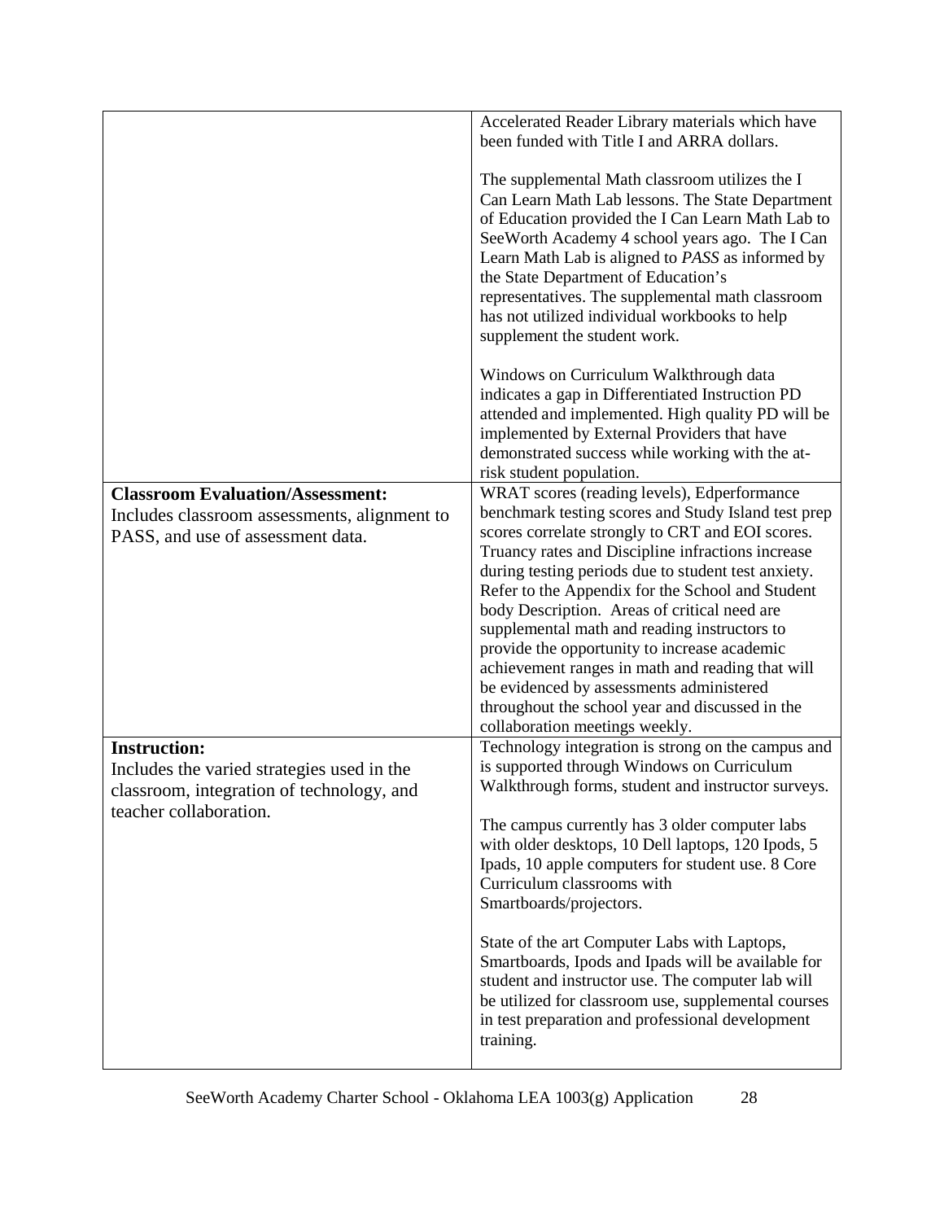| | |
|---|---|
| | Accelerated Reader Library materials which have been funded with Title I and ARRA dollars.<br><br>The supplemental Math classroom utilizes the I Can Learn Math Lab lessons. The State Department of Education provided the I Can Learn Math Lab to SeeWorth Academy 4 school years ago. The I Can Learn Math Lab is aligned to *PASS* as informed by the State Department of Education's representatives. The supplemental math classroom has not utilized individual workbooks to help supplement the student work.<br><br>Windows on Curriculum Walkthrough data indicates a gap in Differentiated Instruction PD attended and implemented. High quality PD will be implemented by External Providers that have demonstrated success while working with the at-risk student population. |
| **Classroom Evaluation/Assessment:**<br>Includes classroom assessments, alignment to PASS, and use of assessment data. | WRAT scores (reading levels), Edperformance benchmark testing scores and Study Island test prep scores correlate strongly to CRT and EOI scores. Truancy rates and Discipline infractions increase during testing periods due to student test anxiety. Refer to the Appendix for the School and Student body Description. Areas of critical need are supplemental math and reading instructors to provide the opportunity to increase academic achievement ranges in math and reading that will be evidenced by assessments administered throughout the school year and discussed in the collaboration meetings weekly. |
| **Instruction:**<br>Includes the varied strategies used in the classroom, integration of technology, and teacher collaboration. | Technology integration is strong on the campus and is supported through Windows on Curriculum Walkthrough forms, student and instructor surveys.<br><br>The campus currently has 3 older computer labs with older desktops, 10 Dell laptops, 120 Ipods, 5 Ipads, 10 apple computers for student use. 8 Core Curriculum classrooms with Smartboards/projectors.<br><br>State of the art Computer Labs with Laptops, Smartboards, Ipods and Ipads will be available for student and instructor use. The computer lab will be utilized for classroom use, supplemental courses in test preparation and professional development training. |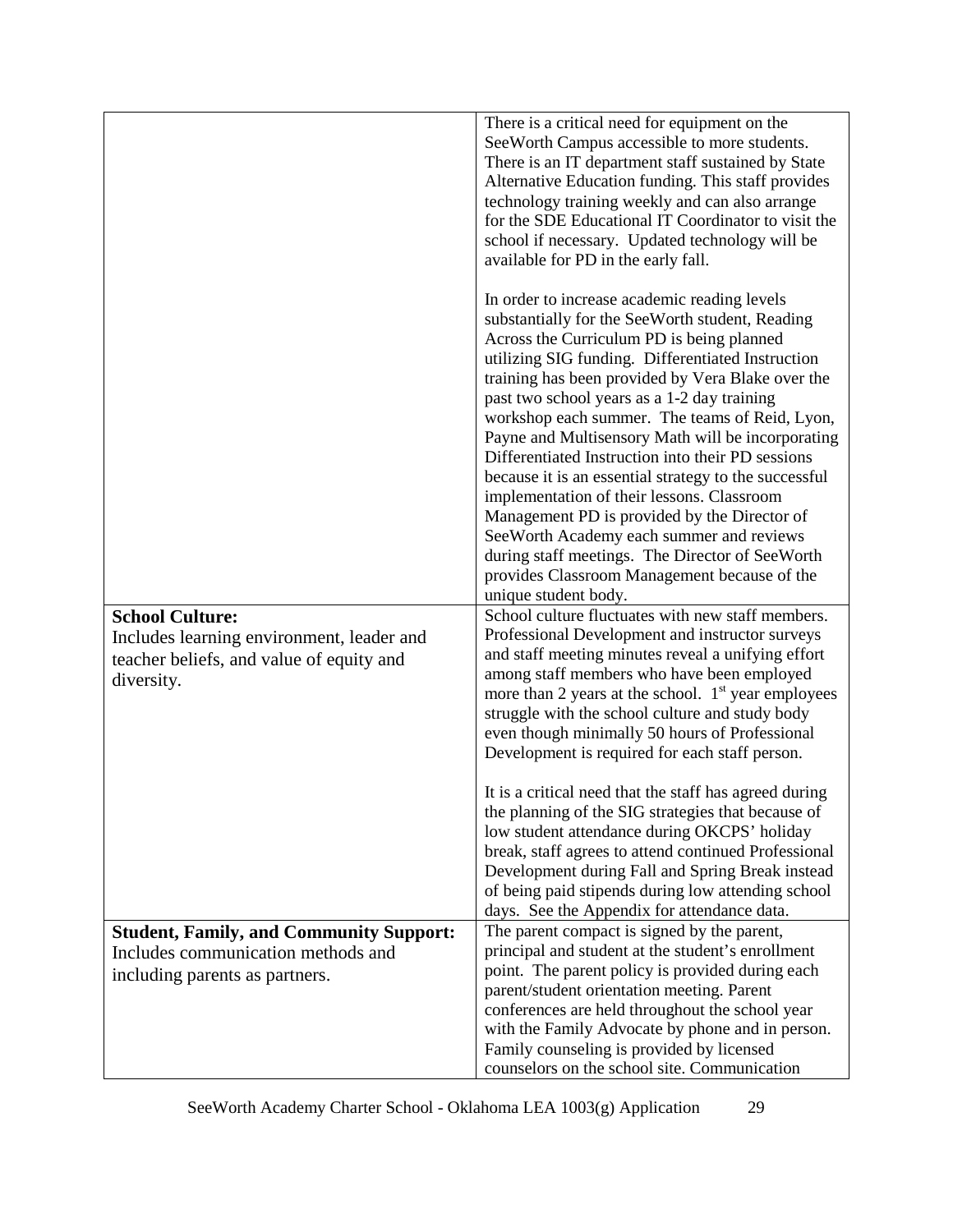| | |
|---|---|
| | There is a critical need for equipment on the SeeWorth Campus accessible to more students. There is an IT department staff sustained by State Alternative Education funding. This staff provides technology training weekly and can also arrange for the SDE Educational IT Coordinator to visit the school if necessary. Updated technology will be available for PD in the early fall.<br><br>In order to increase academic reading levels substantially for the SeeWorth student, Reading Across the Curriculum PD is being planned utilizing SIG funding. Differentiated Instruction training has been provided by Vera Blake over the past two school years as a 1-2 day training workshop each summer. The teams of Reid, Lyon, Payne and Multisensory Math will be incorporating Differentiated Instruction into their PD sessions because it is an essential strategy to the successful implementation of their lessons. Classroom Management PD is provided by the Director of SeeWorth Academy each summer and reviews during staff meetings. The Director of SeeWorth provides Classroom Management because of the unique student body. |
| **School Culture:**<br>Includes learning environment, leader and teacher beliefs, and value of equity and diversity. | School culture fluctuates with new staff members. Professional Development and instructor surveys and staff meeting minutes reveal a unifying effort among staff members who have been employed more than 2 years at the school. 1st year employees struggle with the school culture and study body even though minimally 50 hours of Professional Development is required for each staff person.<br><br>It is a critical need that the staff has agreed during the planning of the SIG strategies that because of low student attendance during OKCPS' holiday break, staff agrees to attend continued Professional Development during Fall and Spring Break instead of being paid stipends during low attending school days. See the Appendix for attendance data. |
| **Student, Family, and Community Support:**<br>Includes communication methods and including parents as partners. | The parent compact is signed by the parent, principal and student at the student's enrollment point. The parent policy is provided during each parent/student orientation meeting. Parent conferences are held throughout the school year with the Family Advocate by phone and in person. Family counseling is provided by licensed counselors on the school site. Communication |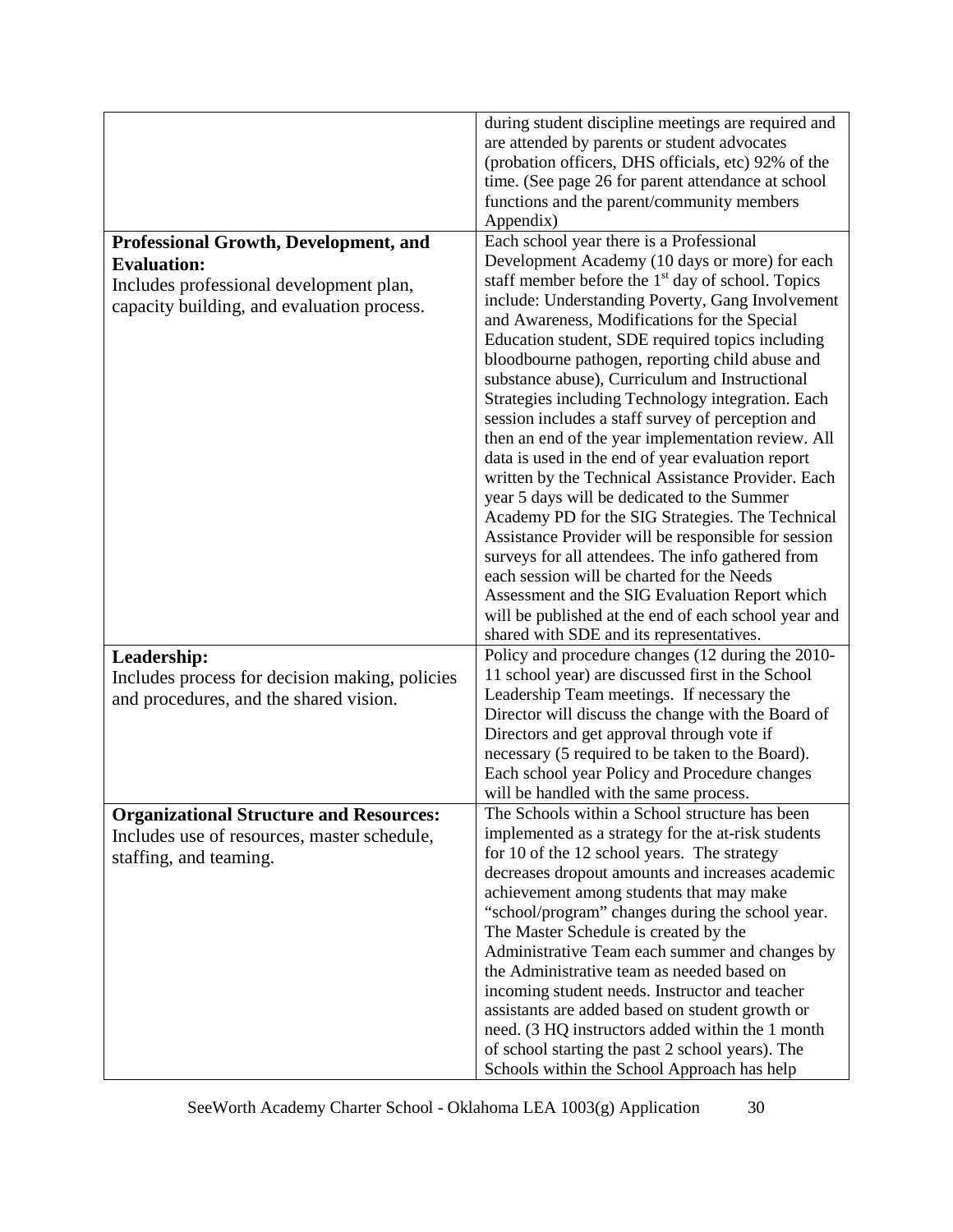| | |
|---|---|
| | during student discipline meetings are required and are attended by parents or student advocates (probation officers, DHS officials, etc) 92% of the time. (See page 26 for parent attendance at school functions and the parent/community members Appendix) |
| **Professional Growth, Development, and Evaluation:** Includes professional development plan, capacity building, and evaluation process. | Each school year there is a Professional Development Academy (10 days or more) for each staff member before the 1st day of school. Topics include: Understanding Poverty, Gang Involvement and Awareness, Modifications for the Special Education student, SDE required topics including bloodbourne pathogen, reporting child abuse and substance abuse), Curriculum and Instructional Strategies including Technology integration. Each session includes a staff survey of perception and then an end of the year implementation review. All data is used in the end of year evaluation report written by the Technical Assistance Provider. Each year 5 days will be dedicated to the Summer Academy PD for the SIG Strategies. The Technical Assistance Provider will be responsible for session surveys for all attendees. The info gathered from each session will be charted for the Needs Assessment and the SIG Evaluation Report which will be published at the end of each school year and shared with SDE and its representatives. |
| **Leadership:** Includes process for decision making, policies and procedures, and the shared vision. | Policy and procedure changes (12 during the 2010-11 school year) are discussed first in the School Leadership Team meetings. If necessary the Director will discuss the change with the Board of Directors and get approval through vote if necessary (5 required to be taken to the Board). Each school year Policy and Procedure changes will be handled with the same process. |
| **Organizational Structure and Resources:** Includes use of resources, master schedule, staffing, and teaming. | The Schools within a School structure has been implemented as a strategy for the at-risk students for 10 of the 12 school years. The strategy decreases dropout amounts and increases academic achievement among students that may make "school/program" changes during the school year. The Master Schedule is created by the Administrative Team each summer and changes by the Administrative team as needed based on incoming student needs. Instructor and teacher assistants are added based on student growth or need. (3 HQ instructors added within the 1 month of school starting the past 2 school years). The Schools within the School Approach has help |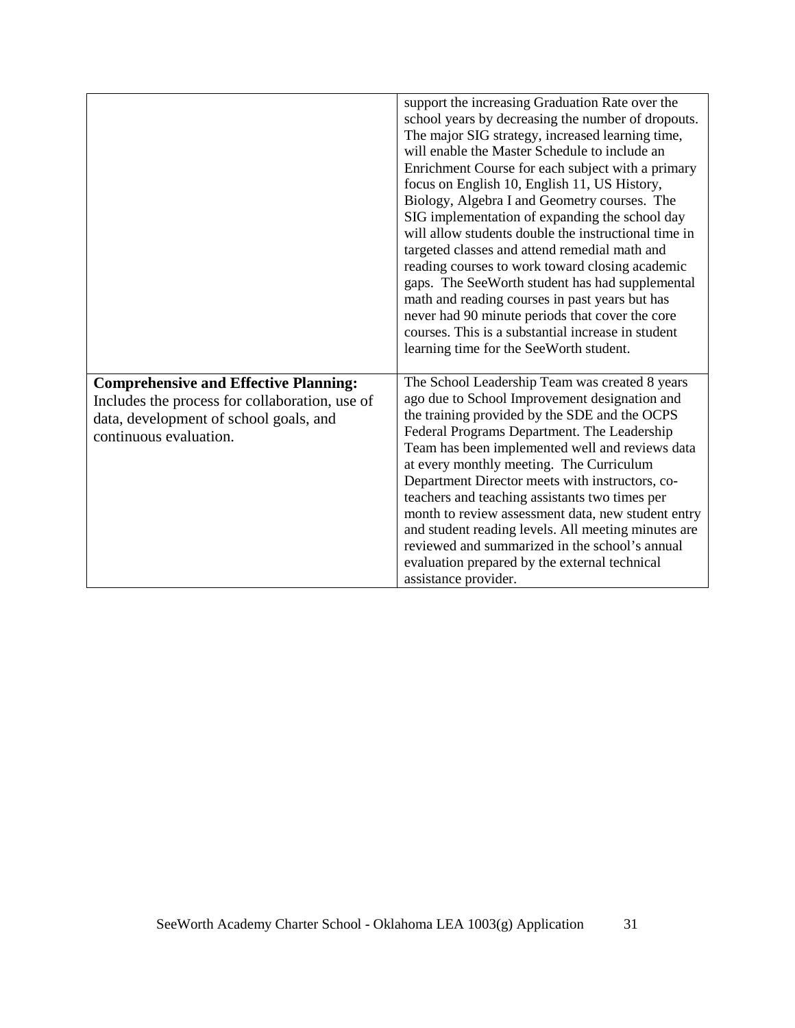| | |
|---|---|
| | support the increasing Graduation Rate over the school years by decreasing the number of dropouts. The major SIG strategy, increased learning time, will enable the Master Schedule to include an Enrichment Course for each subject with a primary focus on English 10, English 11, US History, Biology, Algebra I and Geometry courses. The SIG implementation of expanding the school day will allow students double the instructional time in targeted classes and attend remedial math and reading courses to work toward closing academic gaps. The SeeWorth student has had supplemental math and reading courses in past years but has never had 90 minute periods that cover the core courses. This is a substantial increase in student learning time for the SeeWorth student. |
| **Comprehensive and Effective Planning:** Includes the process for collaboration, use of data, development of school goals, and continuous evaluation. | The School Leadership Team was created 8 years ago due to School Improvement designation and the training provided by the SDE and the OCPS Federal Programs Department. The Leadership Team has been implemented well and reviews data at every monthly meeting. The Curriculum Department Director meets with instructors, co-teachers and teaching assistants two times per month to review assessment data, new student entry and student reading levels. All meeting minutes are reviewed and summarized in the school's annual evaluation prepared by the external technical assistance provider. |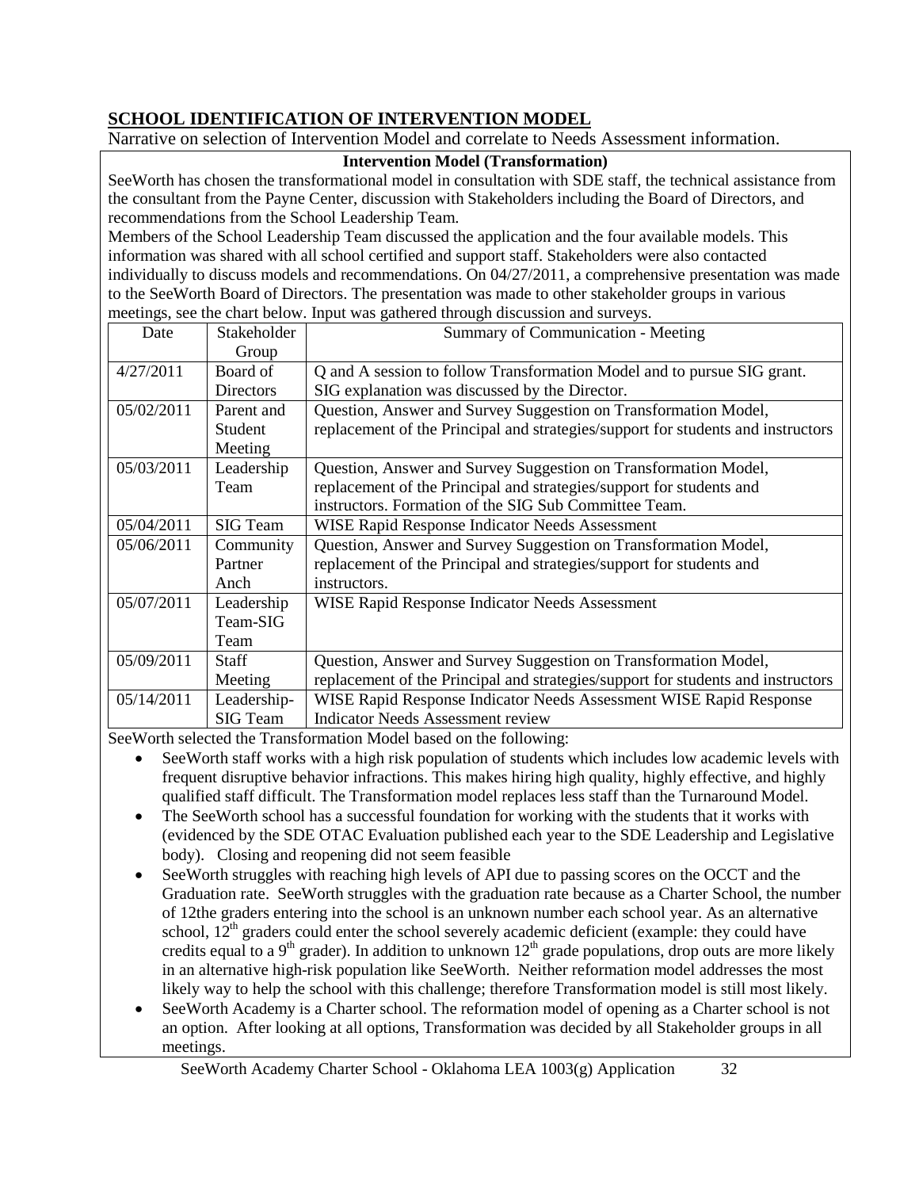## SCHOOL IDENTIFICATION OF INTERVENTION MODEL

Narrative on selection of Intervention Model and correlate to Needs Assessment information.

**Intervention Model (Transformation)**

SeeWorth has chosen the transformational model in consultation with SDE staff, the technical assistance from the consultant from the Payne Center, discussion with Stakeholders including the Board of Directors, and recommendations from the School Leadership Team.

Members of the School Leadership Team discussed the application and the four available models. This information was shared with all school certified and support staff. Stakeholders were also contacted individually to discuss models and recommendations. On 04/27/2011, a comprehensive presentation was made to the SeeWorth Board of Directors. The presentation was made to other stakeholder groups in various meetings, see the chart below. Input was gathered through discussion and surveys.

| Date | Stakeholder Group | Summary of Communication - Meeting |
|---|---|---|
| 4/27/2011 | Board of Directors | Q and A session to follow Transformation Model and to pursue SIG grant. SIG explanation was discussed by the Director. |
| 05/02/2011 | Parent and Student Meeting | Question, Answer and Survey Suggestion on Transformation Model, replacement of the Principal and strategies/support for students and instructors |
| 05/03/2011 | Leadership Team | Question, Answer and Survey Suggestion on Transformation Model, replacement of the Principal and strategies/support for students and instructors. Formation of the SIG Sub Committee Team. |
| 05/04/2011 | SIG Team | WISE Rapid Response Indicator Needs Assessment |
| 05/06/2011 | Community Partner Anch | Question, Answer and Survey Suggestion on Transformation Model, replacement of the Principal and strategies/support for students and instructors. |
| 05/07/2011 | Leadership Team-SIG Team | WISE Rapid Response Indicator Needs Assessment |
| 05/09/2011 | Staff Meeting | Question, Answer and Survey Suggestion on Transformation Model, replacement of the Principal and strategies/support for students and instructors |
| 05/14/2011 | Leadership-SIG Team | WISE Rapid Response Indicator Needs Assessment WISE Rapid Response Indicator Needs Assessment review |

SeeWorth selected the Transformation Model based on the following:

- SeeWorth staff works with a high risk population of students which includes low academic levels with frequent disruptive behavior infractions. This makes hiring high quality, highly effective, and highly qualified staff difficult. The Transformation model replaces less staff than the Turnaround Model.
- The SeeWorth school has a successful foundation for working with the students that it works with (evidenced by the SDE OTAC Evaluation published each year to the SDE Leadership and Legislative body). Closing and reopening did not seem feasible
- SeeWorth struggles with reaching high levels of API due to passing scores on the OCCT and the Graduation rate. SeeWorth struggles with the graduation rate because as a Charter School, the number of 12the graders entering into the school is an unknown number each school year. As an alternative school, 12th graders could enter the school severely academic deficient (example: they could have credits equal to a 9th grader). In addition to unknown 12th grade populations, drop outs are more likely in an alternative high-risk population like SeeWorth. Neither reformation model addresses the most likely way to help the school with this challenge; therefore Transformation model is still most likely.
- SeeWorth Academy is a Charter school. The reformation model of opening as a Charter school is not an option. After looking at all options, Transformation was decided by all Stakeholder groups in all meetings.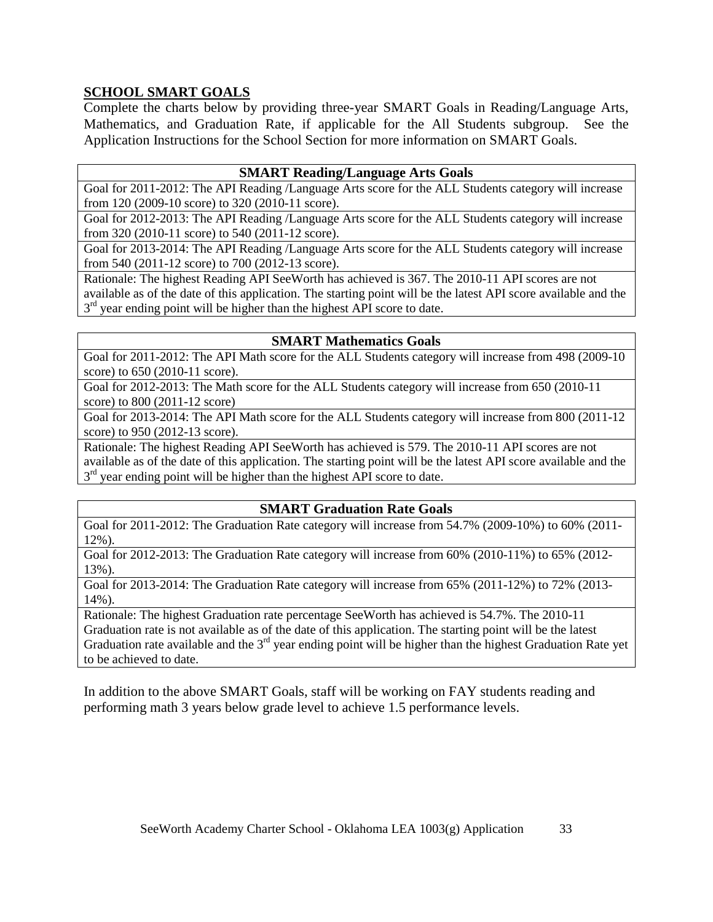## SCHOOL SMART GOALS

Complete the charts below by providing three-year SMART Goals in Reading/Language Arts, Mathematics, and Graduation Rate, if applicable for the All Students subgroup. See the Application Instructions for the School Section for more information on SMART Goals.

| SMART Reading/Language Arts Goals |
|---|
| Goal for 2011-2012: The API Reading /Language Arts score for the ALL Students category will increase from 120 (2009-10 score) to 320 (2010-11 score). |
| Goal for 2012-2013: The API Reading /Language Arts score for the ALL Students category will increase from 320 (2010-11 score) to 540 (2011-12 score). |
| Goal for 2013-2014: The API Reading /Language Arts score for the ALL Students category will increase from 540 (2011-12 score) to 700 (2012-13 score). |
| Rationale: The highest Reading API SeeWorth has achieved is 367. The 2010-11 API scores are not available as of the date of this application. The starting point will be the latest API score available and the 3rd year ending point will be higher than the highest API score to date. |

| SMART Mathematics Goals |
|---|
| Goal for 2011-2012: The API Math score for the ALL Students category will increase from 498 (2009-10 score) to 650 (2010-11 score). |
| Goal for 2012-2013: The Math score for the ALL Students category will increase from 650 (2010-11 score) to 800 (2011-12 score) |
| Goal for 2013-2014: The API Math score for the ALL Students category will increase from 800 (2011-12 score) to 950 (2012-13 score). |
| Rationale: The highest Reading API SeeWorth has achieved is 579. The 2010-11 API scores are not available as of the date of this application. The starting point will be the latest API score available and the 3rd year ending point will be higher than the highest API score to date. |

| SMART Graduation Rate Goals |
|---|
| Goal for 2011-2012: The Graduation Rate category will increase from 54.7% (2009-10%) to 60% (2011-12%). |
| Goal for 2012-2013: The Graduation Rate category will increase from 60% (2010-11%) to 65% (2012-13%). |
| Goal for 2013-2014: The Graduation Rate category will increase from 65% (2011-12%) to 72% (2013-14%). |
| Rationale: The highest Graduation rate percentage SeeWorth has achieved is 54.7%. The 2010-11 Graduation rate is not available as of the date of this application. The starting point will be the latest Graduation rate available and the 3rd year ending point will be higher than the highest Graduation Rate yet to be achieved to date. |

In addition to the above SMART Goals, staff will be working on FAY students reading and performing math 3 years below grade level to achieve 1.5 performance levels.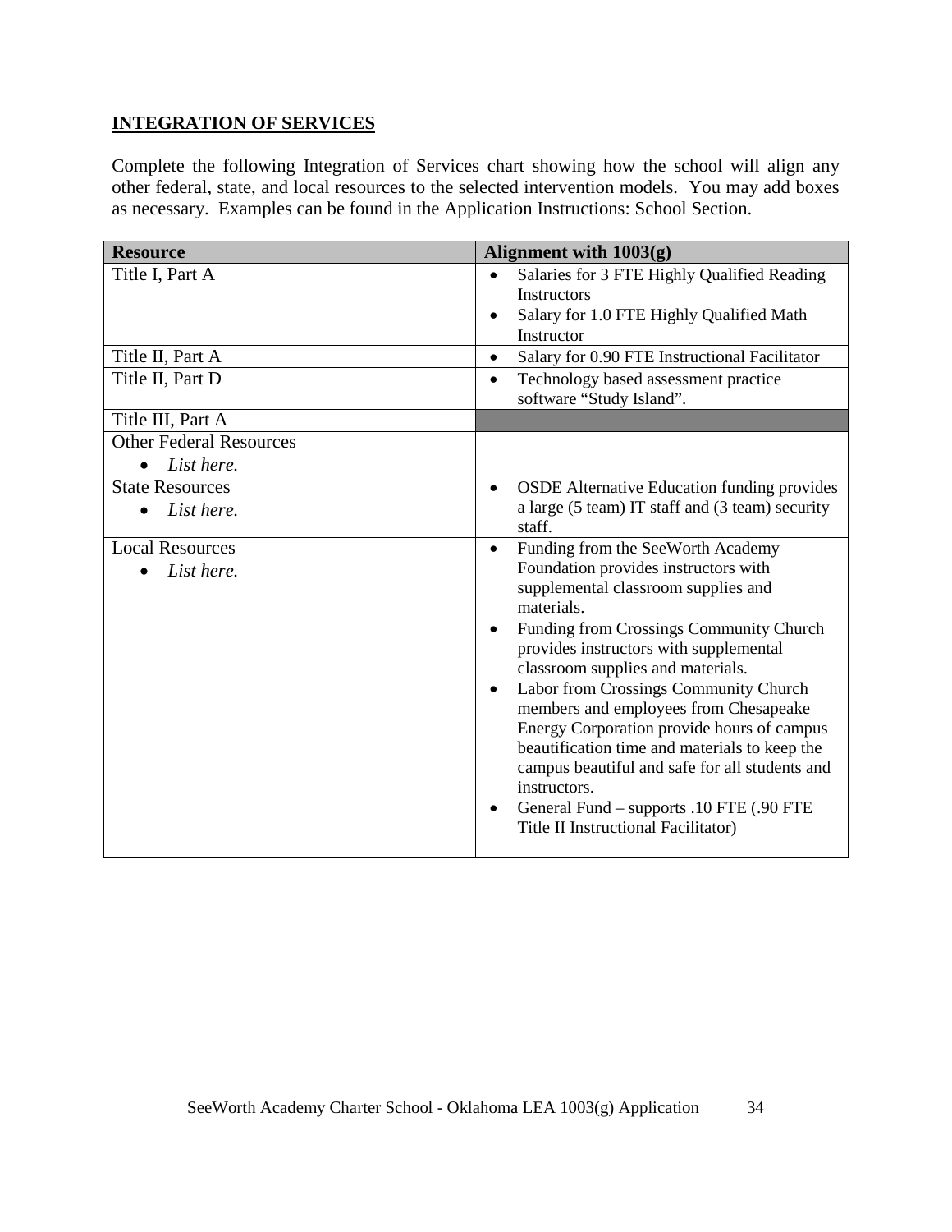## INTEGRATION OF SERVICES

Complete the following Integration of Services chart showing how the school will align any other federal, state, and local resources to the selected intervention models. You may add boxes as necessary. Examples can be found in the Application Instructions: School Section.

| Resource | Alignment with 1003(g) |
|---|---|
| Title I, Part A | • Salaries for 3 FTE Highly Qualified Reading Instructors<br>• Salary for 1.0 FTE Highly Qualified Math Instructor |
| Title II, Part A | • Salary for 0.90 FTE Instructional Facilitator |
| Title II, Part D | • Technology based assessment practice software "Study Island". |
| Title III, Part A | |
| Other Federal Resources<br>• *List here.* | |
| State Resources<br>• *List here.* | • OSDE Alternative Education funding provides a large (5 team) IT staff and (3 team) security staff. |
| Local Resources<br>• *List here.* | • Funding from the SeeWorth Academy Foundation provides instructors with supplemental classroom supplies and materials.<br>• Funding from Crossings Community Church provides instructors with supplemental classroom supplies and materials.<br>• Labor from Crossings Community Church members and employees from Chesapeake Energy Corporation provide hours of campus beautification time and materials to keep the campus beautiful and safe for all students and instructors.<br>• General Fund – supports .10 FTE (.90 FTE Title II Instructional Facilitator) |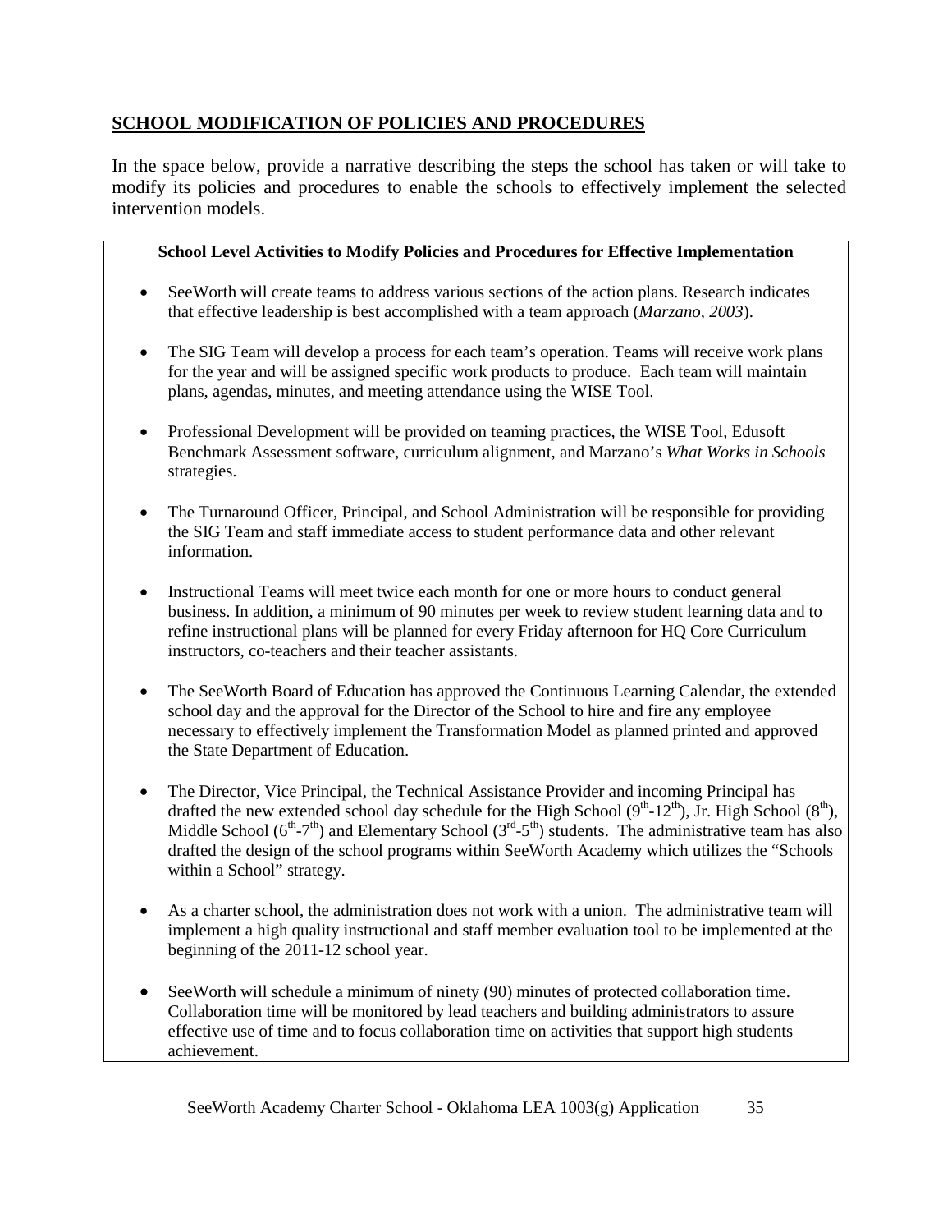## SCHOOL MODIFICATION OF POLICIES AND PROCEDURES

In the space below, provide a narrative describing the steps the school has taken or will take to modify its policies and procedures to enable the schools to effectively implement the selected intervention models.

**School Level Activities to Modify Policies and Procedures for Effective Implementation**

- SeeWorth will create teams to address various sections of the action plans. Research indicates that effective leadership is best accomplished with a team approach (*Marzano, 2003*).
- The SIG Team will develop a process for each team's operation. Teams will receive work plans for the year and will be assigned specific work products to produce. Each team will maintain plans, agendas, minutes, and meeting attendance using the WISE Tool.
- Professional Development will be provided on teaming practices, the WISE Tool, Edusoft Benchmark Assessment software, curriculum alignment, and Marzano's *What Works in Schools* strategies.
- The Turnaround Officer, Principal, and School Administration will be responsible for providing the SIG Team and staff immediate access to student performance data and other relevant information.
- Instructional Teams will meet twice each month for one or more hours to conduct general business. In addition, a minimum of 90 minutes per week to review student learning data and to refine instructional plans will be planned for every Friday afternoon for HQ Core Curriculum instructors, co-teachers and their teacher assistants.
- The SeeWorth Board of Education has approved the Continuous Learning Calendar, the extended school day and the approval for the Director of the School to hire and fire any employee necessary to effectively implement the Transformation Model as planned printed and approved the State Department of Education.
- The Director, Vice Principal, the Technical Assistance Provider and incoming Principal has drafted the new extended school day schedule for the High School (9th-12th), Jr. High School (8th), Middle School (6th-7th) and Elementary School (3rd-5th) students. The administrative team has also drafted the design of the school programs within SeeWorth Academy which utilizes the "Schools within a School" strategy.
- As a charter school, the administration does not work with a union. The administrative team will implement a high quality instructional and staff member evaluation tool to be implemented at the beginning of the 2011-12 school year.
- SeeWorth will schedule a minimum of ninety (90) minutes of protected collaboration time. Collaboration time will be monitored by lead teachers and building administrators to assure effective use of time and to focus collaboration time on activities that support high students achievement.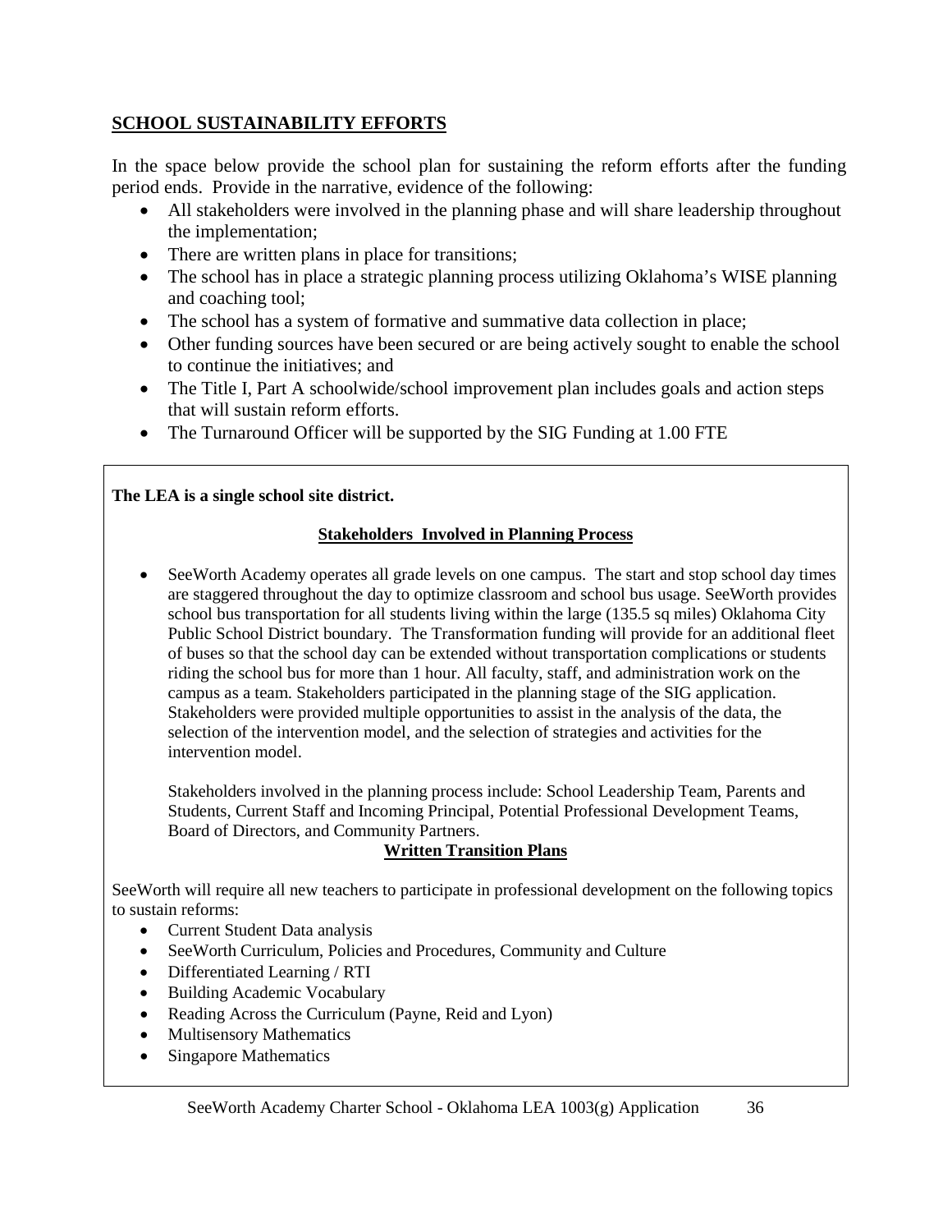## SCHOOL SUSTAINABILITY EFFORTS

In the space below provide the school plan for sustaining the reform efforts after the funding period ends. Provide in the narrative, evidence of the following:

- All stakeholders were involved in the planning phase and will share leadership throughout the implementation;
- There are written plans in place for transitions;
- The school has in place a strategic planning process utilizing Oklahoma's WISE planning and coaching tool;
- The school has a system of formative and summative data collection in place;
- Other funding sources have been secured or are being actively sought to enable the school to continue the initiatives; and
- The Title I, Part A schoolwide/school improvement plan includes goals and action steps that will sustain reform efforts.
- The Turnaround Officer will be supported by the SIG Funding at 1.00 FTE

**The LEA is a single school site district.**

### Stakeholders Involved in Planning Process

- SeeWorth Academy operates all grade levels on one campus. The start and stop school day times are staggered throughout the day to optimize classroom and school bus usage. SeeWorth provides school bus transportation for all students living within the large (135.5 sq miles) Oklahoma City Public School District boundary. The Transformation funding will provide for an additional fleet of buses so that the school day can be extended without transportation complications or students riding the school bus for more than 1 hour. All faculty, staff, and administration work on the campus as a team. Stakeholders participated in the planning stage of the SIG application. Stakeholders were provided multiple opportunities to assist in the analysis of the data, the selection of the intervention model, and the selection of strategies and activities for the intervention model.

  Stakeholders involved in the planning process include: School Leadership Team, Parents and Students, Current Staff and Incoming Principal, Potential Professional Development Teams, Board of Directors, and Community Partners.

### Written Transition Plans

SeeWorth will require all new teachers to participate in professional development on the following topics to sustain reforms:

- Current Student Data analysis
- SeeWorth Curriculum, Policies and Procedures, Community and Culture
- Differentiated Learning / RTI
- Building Academic Vocabulary
- Reading Across the Curriculum (Payne, Reid and Lyon)
- Multisensory Mathematics
- Singapore Mathematics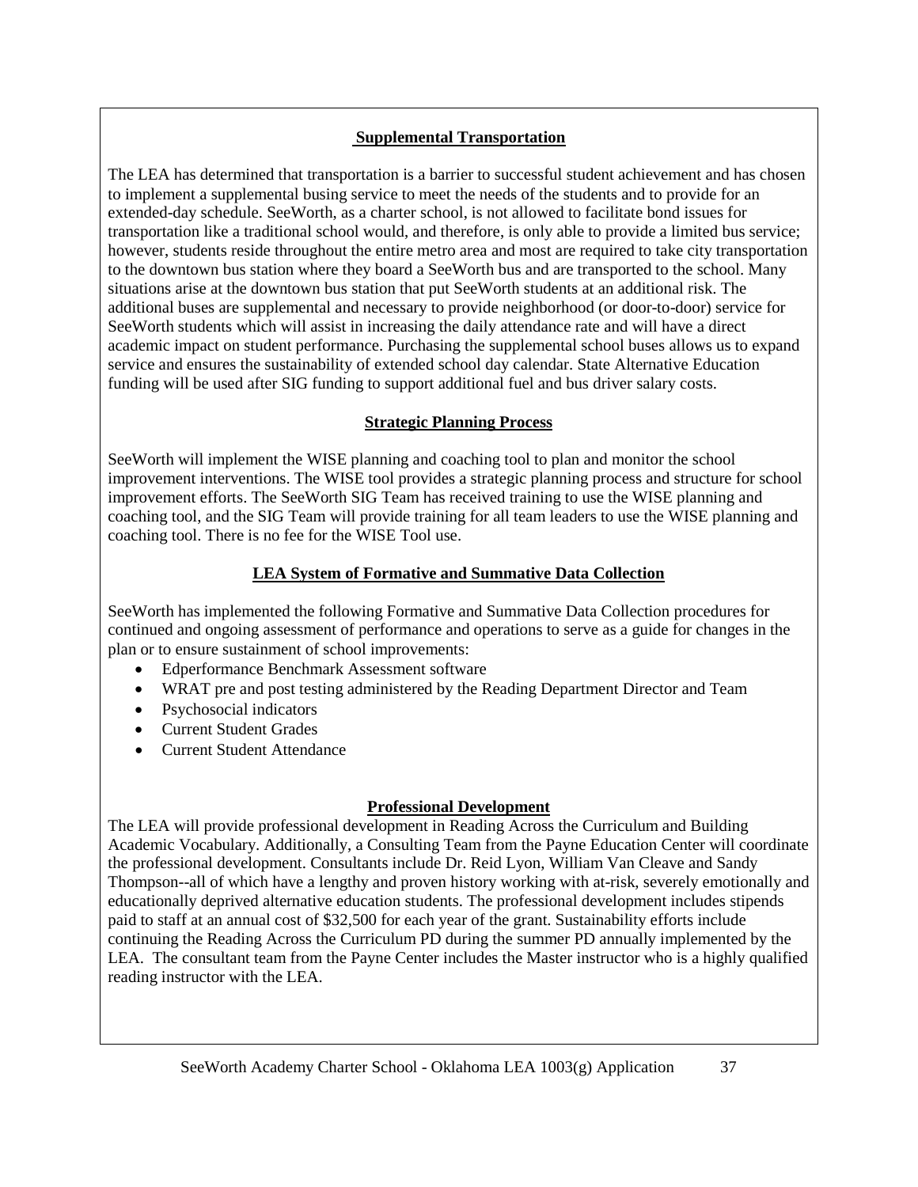## Supplemental Transportation

The LEA has determined that transportation is a barrier to successful student achievement and has chosen to implement a supplemental busing service to meet the needs of the students and to provide for an extended-day schedule. SeeWorth, as a charter school, is not allowed to facilitate bond issues for transportation like a traditional school would, and therefore, is only able to provide a limited bus service; however, students reside throughout the entire metro area and most are required to take city transportation to the downtown bus station where they board a SeeWorth bus and are transported to the school. Many situations arise at the downtown bus station that put SeeWorth students at an additional risk. The additional buses are supplemental and necessary to provide neighborhood (or door-to-door) service for SeeWorth students which will assist in increasing the daily attendance rate and will have a direct academic impact on student performance. Purchasing the supplemental school buses allows us to expand service and ensures the sustainability of extended school day calendar. State Alternative Education funding will be used after SIG funding to support additional fuel and bus driver salary costs.

## Strategic Planning Process

SeeWorth will implement the WISE planning and coaching tool to plan and monitor the school improvement interventions. The WISE tool provides a strategic planning process and structure for school improvement efforts. The SeeWorth SIG Team has received training to use the WISE planning and coaching tool, and the SIG Team will provide training for all team leaders to use the WISE planning and coaching tool. There is no fee for the WISE Tool use.

## LEA System of Formative and Summative Data Collection

SeeWorth has implemented the following Formative and Summative Data Collection procedures for continued and ongoing assessment of performance and operations to serve as a guide for changes in the plan or to ensure sustainment of school improvements:

- Edperformance Benchmark Assessment software
- WRAT pre and post testing administered by the Reading Department Director and Team
- Psychosocial indicators
- Current Student Grades
- Current Student Attendance

## Professional Development

The LEA will provide professional development in Reading Across the Curriculum and Building Academic Vocabulary. Additionally, a Consulting Team from the Payne Education Center will coordinate the professional development. Consultants include Dr. Reid Lyon, William Van Cleave and Sandy Thompson--all of which have a lengthy and proven history working with at-risk, severely emotionally and educationally deprived alternative education students. The professional development includes stipends paid to staff at an annual cost of $32,500 for each year of the grant. Sustainability efforts include continuing the Reading Across the Curriculum PD during the summer PD annually implemented by the LEA. The consultant team from the Payne Center includes the Master instructor who is a highly qualified reading instructor with the LEA.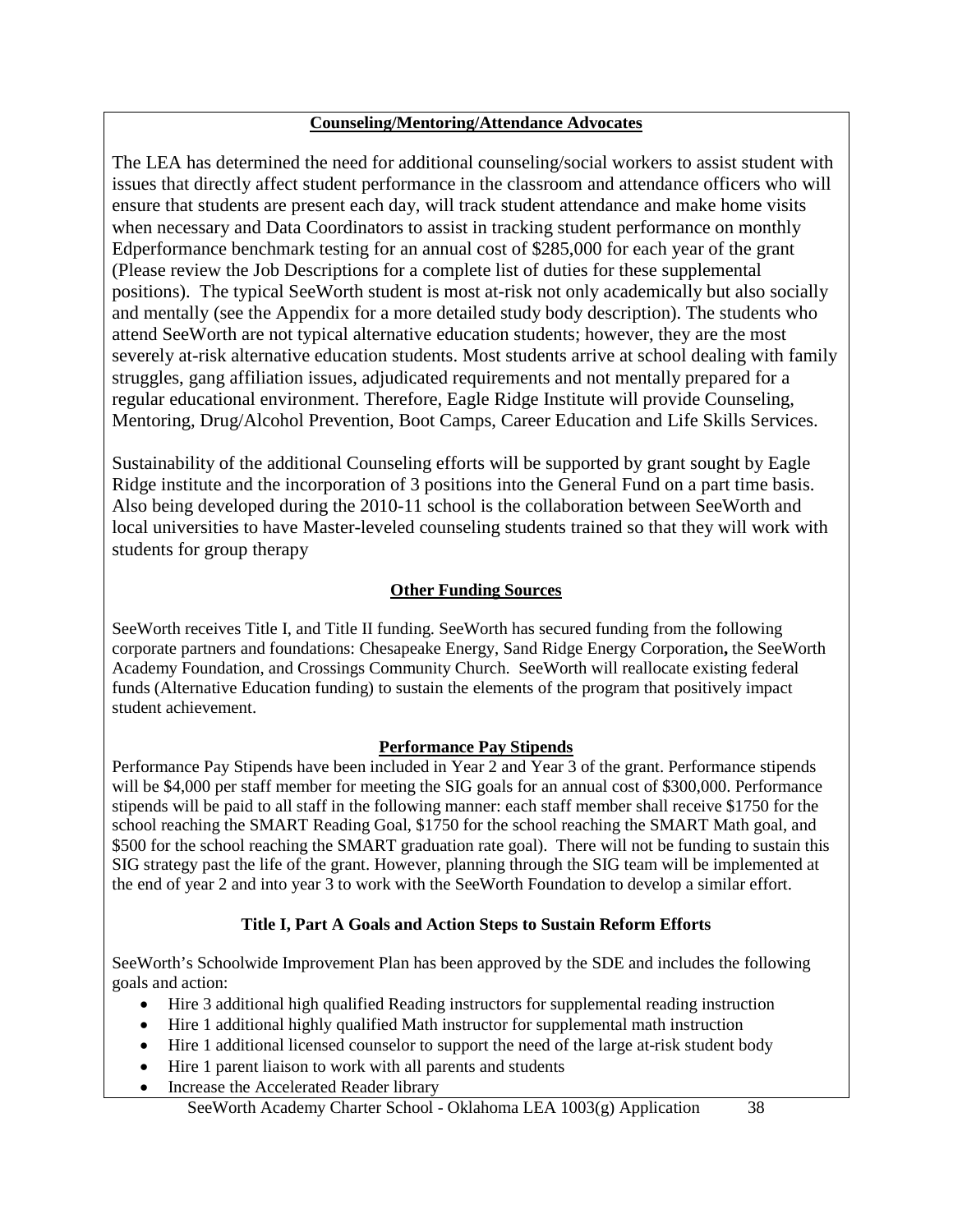**Counseling/Mentoring/Attendance Advocates**

The LEA has determined the need for additional counseling/social workers to assist student with issues that directly affect student performance in the classroom and attendance officers who will ensure that students are present each day, will track student attendance and make home visits when necessary and Data Coordinators to assist in tracking student performance on monthly Edperformance benchmark testing for an annual cost of $285,000 for each year of the grant (Please review the Job Descriptions for a complete list of duties for these supplemental positions). The typical SeeWorth student is most at-risk not only academically but also socially and mentally (see the Appendix for a more detailed study body description). The students who attend SeeWorth are not typical alternative education students; however, they are the most severely at-risk alternative education students. Most students arrive at school dealing with family struggles, gang affiliation issues, adjudicated requirements and not mentally prepared for a regular educational environment. Therefore, Eagle Ridge Institute will provide Counseling, Mentoring, Drug/Alcohol Prevention, Boot Camps, Career Education and Life Skills Services.

Sustainability of the additional Counseling efforts will be supported by grant sought by Eagle Ridge institute and the incorporation of 3 positions into the General Fund on a part time basis. Also being developed during the 2010-11 school is the collaboration between SeeWorth and local universities to have Master-leveled counseling students trained so that they will work with students for group therapy

**Other Funding Sources**

SeeWorth receives Title I, and Title II funding. SeeWorth has secured funding from the following corporate partners and foundations: Chesapeake Energy, Sand Ridge Energy Corporation**,** the SeeWorth Academy Foundation, and Crossings Community Church. SeeWorth will reallocate existing federal funds (Alternative Education funding) to sustain the elements of the program that positively impact student achievement.

**Performance Pay Stipends**

Performance Pay Stipends have been included in Year 2 and Year 3 of the grant. Performance stipends will be $4,000 per staff member for meeting the SIG goals for an annual cost of $300,000. Performance stipends will be paid to all staff in the following manner: each staff member shall receive $1750 for the school reaching the SMART Reading Goal, $1750 for the school reaching the SMART Math goal, and $500 for the school reaching the SMART graduation rate goal). There will not be funding to sustain this SIG strategy past the life of the grant. However, planning through the SIG team will be implemented at the end of year 2 and into year 3 to work with the SeeWorth Foundation to develop a similar effort.

**Title I, Part A Goals and Action Steps to Sustain Reform Efforts**

SeeWorth's Schoolwide Improvement Plan has been approved by the SDE and includes the following goals and action:

- Hire 3 additional high qualified Reading instructors for supplemental reading instruction
- Hire 1 additional highly qualified Math instructor for supplemental math instruction
- Hire 1 additional licensed counselor to support the need of the large at-risk student body
- Hire 1 parent liaison to work with all parents and students
- Increase the Accelerated Reader library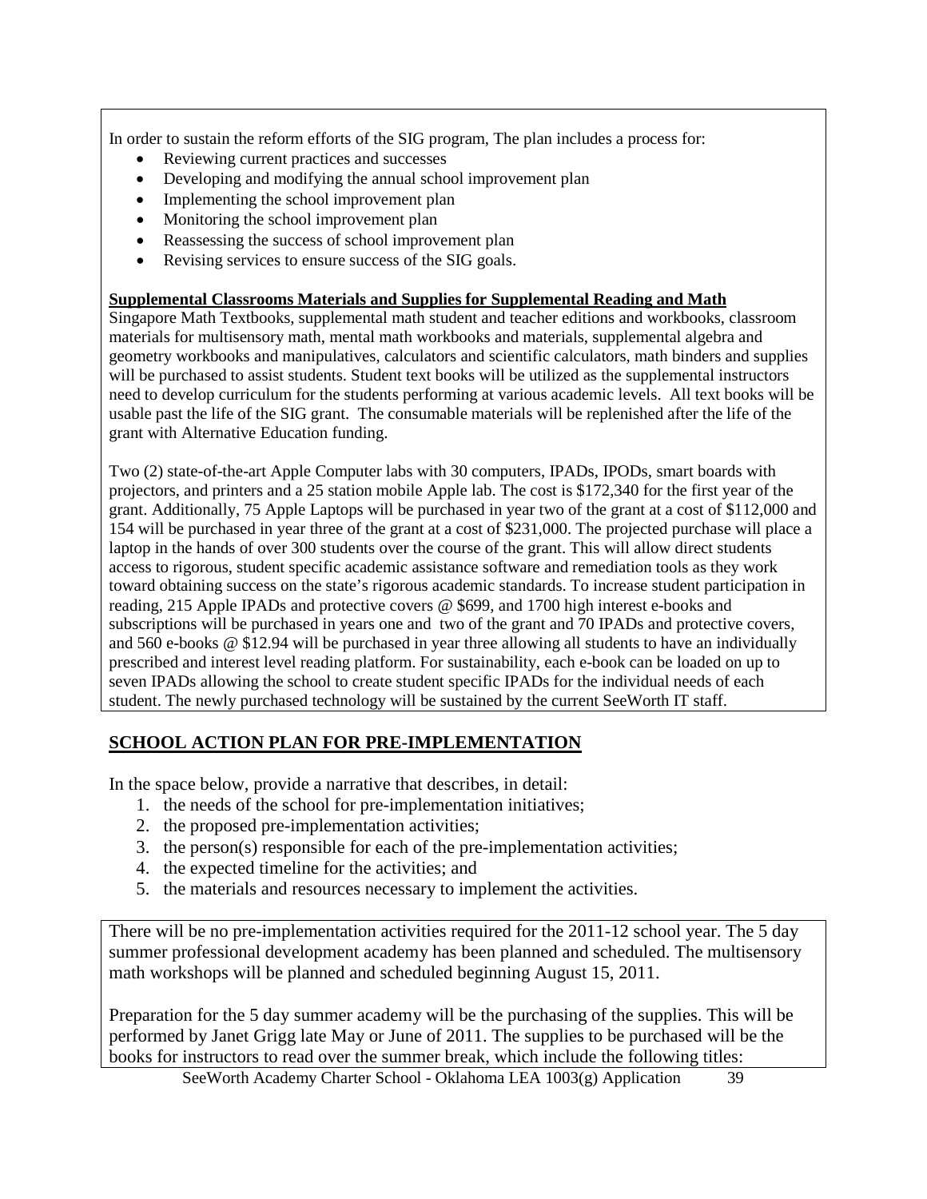In order to sustain the reform efforts of the SIG program, The plan includes a process for:

- Reviewing current practices and successes
- Developing and modifying the annual school improvement plan
- Implementing the school improvement plan
- Monitoring the school improvement plan
- Reassessing the success of school improvement plan
- Revising services to ensure success of the SIG goals.

**Supplemental Classrooms Materials and Supplies for Supplemental Reading and Math**

Singapore Math Textbooks, supplemental math student and teacher editions and workbooks, classroom materials for multisensory math, mental math workbooks and materials, supplemental algebra and geometry workbooks and manipulatives, calculators and scientific calculators, math binders and supplies will be purchased to assist students. Student text books will be utilized as the supplemental instructors need to develop curriculum for the students performing at various academic levels. All text books will be usable past the life of the SIG grant. The consumable materials will be replenished after the life of the grant with Alternative Education funding.

Two (2) state-of-the-art Apple Computer labs with 30 computers, IPADs, IPODs, smart boards with projectors, and printers and a 25 station mobile Apple lab. The cost is $172,340 for the first year of the grant. Additionally, 75 Apple Laptops will be purchased in year two of the grant at a cost of $112,000 and 154 will be purchased in year three of the grant at a cost of $231,000. The projected purchase will place a laptop in the hands of over 300 students over the course of the grant. This will allow direct students access to rigorous, student specific academic assistance software and remediation tools as they work toward obtaining success on the state's rigorous academic standards. To increase student participation in reading, 215 Apple IPADs and protective covers @ $699, and 1700 high interest e-books and subscriptions will be purchased in years one and two of the grant and 70 IPADs and protective covers, and 560 e-books @ $12.94 will be purchased in year three allowing all students to have an individually prescribed and interest level reading platform. For sustainability, each e-book can be loaded on up to seven IPADs allowing the school to create student specific IPADs for the individual needs of each student. The newly purchased technology will be sustained by the current SeeWorth IT staff.

## SCHOOL ACTION PLAN FOR PRE-IMPLEMENTATION

In the space below, provide a narrative that describes, in detail:

1. the needs of the school for pre-implementation initiatives;
2. the proposed pre-implementation activities;
3. the person(s) responsible for each of the pre-implementation activities;
4. the expected timeline for the activities; and
5. the materials and resources necessary to implement the activities.

There will be no pre-implementation activities required for the 2011-12 school year. The 5 day summer professional development academy has been planned and scheduled. The multisensory math workshops will be planned and scheduled beginning August 15, 2011.

Preparation for the 5 day summer academy will be the purchasing of the supplies. This will be performed by Janet Grigg late May or June of 2011. The supplies to be purchased will be the books for instructors to read over the summer break, which include the following titles: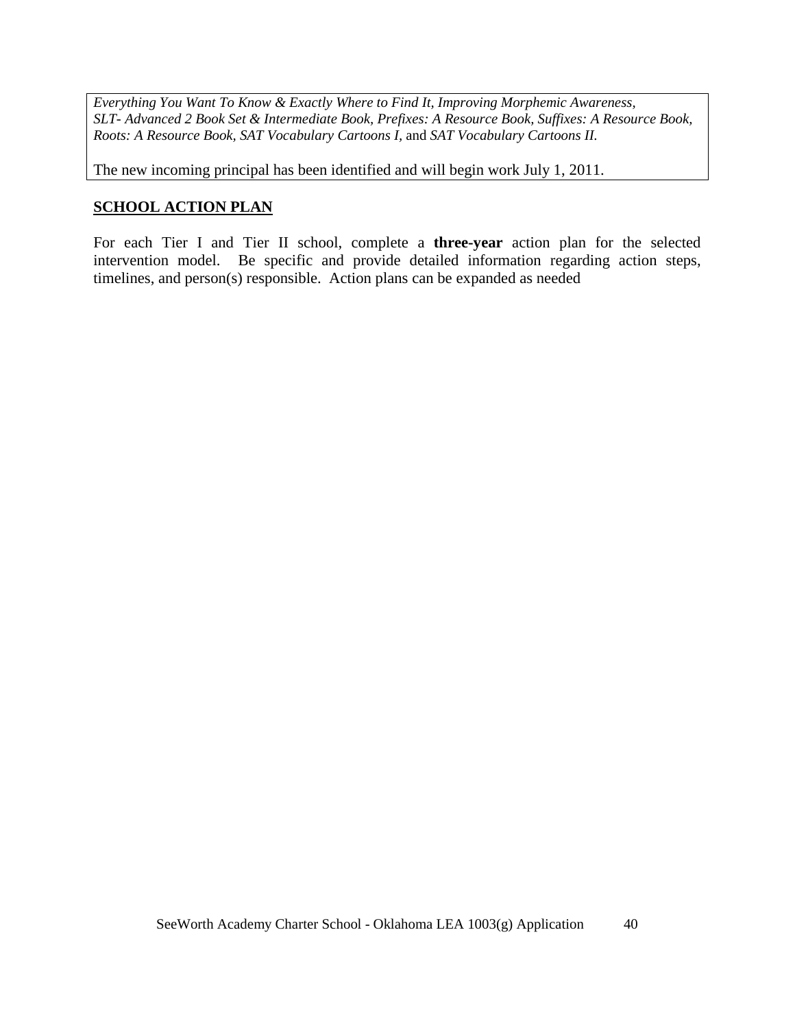*Everything You Want To Know & Exactly Where to Find It, Improving Morphemic Awareness, SLT- Advanced 2 Book Set & Intermediate Book, Prefixes: A Resource Book, Suffixes: A Resource Book, Roots: A Resource Book, SAT Vocabulary Cartoons I,* and *SAT Vocabulary Cartoons II.*

The new incoming principal has been identified and will begin work July 1, 2011.

## SCHOOL ACTION PLAN

For each Tier I and Tier II school, complete a **three-year** action plan for the selected intervention model. Be specific and provide detailed information regarding action steps, timelines, and person(s) responsible. Action plans can be expanded as needed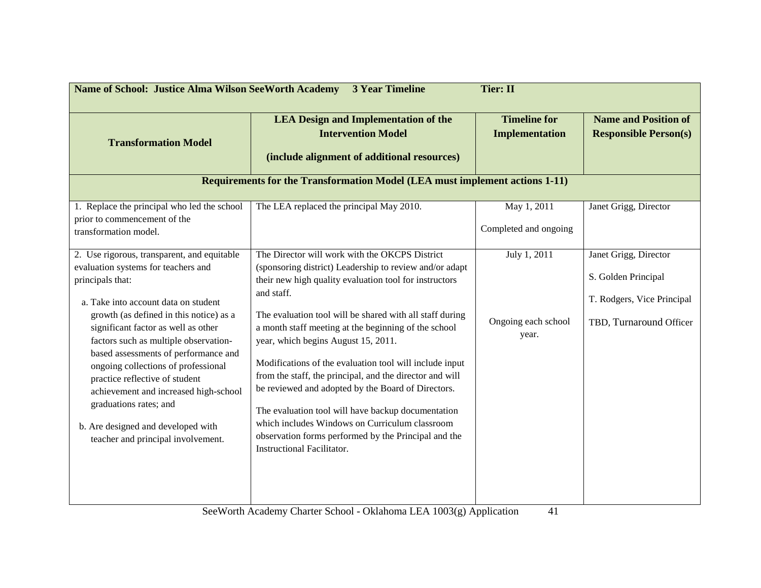| **Name of School: Justice Alma Wilson SeeWorth Academy 3 Year Timeline** | | **Tier: II** | |
|---|---|---|---|
| **Transformation Model** | **LEA Design and Implementation of the Intervention Model** <br><br> **(include alignment of additional resources)** | **Timeline for Implementation** | **Name and Position of Responsible Person(s)** |
| **Requirements for the Transformation Model (LEA must implement actions 1-11)** | | | |
| 1. Replace the principal who led the school prior to commencement of the transformation model. | The LEA replaced the principal May 2010. | May 1, 2011 <br><br> Completed and ongoing | Janet Grigg, Director |
| 2. Use rigorous, transparent, and equitable evaluation systems for teachers and principals that: <br><br> a. Take into account data on student growth (as defined in this notice) as a significant factor as well as other factors such as multiple observation-based assessments of performance and ongoing collections of professional practice reflective of student achievement and increased high-school graduations rates; and <br><br> b. Are designed and developed with teacher and principal involvement. | The Director will work with the OKCPS District (sponsoring district) Leadership to review and/or adapt their new high quality evaluation tool for instructors and staff. <br><br> The evaluation tool will be shared with all staff during a month staff meeting at the beginning of the school year, which begins August 15, 2011. <br><br> Modifications of the evaluation tool will include input from the staff, the principal, and the director and will be reviewed and adopted by the Board of Directors. <br><br> The evaluation tool will have backup documentation which includes Windows on Curriculum classroom observation forms performed by the Principal and the Instructional Facilitator. | July 1, 2011 <br><br> Ongoing each school year. | Janet Grigg, Director <br><br> S. Golden Principal <br><br> T. Rodgers, Vice Principal <br><br> TBD, Turnaround Officer |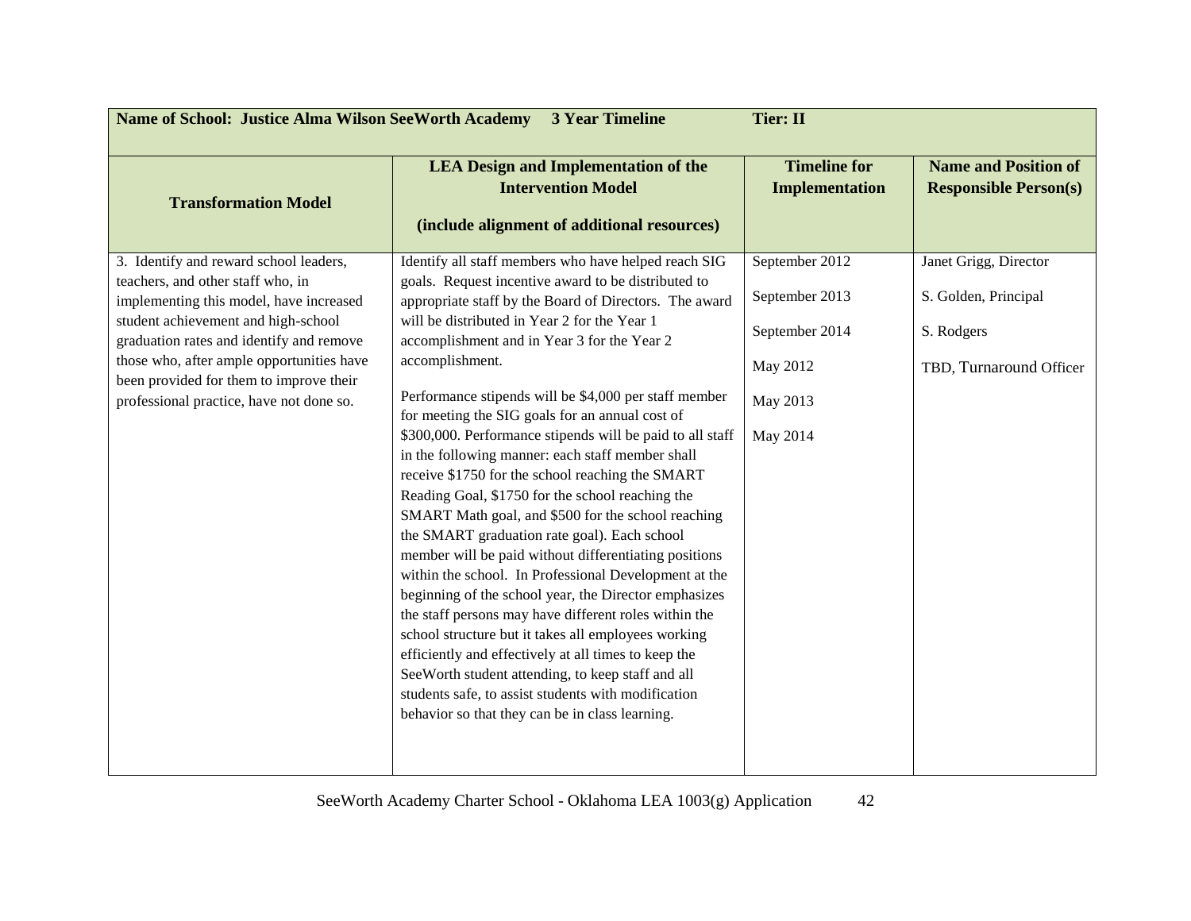| Name of School: Justice Alma Wilson SeeWorth Academy 3 Year Timeline | | Tier: II | |
|---|---|---|---|
| **Transformation Model** | **LEA Design and Implementation of the Intervention Model**<br><br>**(include alignment of additional resources)** | **Timeline for Implementation** | **Name and Position of Responsible Person(s)** |
| 3. Identify and reward school leaders, teachers, and other staff who, in implementing this model, have increased student achievement and high-school graduation rates and identify and remove those who, after ample opportunities have been provided for them to improve their professional practice, have not done so. | Identify all staff members who have helped reach SIG goals. Request incentive award to be distributed to appropriate staff by the Board of Directors. The award will be distributed in Year 2 for the Year 1 accomplishment and in Year 3 for the Year 2 accomplishment.<br><br>Performance stipends will be $4,000 per staff member for meeting the SIG goals for an annual cost of $300,000. Performance stipends will be paid to all staff in the following manner: each staff member shall receive $1750 for the school reaching the SMART Reading Goal, $1750 for the school reaching the SMART Math goal, and $500 for the school reaching the SMART graduation rate goal). Each school member will be paid without differentiating positions within the school. In Professional Development at the beginning of the school year, the Director emphasizes the staff persons may have different roles within the school structure but it takes all employees working efficiently and effectively at all times to keep the SeeWorth student attending, to keep staff and all students safe, to assist students with modification behavior so that they can be in class learning. | September 2012<br><br>September 2013<br><br>September 2014<br><br>May 2012<br><br>May 2013<br><br>May 2014 | Janet Grigg, Director<br><br>S. Golden, Principal<br><br>S. Rodgers<br><br>TBD, Turnaround Officer |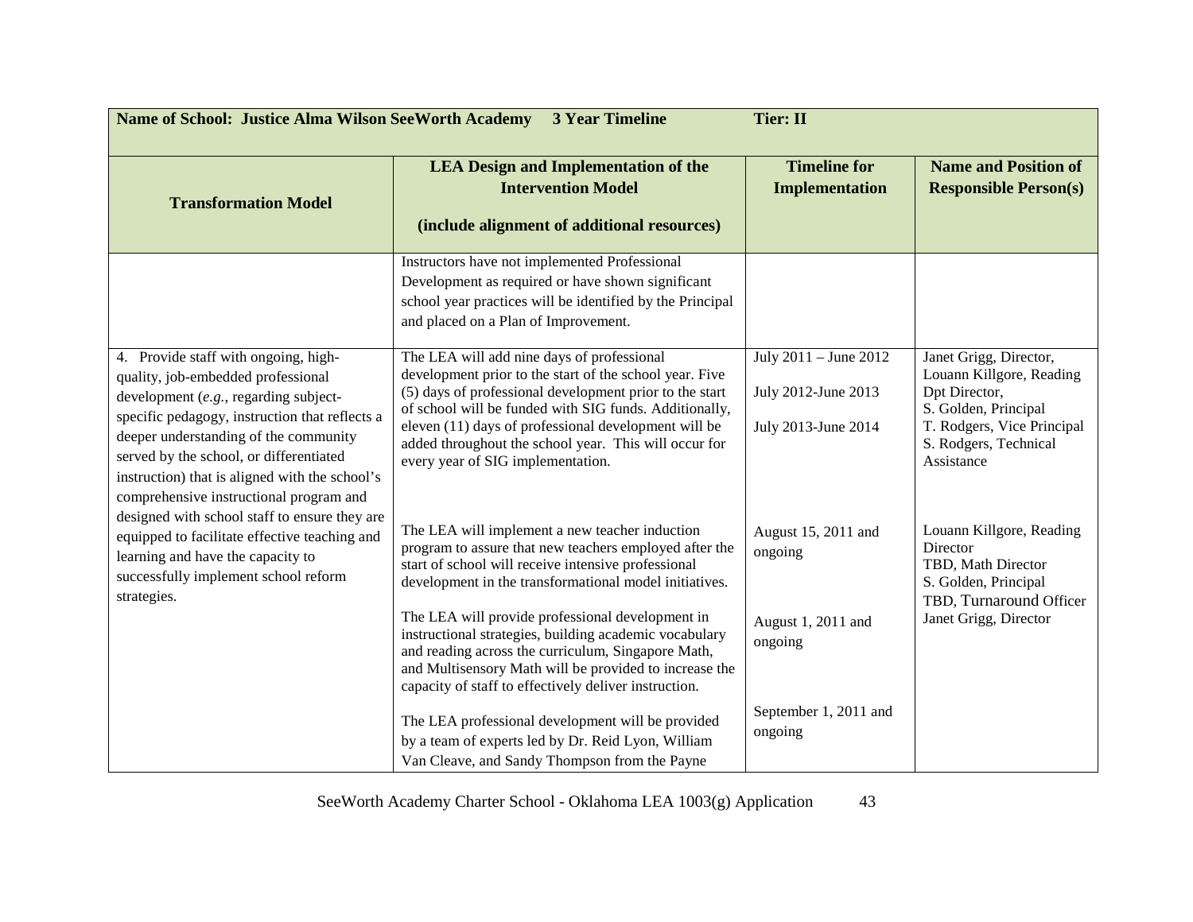| **Name of School: Justice Alma Wilson SeeWorth Academy 3 Year Timeline Tier: II** | | | |
|---|---|---|---|
| **Transformation Model** | **LEA Design and Implementation of the Intervention Model**<br><br>**(include alignment of additional resources)** | **Timeline for Implementation** | **Name and Position of Responsible Person(s)** |
| | Instructors have not implemented Professional Development as required or have shown significant school year practices will be identified by the Principal and placed on a Plan of Improvement. | | |
| 4. Provide staff with ongoing, high-quality, job-embedded professional development (*e.g.*, regarding subject-specific pedagogy, instruction that reflects a deeper understanding of the community served by the school, or differentiated instruction) that is aligned with the school's comprehensive instructional program and designed with school staff to ensure they are equipped to facilitate effective teaching and learning and have the capacity to successfully implement school reform strategies. | The LEA will add nine days of professional development prior to the start of the school year. Five (5) days of professional development prior to the start of school will be funded with SIG funds. Additionally, eleven (11) days of professional development will be added throughout the school year. This will occur for every year of SIG implementation.<br><br>The LEA will implement a new teacher induction program to assure that new teachers employed after the start of school will receive intensive professional development in the transformational model initiatives.<br><br>The LEA will provide professional development in instructional strategies, building academic vocabulary and reading across the curriculum, Singapore Math, and Multisensory Math will be provided to increase the capacity of staff to effectively deliver instruction.<br><br>The LEA professional development will be provided by a team of experts led by Dr. Reid Lyon, William Van Cleave, and Sandy Thompson from the Payne | July 2011 – June 2012<br><br>July 2012-June 2013<br><br>July 2013-June 2014<br><br>August 15, 2011 and ongoing<br><br>August 1, 2011 and ongoing<br><br>September 1, 2011 and ongoing | Janet Grigg, Director, Louann Killgore, Reading Dpt Director, S. Golden, Principal T. Rodgers, Vice Principal S. Rodgers, Technical Assistance<br><br>Louann Killgore, Reading Director TBD, Math Director S. Golden, Principal TBD, Turnaround Officer Janet Grigg, Director |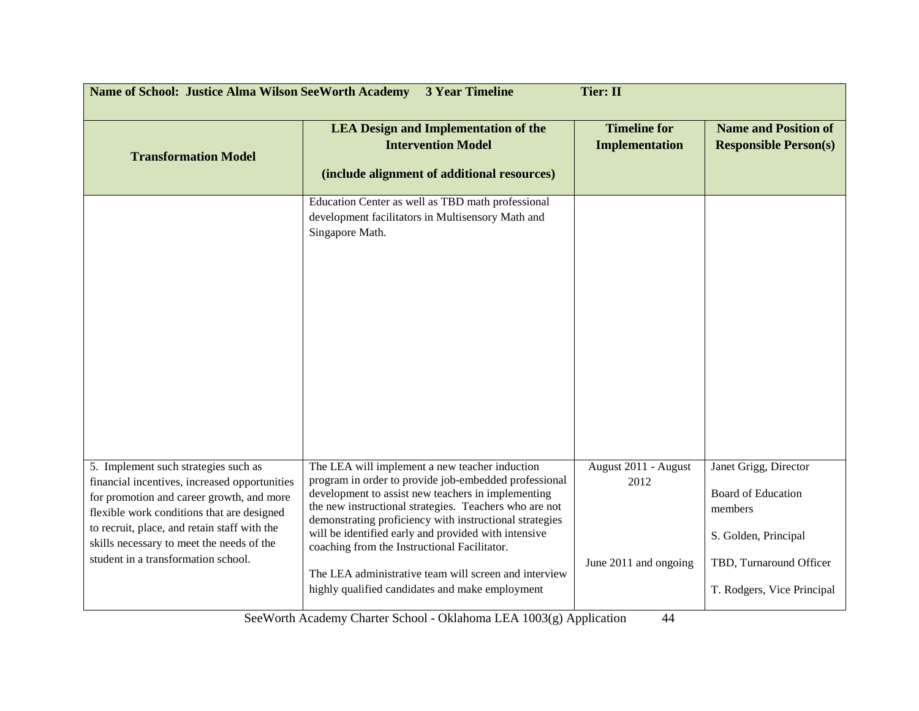| Name of School: Justice Alma Wilson SeeWorth Academy 3 Year Timeline | | Tier: II | |
|---|---|---|---|
| **Transformation Model** | **LEA Design and Implementation of the Intervention Model**<br><br>**(include alignment of additional resources)** | **Timeline for Implementation** | **Name and Position of Responsible Person(s)** |
| | Education Center as well as TBD math professional development facilitators in Multisensory Math and Singapore Math. | | |
| 5. Implement such strategies such as financial incentives, increased opportunities for promotion and career growth, and more flexible work conditions that are designed to recruit, place, and retain staff with the skills necessary to meet the needs of the student in a transformation school. | The LEA will implement a new teacher induction program in order to provide job-embedded professional development to assist new teachers in implementing the new instructional strategies. Teachers who are not demonstrating proficiency with instructional strategies will be identified early and provided with intensive coaching from the Instructional Facilitator.<br><br>The LEA administrative team will screen and interview highly qualified candidates and make employment | August 2011 - August 2012<br><br>June 2011 and ongoing | Janet Grigg, Director<br><br>Board of Education members<br><br>S. Golden, Principal<br><br>TBD, Turnaround Officer<br><br>T. Rodgers, Vice Principal |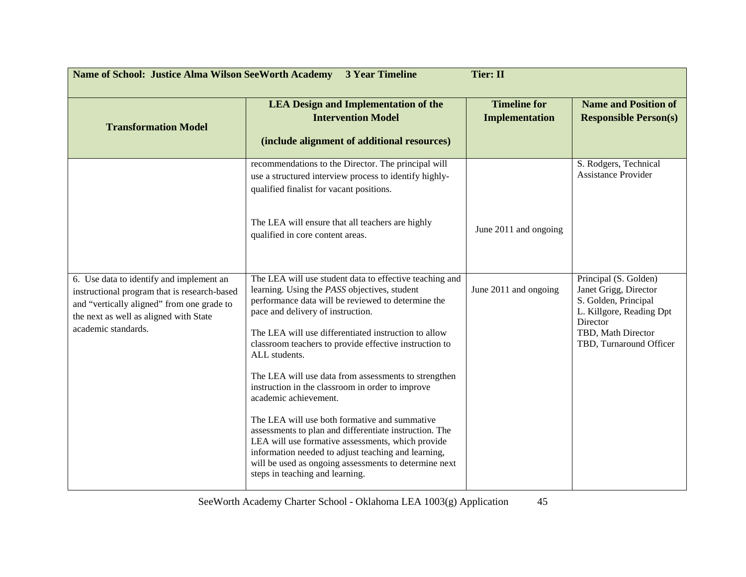| Name of School: Justice Alma Wilson SeeWorth Academy 3 Year Timeline | | Tier: II | |
|---|---|---|---|
| **Transformation Model** | **LEA Design and Implementation of the Intervention Model**<br><br>**(include alignment of additional resources)** | **Timeline for Implementation** | **Name and Position of Responsible Person(s)** |
| | recommendations to the Director. The principal will use a structured interview process to identify highly-qualified finalist for vacant positions.<br><br>The LEA will ensure that all teachers are highly qualified in core content areas. | June 2011 and ongoing | S. Rodgers, Technical Assistance Provider |
| 6. Use data to identify and implement an instructional program that is research-based and "vertically aligned" from one grade to the next as well as aligned with State academic standards. | The LEA will use student data to effective teaching and learning. Using the *PASS* objectives, student performance data will be reviewed to determine the pace and delivery of instruction.<br><br>The LEA will use differentiated instruction to allow classroom teachers to provide effective instruction to ALL students.<br><br>The LEA will use data from assessments to strengthen instruction in the classroom in order to improve academic achievement.<br><br>The LEA will use both formative and summative assessments to plan and differentiate instruction. The LEA will use formative assessments, which provide information needed to adjust teaching and learning, will be used as ongoing assessments to determine next steps in teaching and learning. | June 2011 and ongoing | Principal (S. Golden)<br>Janet Grigg, Director<br>S. Golden, Principal<br>L. Killgore, Reading Dpt Director<br>TBD, Math Director<br>TBD, Turnaround Officer |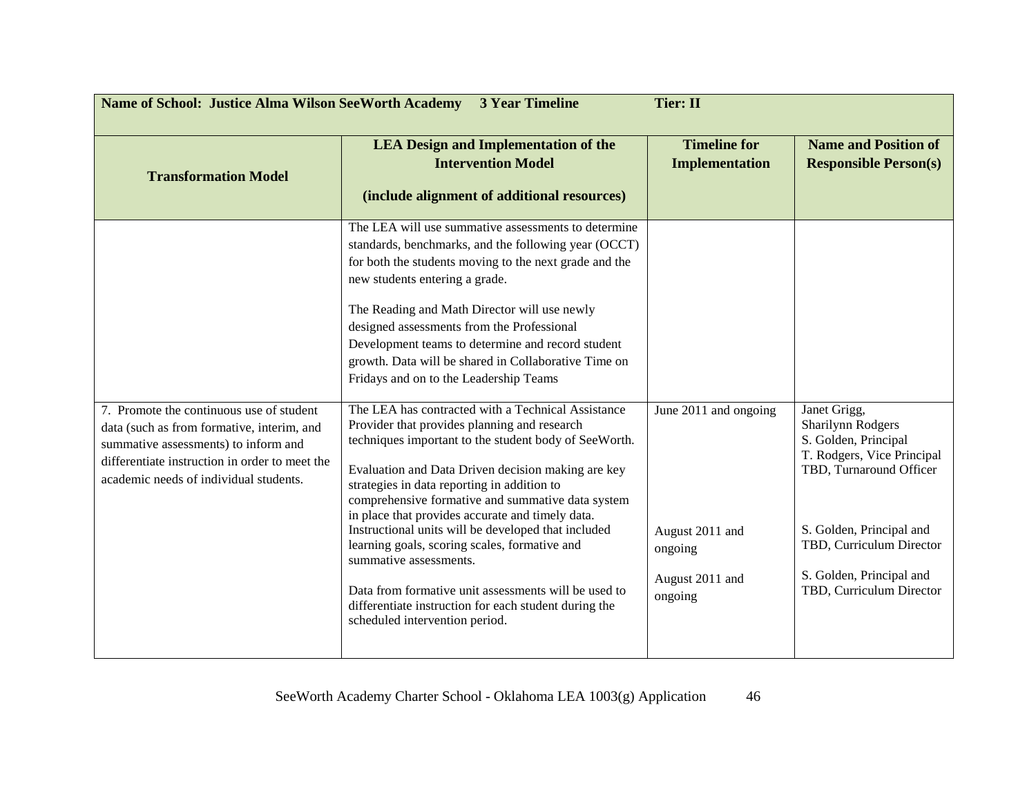| Name of School: Justice Alma Wilson SeeWorth Academy 3 Year Timeline | | Tier: II | |
|---|---|---|---|
| **Transformation Model** | **LEA Design and Implementation of the Intervention Model**<br><br>**(include alignment of additional resources)** | **Timeline for Implementation** | **Name and Position of Responsible Person(s)** |
| | The LEA will use summative assessments to determine standards, benchmarks, and the following year (OCCT) for both the students moving to the next grade and the new students entering a grade.<br><br>The Reading and Math Director will use newly designed assessments from the Professional Development teams to determine and record student growth. Data will be shared in Collaborative Time on Fridays and on to the Leadership Teams | | |
| 7. Promote the continuous use of student data (such as from formative, interim, and summative assessments) to inform and differentiate instruction in order to meet the academic needs of individual students. | The LEA has contracted with a Technical Assistance Provider that provides planning and research techniques important to the student body of SeeWorth.<br><br>Evaluation and Data Driven decision making are key strategies in data reporting in addition to comprehensive formative and summative data system in place that provides accurate and timely data. | June 2011 and ongoing | Janet Grigg,<br>Sharilynn Rodgers<br>S. Golden, Principal<br>T. Rodgers, Vice Principal<br>TBD, Turnaround Officer |
| | Instructional units will be developed that included learning goals, scoring scales, formative and summative assessments. | August 2011 and ongoing | S. Golden, Principal and TBD, Curriculum Director |
| | Data from formative unit assessments will be used to differentiate instruction for each student during the scheduled intervention period. | August 2011 and ongoing | S. Golden, Principal and TBD, Curriculum Director |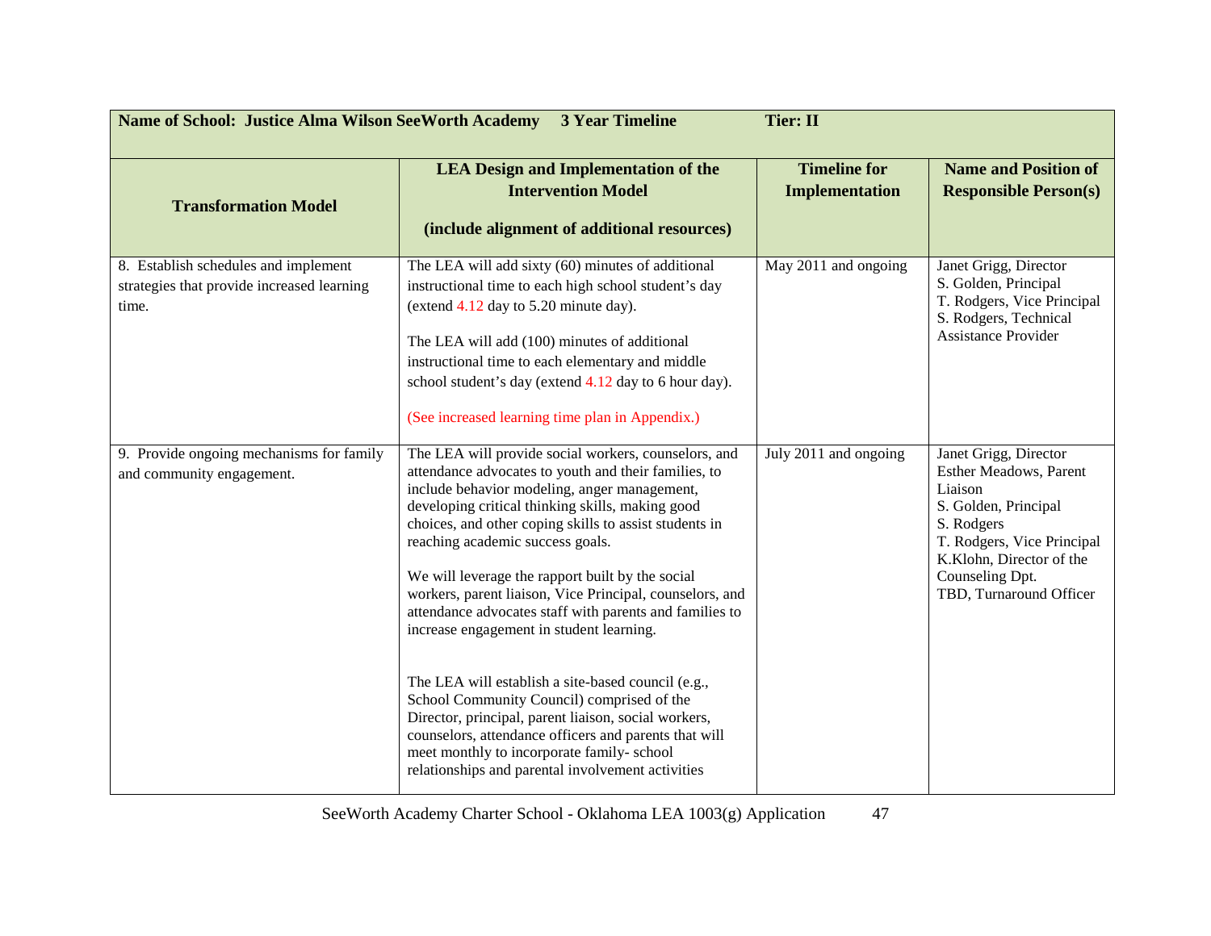| Name of School: Justice Alma Wilson SeeWorth Academy 3 Year Timeline | | Tier: II | |
|---|---|---|---|
| **Transformation Model** | **LEA Design and Implementation of the Intervention Model (include alignment of additional resources)** | **Timeline for Implementation** | **Name and Position of Responsible Person(s)** |
| 8. Establish schedules and implement strategies that provide increased learning time. | The LEA will add sixty (60) minutes of additional instructional time to each high school student's day (extend 4.12 day to 5.20 minute day).<br><br>The LEA will add (100) minutes of additional instructional time to each elementary and middle school student's day (extend 4.12 day to 6 hour day).<br><br>(See increased learning time plan in Appendix.) | May 2011 and ongoing | Janet Grigg, Director<br>S. Golden, Principal<br>T. Rodgers, Vice Principal<br>S. Rodgers, Technical Assistance Provider |
| 9. Provide ongoing mechanisms for family and community engagement. | The LEA will provide social workers, counselors, and attendance advocates to youth and their families, to include behavior modeling, anger management, developing critical thinking skills, making good choices, and other coping skills to assist students in reaching academic success goals.<br><br>We will leverage the rapport built by the social workers, parent liaison, Vice Principal, counselors, and attendance advocates staff with parents and families to increase engagement in student learning.<br><br>The LEA will establish a site-based council (e.g., School Community Council) comprised of the Director, principal, parent liaison, social workers, counselors, attendance officers and parents that will meet monthly to incorporate family- school relationships and parental involvement activities | July 2011 and ongoing | Janet Grigg, Director<br>Esther Meadows, Parent Liaison<br>S. Golden, Principal<br>S. Rodgers<br>T. Rodgers, Vice Principal<br>K.Klohn, Director of the Counseling Dpt.<br>TBD, Turnaround Officer |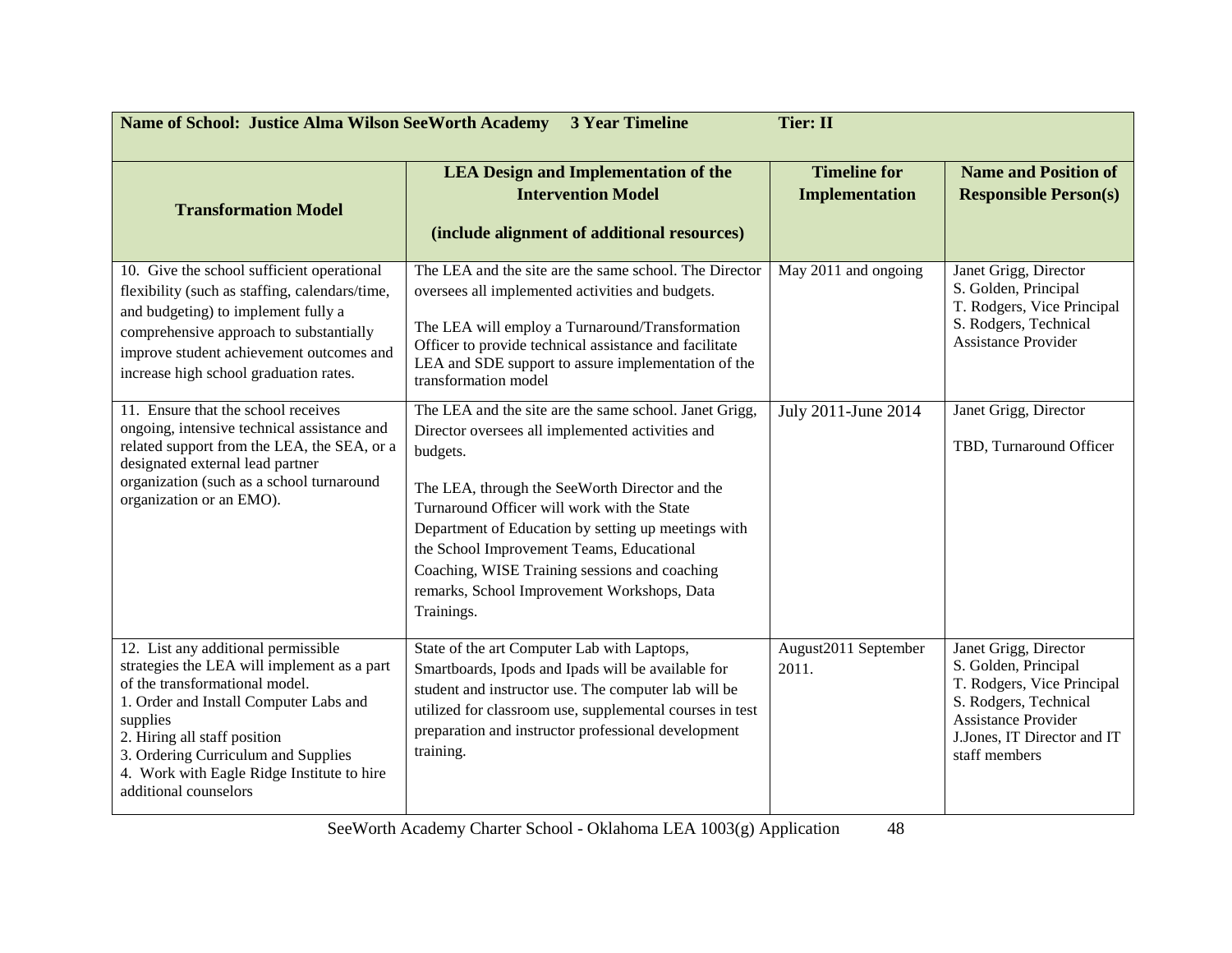| **Name of School: Justice Alma Wilson SeeWorth Academy 3 Year Timeline** | | **Tier: II** | |
|---|---|---|---|
| **Transformation Model** | **LEA Design and Implementation of the Intervention Model**<br><br>**(include alignment of additional resources)** | **Timeline for Implementation** | **Name and Position of Responsible Person(s)** |
| 10. Give the school sufficient operational flexibility (such as staffing, calendars/time, and budgeting) to implement fully a comprehensive approach to substantially improve student achievement outcomes and increase high school graduation rates. | The LEA and the site are the same school. The Director oversees all implemented activities and budgets.<br><br>The LEA will employ a Turnaround/Transformation Officer to provide technical assistance and facilitate LEA and SDE support to assure implementation of the transformation model | May 2011 and ongoing | Janet Grigg, Director<br>S. Golden, Principal<br>T. Rodgers, Vice Principal<br>S. Rodgers, Technical Assistance Provider |
| 11. Ensure that the school receives ongoing, intensive technical assistance and related support from the LEA, the SEA, or a designated external lead partner organization (such as a school turnaround organization or an EMO). | The LEA and the site are the same school. Janet Grigg, Director oversees all implemented activities and budgets.<br><br>The LEA, through the SeeWorth Director and the Turnaround Officer will work with the State Department of Education by setting up meetings with the School Improvement Teams, Educational Coaching, WISE Training sessions and coaching remarks, School Improvement Workshops, Data Trainings. | July 2011-June 2014 | Janet Grigg, Director<br><br>TBD, Turnaround Officer |
| 12. List any additional permissible strategies the LEA will implement as a part of the transformational model.<br>1. Order and Install Computer Labs and supplies<br>2. Hiring all staff position<br>3. Ordering Curriculum and Supplies<br>4. Work with Eagle Ridge Institute to hire additional counselors | State of the art Computer Lab with Laptops, Smartboards, Ipods and Ipads will be available for student and instructor use. The computer lab will be utilized for classroom use, supplemental courses in test preparation and instructor professional development training. | August2011 September 2011. | Janet Grigg, Director<br>S. Golden, Principal<br>T. Rodgers, Vice Principal<br>S. Rodgers, Technical Assistance Provider<br>J.Jones, IT Director and IT staff members |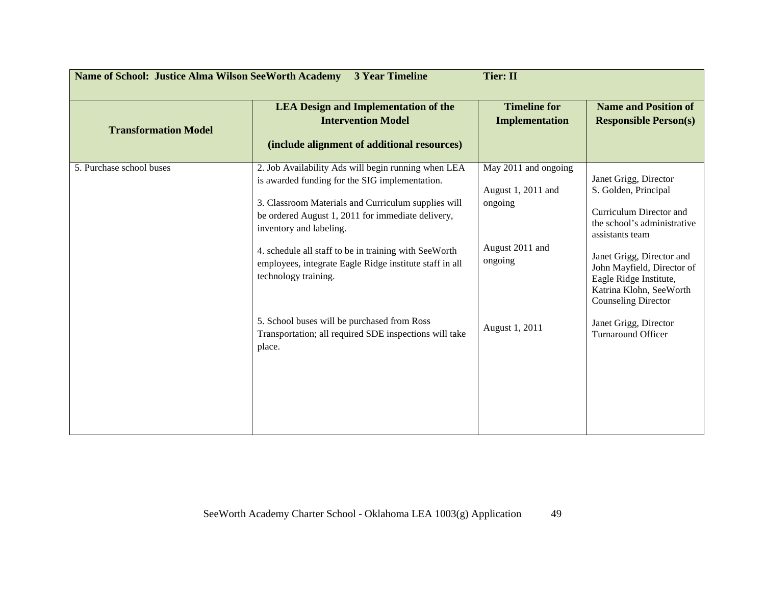| Name of School: Justice Alma Wilson SeeWorth Academy 3 Year Timeline | | Tier: II | |
|---|---|---|---|
| **Transformation Model** | **LEA Design and Implementation of the Intervention Model**<br><br>**(include alignment of additional resources)** | **Timeline for Implementation** | **Name and Position of Responsible Person(s)** |
| 5. Purchase school buses | 2. Job Availability Ads will begin running when LEA is awarded funding for the SIG implementation.<br><br>3. Classroom Materials and Curriculum supplies will be ordered August 1, 2011 for immediate delivery, inventory and labeling.<br><br>4. schedule all staff to be in training with SeeWorth employees, integrate Eagle Ridge institute staff in all technology training.<br><br>5. School buses will be purchased from Ross Transportation; all required SDE inspections will take place. | May 2011 and ongoing<br><br>August 1, 2011 and ongoing<br><br>August 2011 and ongoing<br><br>August 1, 2011 | Janet Grigg, Director<br>S. Golden, Principal<br><br>Curriculum Director and the school's administrative assistants team<br><br>Janet Grigg, Director and John Mayfield, Director of Eagle Ridge Institute, Katrina Klohn, SeeWorth Counseling Director<br><br>Janet Grigg, Director<br>Turnaround Officer |

SeeWorth Academy Charter School - Oklahoma LEA 1003(g) Application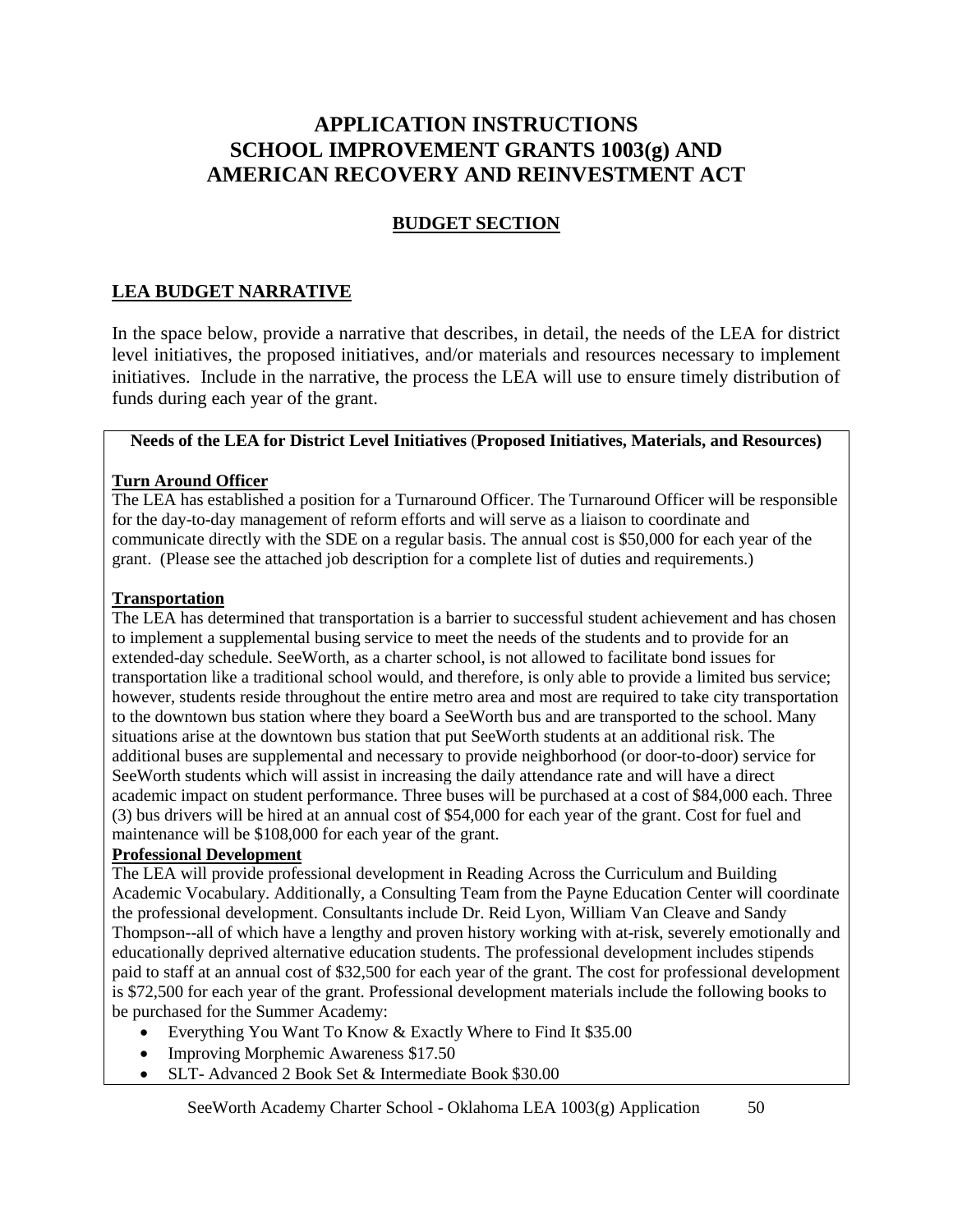# APPLICATION INSTRUCTIONS
# SCHOOL IMPROVEMENT GRANTS 1003(g) AND AMERICAN RECOVERY AND REINVESTMENT ACT

## BUDGET SECTION

## LEA BUDGET NARRATIVE

In the space below, provide a narrative that describes, in detail, the needs of the LEA for district level initiatives, the proposed initiatives, and/or materials and resources necessary to implement initiatives. Include in the narrative, the process the LEA will use to ensure timely distribution of funds during each year of the grant.

**Needs of the LEA for District Level Initiatives (Proposed Initiatives, Materials, and Resources)**

**Turn Around Officer**

The LEA has established a position for a Turnaround Officer. The Turnaround Officer will be responsible for the day-to-day management of reform efforts and will serve as a liaison to coordinate and communicate directly with the SDE on a regular basis. The annual cost is $50,000 for each year of the grant. (Please see the attached job description for a complete list of duties and requirements.)

**Transportation**

The LEA has determined that transportation is a barrier to successful student achievement and has chosen to implement a supplemental busing service to meet the needs of the students and to provide for an extended-day schedule. SeeWorth, as a charter school, is not allowed to facilitate bond issues for transportation like a traditional school would, and therefore, is only able to provide a limited bus service; however, students reside throughout the entire metro area and most are required to take city transportation to the downtown bus station where they board a SeeWorth bus and are transported to the school. Many situations arise at the downtown bus station that put SeeWorth students at an additional risk. The additional buses are supplemental and necessary to provide neighborhood (or door-to-door) service for SeeWorth students which will assist in increasing the daily attendance rate and will have a direct academic impact on student performance. Three buses will be purchased at a cost of $84,000 each. Three (3) bus drivers will be hired at an annual cost of $54,000 for each year of the grant. Cost for fuel and maintenance will be $108,000 for each year of the grant.

**Professional Development**

The LEA will provide professional development in Reading Across the Curriculum and Building Academic Vocabulary. Additionally, a Consulting Team from the Payne Education Center will coordinate the professional development. Consultants include Dr. Reid Lyon, William Van Cleave and Sandy Thompson--all of which have a lengthy and proven history working with at-risk, severely emotionally and educationally deprived alternative education students. The professional development includes stipends paid to staff at an annual cost of $32,500 for each year of the grant. The cost for professional development is $72,500 for each year of the grant. Professional development materials include the following books to be purchased for the Summer Academy:

- Everything You Want To Know & Exactly Where to Find It $35.00
- Improving Morphemic Awareness $17.50
- SLT- Advanced 2 Book Set & Intermediate Book $30.00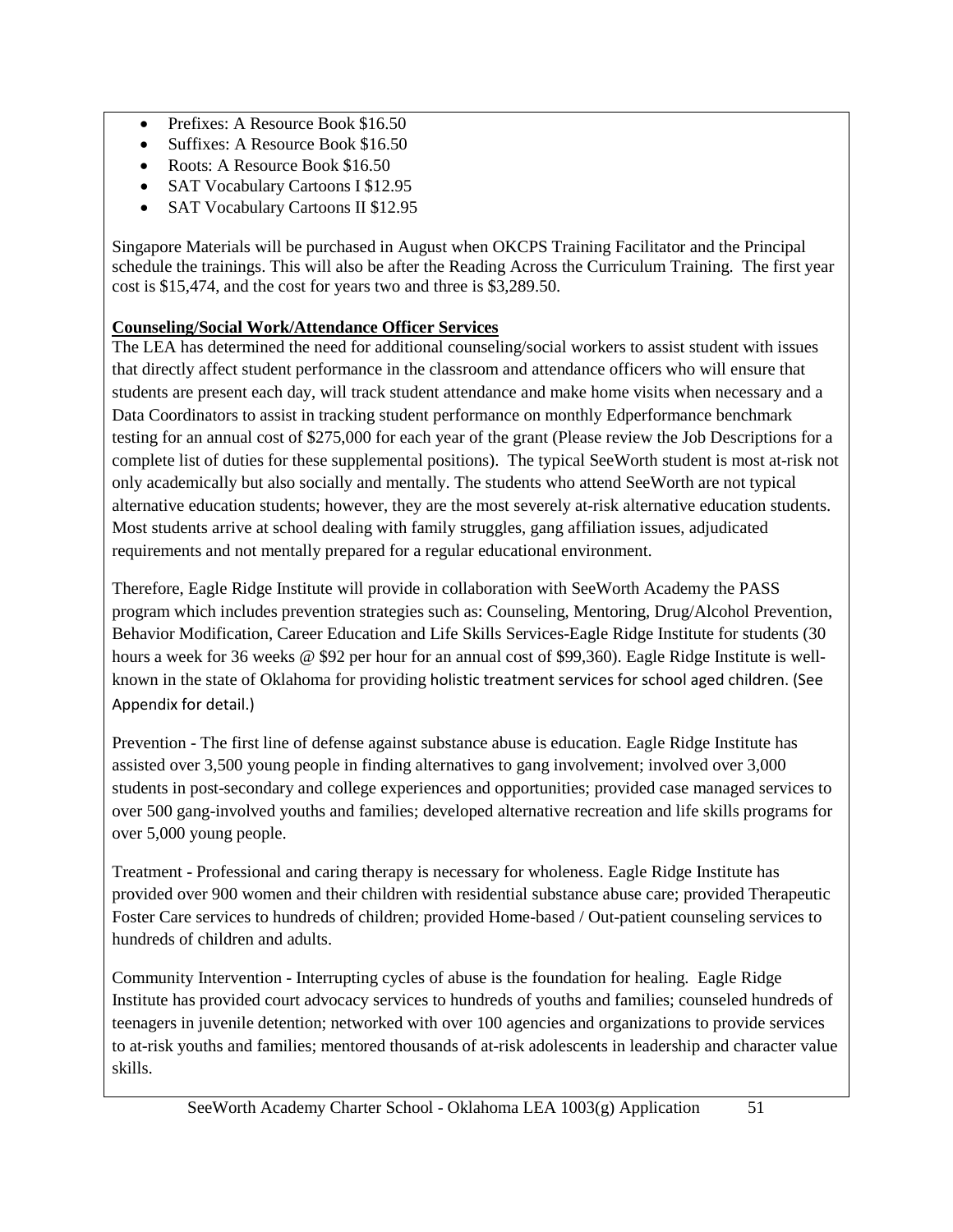- Prefixes: A Resource Book $16.50
- Suffixes: A Resource Book $16.50
- Roots: A Resource Book $16.50
- SAT Vocabulary Cartoons I $12.95
- SAT Vocabulary Cartoons II $12.95

Singapore Materials will be purchased in August when OKCPS Training Facilitator and the Principal schedule the trainings. This will also be after the Reading Across the Curriculum Training. The first year cost is $15,474, and the cost for years two and three is $3,289.50.

**Counseling/Social Work/Attendance Officer Services**

The LEA has determined the need for additional counseling/social workers to assist student with issues that directly affect student performance in the classroom and attendance officers who will ensure that students are present each day, will track student attendance and make home visits when necessary and a Data Coordinators to assist in tracking student performance on monthly Edperformance benchmark testing for an annual cost of $275,000 for each year of the grant (Please review the Job Descriptions for a complete list of duties for these supplemental positions). The typical SeeWorth student is most at-risk not only academically but also socially and mentally. The students who attend SeeWorth are not typical alternative education students; however, they are the most severely at-risk alternative education students. Most students arrive at school dealing with family struggles, gang affiliation issues, adjudicated requirements and not mentally prepared for a regular educational environment.

Therefore, Eagle Ridge Institute will provide in collaboration with SeeWorth Academy the PASS program which includes prevention strategies such as: Counseling, Mentoring, Drug/Alcohol Prevention, Behavior Modification, Career Education and Life Skills Services-Eagle Ridge Institute for students (30 hours a week for 36 weeks @ $92 per hour for an annual cost of $99,360). Eagle Ridge Institute is well-known in the state of Oklahoma for providing holistic treatment services for school aged children. (See Appendix for detail.)

Prevention - The first line of defense against substance abuse is education. Eagle Ridge Institute has assisted over 3,500 young people in finding alternatives to gang involvement; involved over 3,000 students in post-secondary and college experiences and opportunities; provided case managed services to over 500 gang-involved youths and families; developed alternative recreation and life skills programs for over 5,000 young people.

Treatment - Professional and caring therapy is necessary for wholeness. Eagle Ridge Institute has provided over 900 women and their children with residential substance abuse care; provided Therapeutic Foster Care services to hundreds of children; provided Home-based / Out-patient counseling services to hundreds of children and adults.

Community Intervention - Interrupting cycles of abuse is the foundation for healing. Eagle Ridge Institute has provided court advocacy services to hundreds of youths and families; counseled hundreds of teenagers in juvenile detention; networked with over 100 agencies and organizations to provide services to at-risk youths and families; mentored thousands of at-risk adolescents in leadership and character value skills.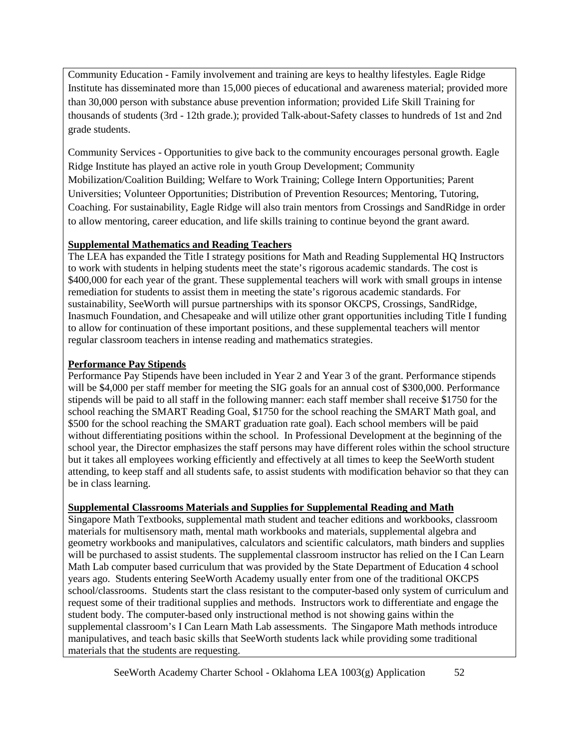Community Education - Family involvement and training are keys to healthy lifestyles. Eagle Ridge Institute has disseminated more than 15,000 pieces of educational and awareness material; provided more than 30,000 person with substance abuse prevention information; provided Life Skill Training for thousands of students (3rd - 12th grade.); provided Talk-about-Safety classes to hundreds of 1st and 2nd grade students.

Community Services - Opportunities to give back to the community encourages personal growth. Eagle Ridge Institute has played an active role in youth Group Development; Community Mobilization/Coalition Building; Welfare to Work Training; College Intern Opportunities; Parent Universities; Volunteer Opportunities; Distribution of Prevention Resources; Mentoring, Tutoring, Coaching. For sustainability, Eagle Ridge will also train mentors from Crossings and SandRidge in order to allow mentoring, career education, and life skills training to continue beyond the grant award.

**Supplemental Mathematics and Reading Teachers**

The LEA has expanded the Title I strategy positions for Math and Reading Supplemental HQ Instructors to work with students in helping students meet the state's rigorous academic standards. The cost is $400,000 for each year of the grant. These supplemental teachers will work with small groups in intense remediation for students to assist them in meeting the state's rigorous academic standards. For sustainability, SeeWorth will pursue partnerships with its sponsor OKCPS, Crossings, SandRidge, Inasmuch Foundation, and Chesapeake and will utilize other grant opportunities including Title I funding to allow for continuation of these important positions, and these supplemental teachers will mentor regular classroom teachers in intense reading and mathematics strategies.

**Performance Pay Stipends**

Performance Pay Stipends have been included in Year 2 and Year 3 of the grant. Performance stipends will be $4,000 per staff member for meeting the SIG goals for an annual cost of $300,000. Performance stipends will be paid to all staff in the following manner: each staff member shall receive $1750 for the school reaching the SMART Reading Goal, $1750 for the school reaching the SMART Math goal, and $500 for the school reaching the SMART graduation rate goal). Each school members will be paid without differentiating positions within the school. In Professional Development at the beginning of the school year, the Director emphasizes the staff persons may have different roles within the school structure but it takes all employees working efficiently and effectively at all times to keep the SeeWorth student attending, to keep staff and all students safe, to assist students with modification behavior so that they can be in class learning.

**Supplemental Classrooms Materials and Supplies for Supplemental Reading and Math**

Singapore Math Textbooks, supplemental math student and teacher editions and workbooks, classroom materials for multisensory math, mental math workbooks and materials, supplemental algebra and geometry workbooks and manipulatives, calculators and scientific calculators, math binders and supplies will be purchased to assist students. The supplemental classroom instructor has relied on the I Can Learn Math Lab computer based curriculum that was provided by the State Department of Education 4 school years ago. Students entering SeeWorth Academy usually enter from one of the traditional OKCPS school/classrooms. Students start the class resistant to the computer-based only system of curriculum and request some of their traditional supplies and methods. Instructors work to differentiate and engage the student body. The computer-based only instructional method is not showing gains within the supplemental classroom's I Can Learn Math Lab assessments. The Singapore Math methods introduce manipulatives, and teach basic skills that SeeWorth students lack while providing some traditional materials that the students are requesting.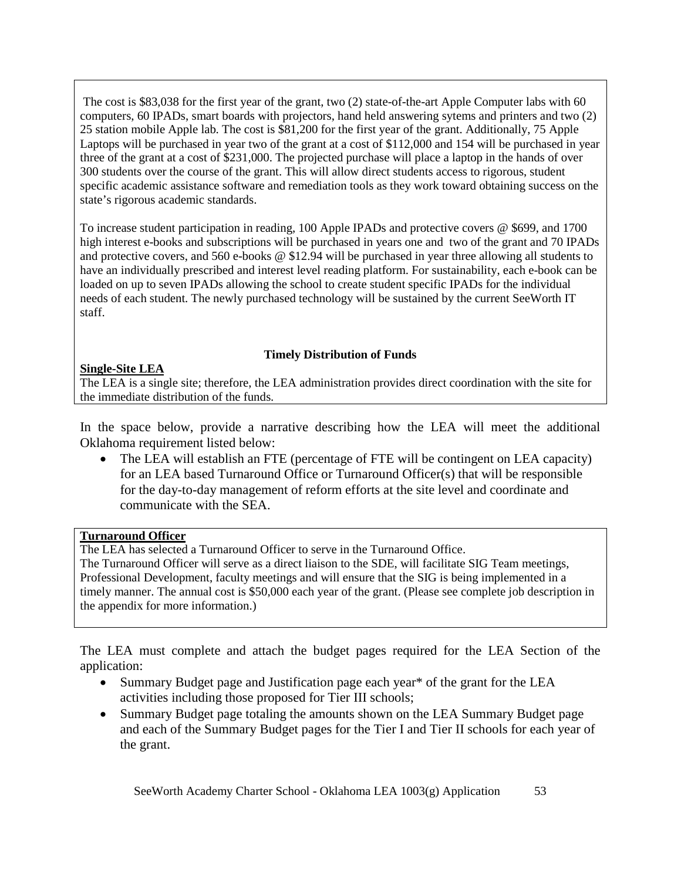The cost is $83,038 for the first year of the grant, two (2) state-of-the-art Apple Computer labs with 60 computers, 60 IPADs, smart boards with projectors, hand held answering sytems and printers and two (2) 25 station mobile Apple lab. The cost is $81,200 for the first year of the grant. Additionally, 75 Apple Laptops will be purchased in year two of the grant at a cost of $112,000 and 154 will be purchased in year three of the grant at a cost of $231,000. The projected purchase will place a laptop in the hands of over 300 students over the course of the grant. This will allow direct students access to rigorous, student specific academic assistance software and remediation tools as they work toward obtaining success on the state's rigorous academic standards.

To increase student participation in reading, 100 Apple IPADs and protective covers @ $699, and 1700 high interest e-books and subscriptions will be purchased in years one and two of the grant and 70 IPADs and protective covers, and 560 e-books @ $12.94 will be purchased in year three allowing all students to have an individually prescribed and interest level reading platform. For sustainability, each e-book can be loaded on up to seven IPADs allowing the school to create student specific IPADs for the individual needs of each student. The newly purchased technology will be sustained by the current SeeWorth IT staff.

**Timely Distribution of Funds**

**Single-Site LEA**

The LEA is a single site; therefore, the LEA administration provides direct coordination with the site for the immediate distribution of the funds.

In the space below, provide a narrative describing how the LEA will meet the additional Oklahoma requirement listed below:

- The LEA will establish an FTE (percentage of FTE will be contingent on LEA capacity) for an LEA based Turnaround Office or Turnaround Officer(s) that will be responsible for the day-to-day management of reform efforts at the site level and coordinate and communicate with the SEA.

**Turnaround Officer**

The LEA has selected a Turnaround Officer to serve in the Turnaround Office.

The Turnaround Officer will serve as a direct liaison to the SDE, will facilitate SIG Team meetings, Professional Development, faculty meetings and will ensure that the SIG is being implemented in a timely manner. The annual cost is $50,000 each year of the grant. (Please see complete job description in the appendix for more information.)

The LEA must complete and attach the budget pages required for the LEA Section of the application:

- Summary Budget page and Justification page each year* of the grant for the LEA activities including those proposed for Tier III schools;
- Summary Budget page totaling the amounts shown on the LEA Summary Budget page and each of the Summary Budget pages for the Tier I and Tier II schools for each year of the grant.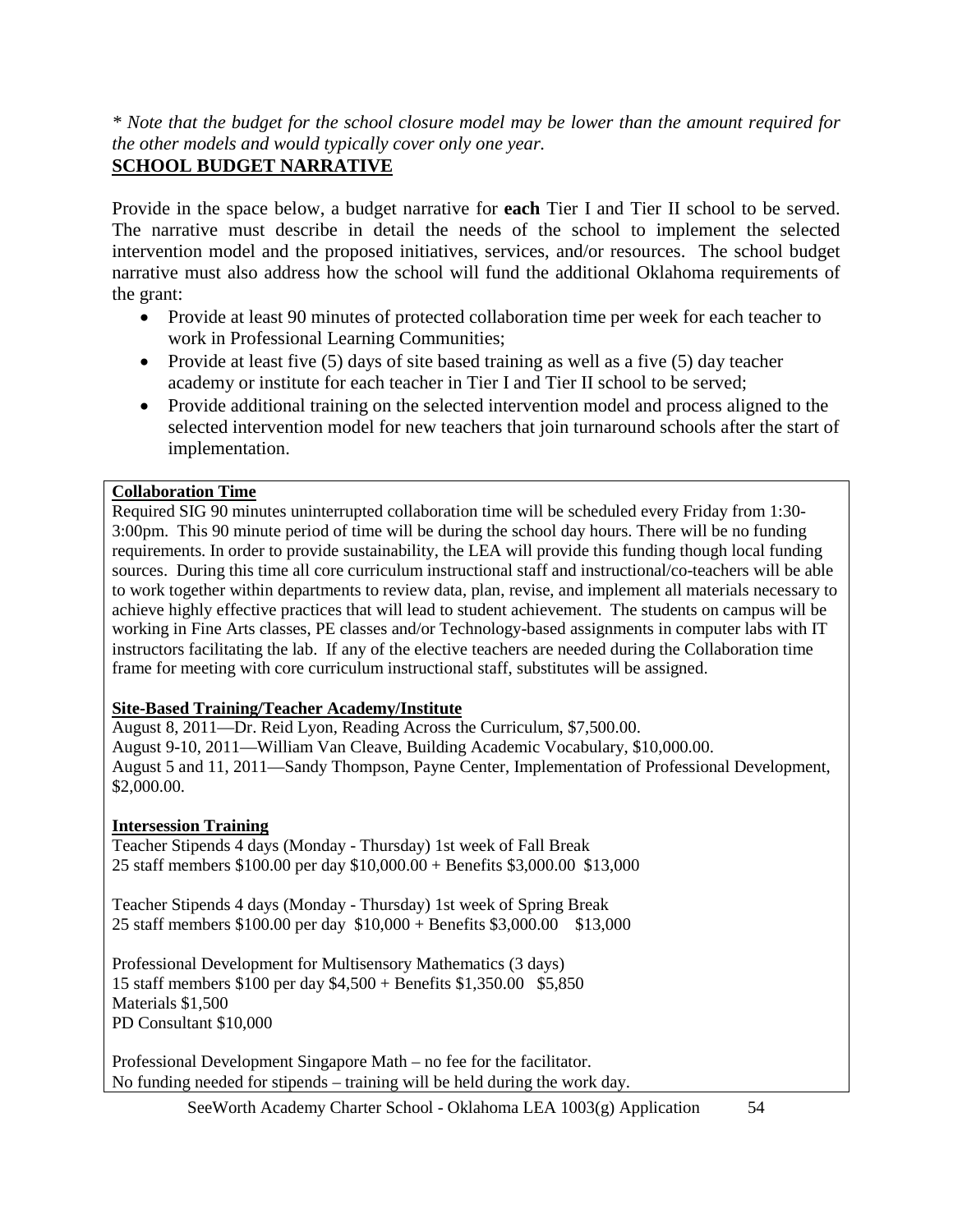*\* Note that the budget for the school closure model may be lower than the amount required for the other models and would typically cover only one year.*

## SCHOOL BUDGET NARRATIVE

Provide in the space below, a budget narrative for **each** Tier I and Tier II school to be served. The narrative must describe in detail the needs of the school to implement the selected intervention model and the proposed initiatives, services, and/or resources. The school budget narrative must also address how the school will fund the additional Oklahoma requirements of the grant:

- Provide at least 90 minutes of protected collaboration time per week for each teacher to work in Professional Learning Communities;
- Provide at least five (5) days of site based training as well as a five (5) day teacher academy or institute for each teacher in Tier I and Tier II school to be served;
- Provide additional training on the selected intervention model and process aligned to the selected intervention model for new teachers that join turnaround schools after the start of implementation.

**Collaboration Time**

Required SIG 90 minutes uninterrupted collaboration time will be scheduled every Friday from 1:30-3:00pm. This 90 minute period of time will be during the school day hours. There will be no funding requirements. In order to provide sustainability, the LEA will provide this funding though local funding sources. During this time all core curriculum instructional staff and instructional/co-teachers will be able to work together within departments to review data, plan, revise, and implement all materials necessary to achieve highly effective practices that will lead to student achievement. The students on campus will be working in Fine Arts classes, PE classes and/or Technology-based assignments in computer labs with IT instructors facilitating the lab. If any of the elective teachers are needed during the Collaboration time frame for meeting with core curriculum instructional staff, substitutes will be assigned.

**Site-Based Training/Teacher Academy/Institute**

August 8, 2011—Dr. Reid Lyon, Reading Across the Curriculum, $7,500.00.
August 9-10, 2011—William Van Cleave, Building Academic Vocabulary, $10,000.00.
August 5 and 11, 2011—Sandy Thompson, Payne Center, Implementation of Professional Development, $2,000.00.

**Intersession Training**

Teacher Stipends 4 days (Monday - Thursday) 1st week of Fall Break
25 staff members $100.00 per day $10,000.00 + Benefits $3,000.00 $13,000

Teacher Stipends 4 days (Monday - Thursday) 1st week of Spring Break
25 staff members $100.00 per day $10,000 + Benefits $3,000.00 $13,000

Professional Development for Multisensory Mathematics (3 days)
15 staff members $100 per day $4,500 + Benefits $1,350.00 $5,850
Materials $1,500
PD Consultant $10,000

Professional Development Singapore Math – no fee for the facilitator.
No funding needed for stipends – training will be held during the work day.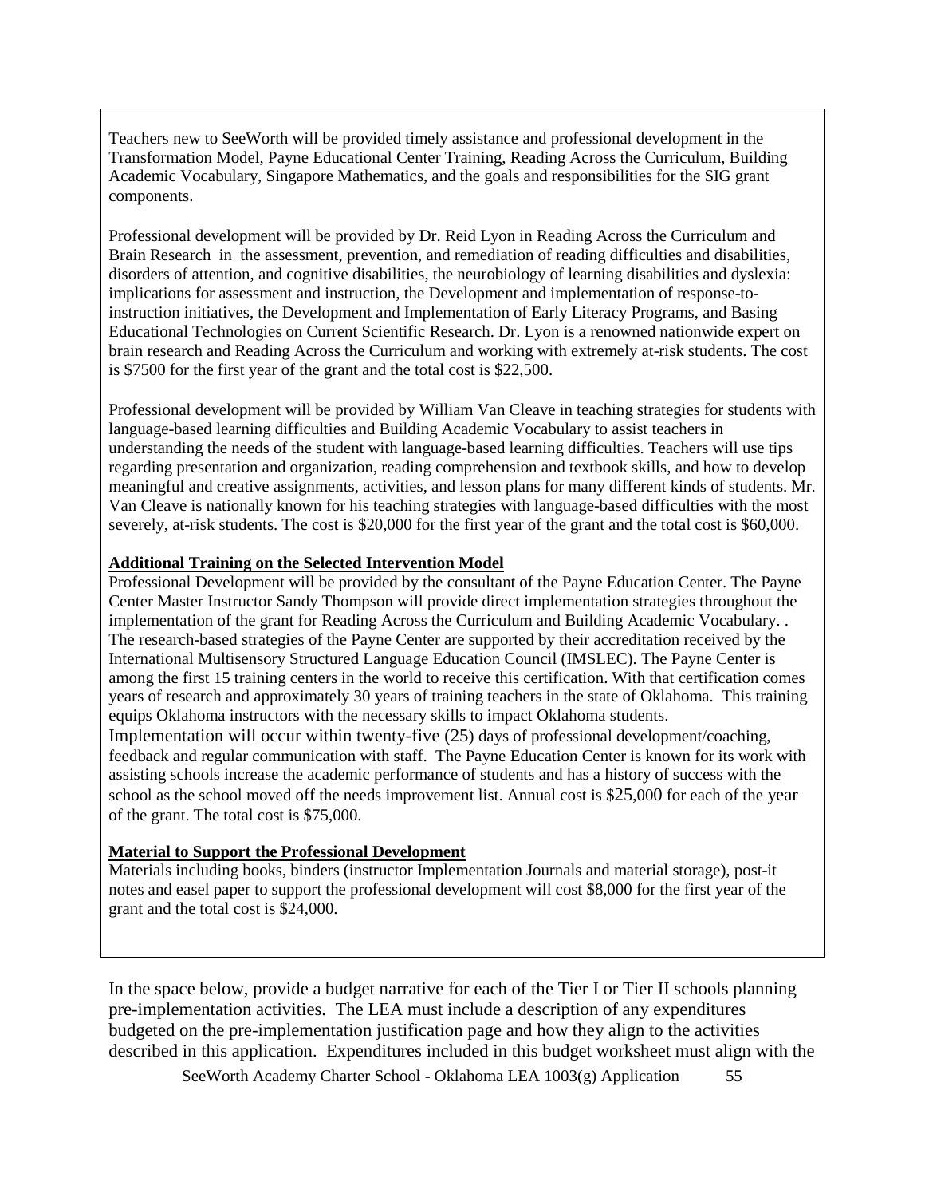Teachers new to SeeWorth will be provided timely assistance and professional development in the Transformation Model, Payne Educational Center Training, Reading Across the Curriculum, Building Academic Vocabulary, Singapore Mathematics, and the goals and responsibilities for the SIG grant components.

Professional development will be provided by Dr. Reid Lyon in Reading Across the Curriculum and Brain Research in the assessment, prevention, and remediation of reading difficulties and disabilities, disorders of attention, and cognitive disabilities, the neurobiology of learning disabilities and dyslexia: implications for assessment and instruction, the Development and implementation of response-to-instruction initiatives, the Development and Implementation of Early Literacy Programs, and Basing Educational Technologies on Current Scientific Research. Dr. Lyon is a renowned nationwide expert on brain research and Reading Across the Curriculum and working with extremely at-risk students. The cost is $7500 for the first year of the grant and the total cost is $22,500.

Professional development will be provided by William Van Cleave in teaching strategies for students with language-based learning difficulties and Building Academic Vocabulary to assist teachers in understanding the needs of the student with language-based learning difficulties. Teachers will use tips regarding presentation and organization, reading comprehension and textbook skills, and how to develop meaningful and creative assignments, activities, and lesson plans for many different kinds of students. Mr. Van Cleave is nationally known for his teaching strategies with language-based difficulties with the most severely, at-risk students. The cost is $20,000 for the first year of the grant and the total cost is $60,000.

**Additional Training on the Selected Intervention Model**

Professional Development will be provided by the consultant of the Payne Education Center. The Payne Center Master Instructor Sandy Thompson will provide direct implementation strategies throughout the implementation of the grant for Reading Across the Curriculum and Building Academic Vocabulary. . The research-based strategies of the Payne Center are supported by their accreditation received by the International Multisensory Structured Language Education Council (IMSLEC). The Payne Center is among the first 15 training centers in the world to receive this certification. With that certification comes years of research and approximately 30 years of training teachers in the state of Oklahoma. This training equips Oklahoma instructors with the necessary skills to impact Oklahoma students.

Implementation will occur within twenty-five (25) days of professional development/coaching, feedback and regular communication with staff. The Payne Education Center is known for its work with assisting schools increase the academic performance of students and has a history of success with the school as the school moved off the needs improvement list. Annual cost is $25,000 for each of the year of the grant. The total cost is $75,000.

**Material to Support the Professional Development**

Materials including books, binders (instructor Implementation Journals and material storage), post-it notes and easel paper to support the professional development will cost $8,000 for the first year of the grant and the total cost is $24,000.

In the space below, provide a budget narrative for each of the Tier I or Tier II schools planning pre-implementation activities. The LEA must include a description of any expenditures budgeted on the pre-implementation justification page and how they align to the activities described in this application. Expenditures included in this budget worksheet must align with the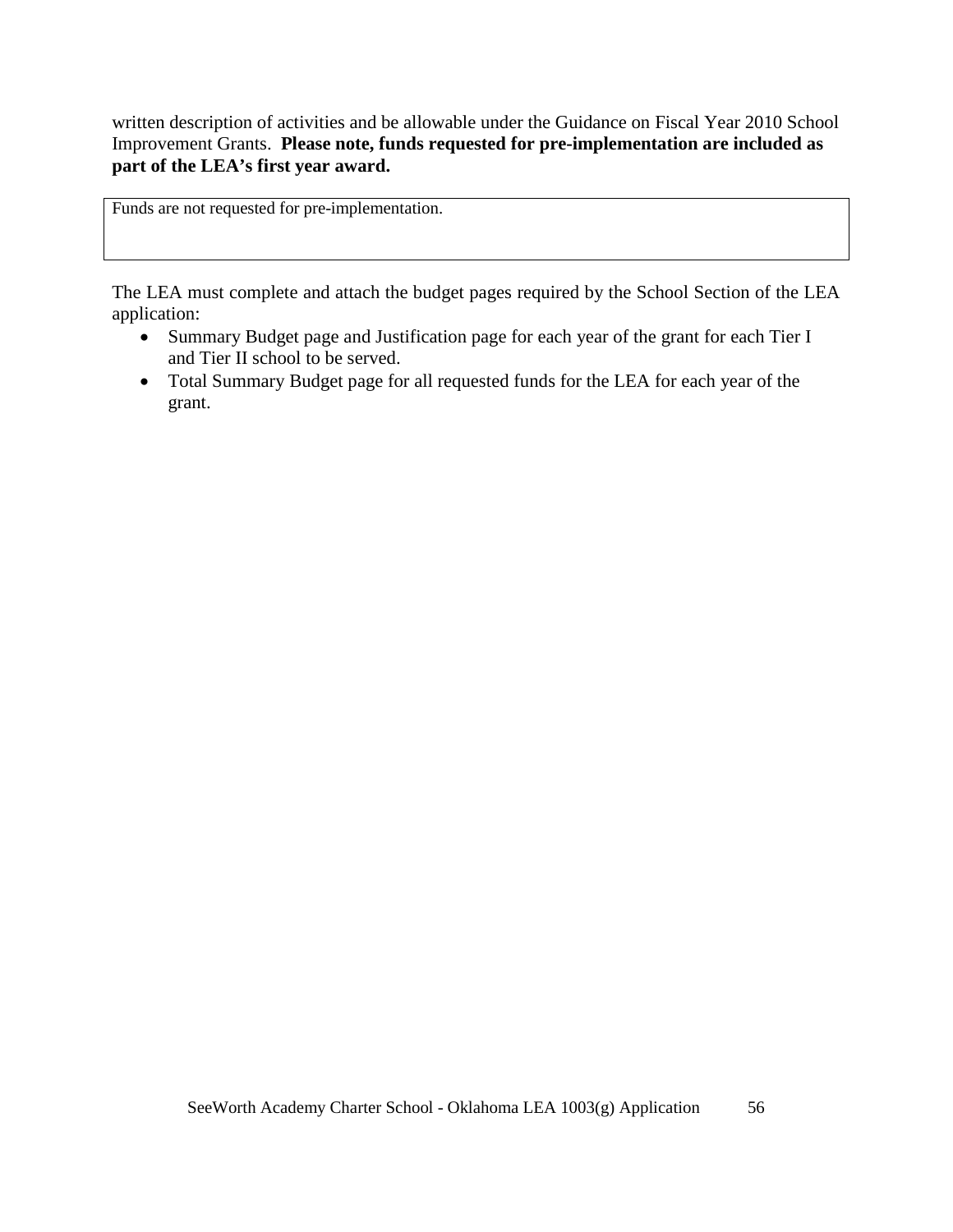written description of activities and be allowable under the Guidance on Fiscal Year 2010 School Improvement Grants. **Please note, funds requested for pre-implementation are included as part of the LEA's first year award.**

| Funds are not requested for pre-implementation. |
|---|

The LEA must complete and attach the budget pages required by the School Section of the LEA application:

- Summary Budget page and Justification page for each year of the grant for each Tier I and Tier II school to be served.
- Total Summary Budget page for all requested funds for the LEA for each year of the grant.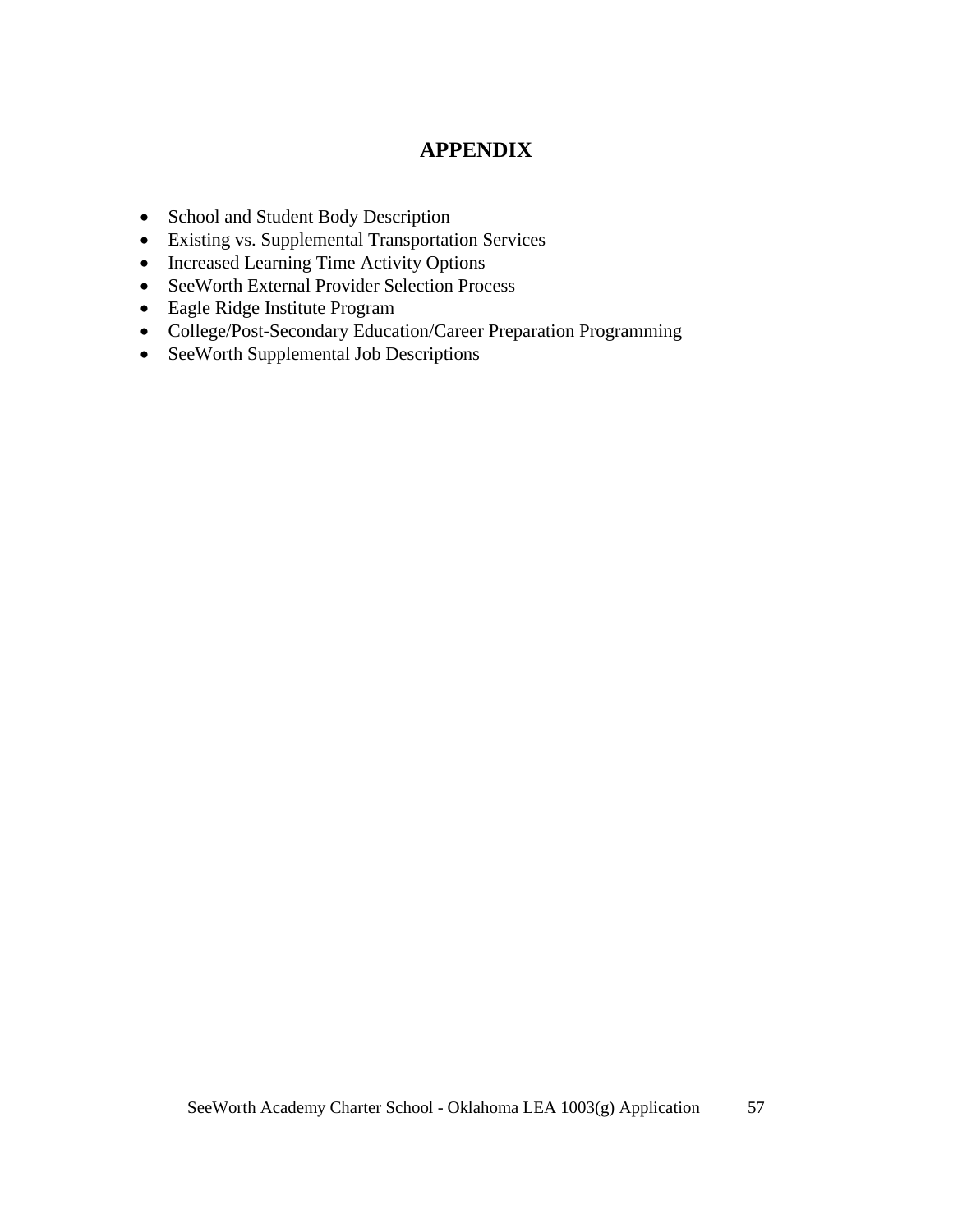# APPENDIX

- School and Student Body Description
- Existing vs. Supplemental Transportation Services
- Increased Learning Time Activity Options
- SeeWorth External Provider Selection Process
- Eagle Ridge Institute Program
- College/Post-Secondary Education/Career Preparation Programming
- SeeWorth Supplemental Job Descriptions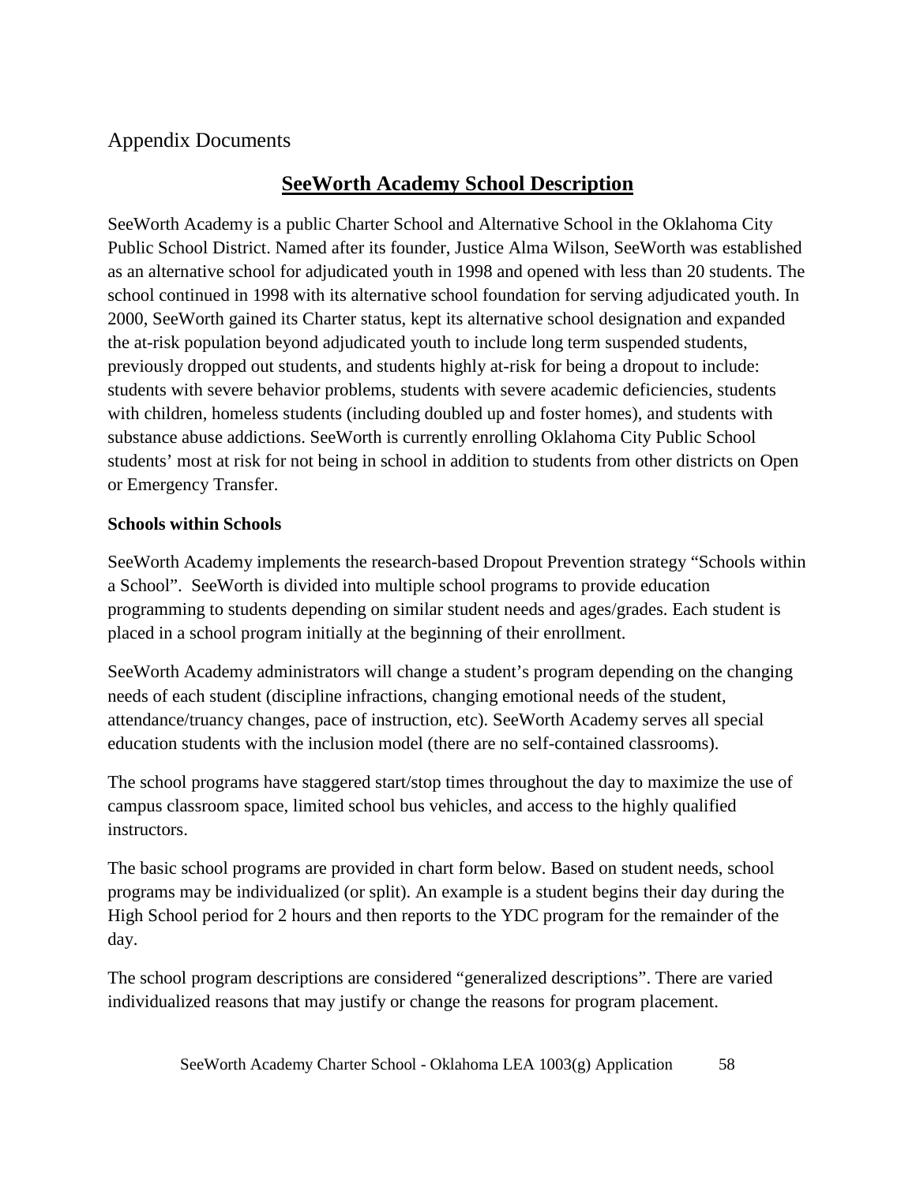## Appendix Documents

# SeeWorth Academy School Description

SeeWorth Academy is a public Charter School and Alternative School in the Oklahoma City Public School District. Named after its founder, Justice Alma Wilson, SeeWorth was established as an alternative school for adjudicated youth in 1998 and opened with less than 20 students. The school continued in 1998 with its alternative school foundation for serving adjudicated youth. In 2000, SeeWorth gained its Charter status, kept its alternative school designation and expanded the at-risk population beyond adjudicated youth to include long term suspended students, previously dropped out students, and students highly at-risk for being a dropout to include: students with severe behavior problems, students with severe academic deficiencies, students with children, homeless students (including doubled up and foster homes), and students with substance abuse addictions. SeeWorth is currently enrolling Oklahoma City Public School students' most at risk for not being in school in addition to students from other districts on Open or Emergency Transfer.

**Schools within Schools**

SeeWorth Academy implements the research-based Dropout Prevention strategy "Schools within a School". SeeWorth is divided into multiple school programs to provide education programming to students depending on similar student needs and ages/grades. Each student is placed in a school program initially at the beginning of their enrollment.

SeeWorth Academy administrators will change a student's program depending on the changing needs of each student (discipline infractions, changing emotional needs of the student, attendance/truancy changes, pace of instruction, etc). SeeWorth Academy serves all special education students with the inclusion model (there are no self-contained classrooms).

The school programs have staggered start/stop times throughout the day to maximize the use of campus classroom space, limited school bus vehicles, and access to the highly qualified instructors.

The basic school programs are provided in chart form below. Based on student needs, school programs may be individualized (or split). An example is a student begins their day during the High School period for 2 hours and then reports to the YDC program for the remainder of the day.

The school program descriptions are considered "generalized descriptions". There are varied individualized reasons that may justify or change the reasons for program placement.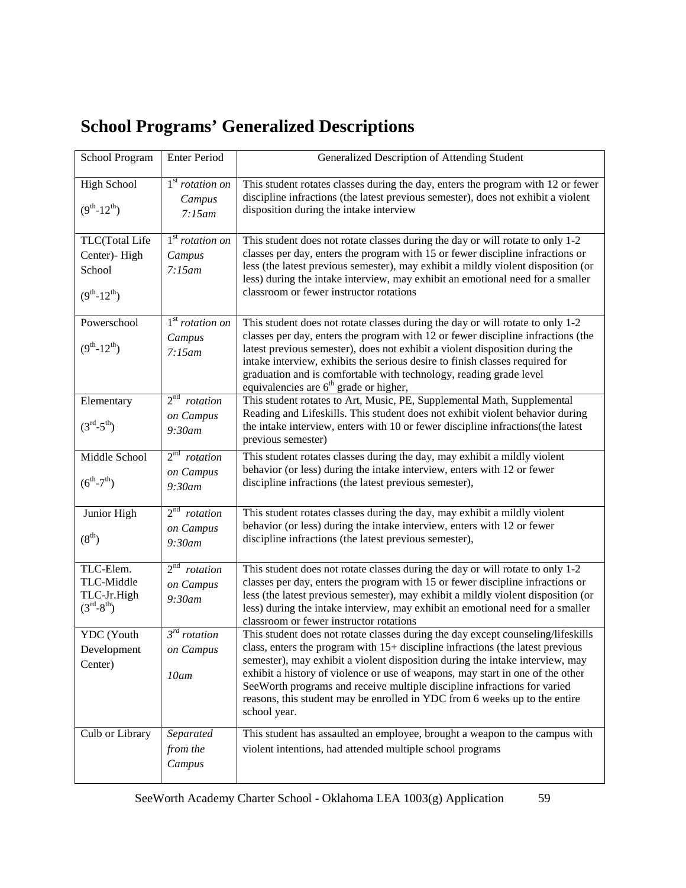# School Programs' Generalized Descriptions

| School Program | Enter Period | Generalized Description of Attending Student |
|---|---|---|
| High School ($9^{th}$-$12^{th}$) | $1^{st}$ *rotation on Campus 7:15am* | This student rotates classes during the day, enters the program with 12 or fewer discipline infractions (the latest previous semester), does not exhibit a violent disposition during the intake interview |
| TLC(Total Life Center)- High School ($9^{th}$-$12^{th}$) | $1^{st}$ *rotation on Campus 7:15am* | This student does not rotate classes during the day or will rotate to only 1-2 classes per day, enters the program with 15 or fewer discipline infractions or less (the latest previous semester), may exhibit a mildly violent disposition (or less) during the intake interview, may exhibit an emotional need for a smaller classroom or fewer instructor rotations |
| Powerschool ($9^{th}$-$12^{th}$) | $1^{st}$ *rotation on Campus 7:15am* | This student does not rotate classes during the day or will rotate to only 1-2 classes per day, enters the program with 12 or fewer discipline infractions (the latest previous semester), does not exhibit a violent disposition during the intake interview, exhibits the serious desire to finish classes required for graduation and is comfortable with technology, reading grade level equivalencies are $6^{th}$ grade or higher, |
| Elementary ($3^{rd}$-$5^{th}$) | $2^{nd}$ *rotation on Campus 9:30am* | This student rotates to Art, Music, PE, Supplemental Math, Supplemental Reading and Lifeskills. This student does not exhibit violent behavior during the intake interview, enters with 10 or fewer discipline infractions(the latest previous semester) |
| Middle School ($6^{th}$-$7^{th}$) | $2^{nd}$ *rotation on Campus 9:30am* | This student rotates classes during the day, may exhibit a mildly violent behavior (or less) during the intake interview, enters with 12 or fewer discipline infractions (the latest previous semester), |
| Junior High ($8^{th}$) | $2^{nd}$ *rotation on Campus 9:30am* | This student rotates classes during the day, may exhibit a mildly violent behavior (or less) during the intake interview, enters with 12 or fewer discipline infractions (the latest previous semester), |
| TLC-Elem. TLC-Middle TLC-Jr.High ($3^{rd}$-$8^{th}$) | $2^{nd}$ *rotation on Campus 9:30am* | This student does not rotate classes during the day or will rotate to only 1-2 classes per day, enters the program with 15 or fewer discipline infractions or less (the latest previous semester), may exhibit a mildly violent disposition (or less) during the intake interview, may exhibit an emotional need for a smaller classroom or fewer instructor rotations |
| YDC (Youth Development Center) | $3^{rd}$ *rotation on Campus 10am* | This student does not rotate classes during the day except counseling/lifeskills class, enters the program with 15+ discipline infractions (the latest previous semester), may exhibit a violent disposition during the intake interview, may exhibit a history of violence or use of weapons, may start in one of the other SeeWorth programs and receive multiple discipline infractions for varied reasons, this student may be enrolled in YDC from 6 weeks up to the entire school year. |
| Culb or Library | *Separated from the Campus* | This student has assaulted an employee, brought a weapon to the campus with violent intentions, had attended multiple school programs |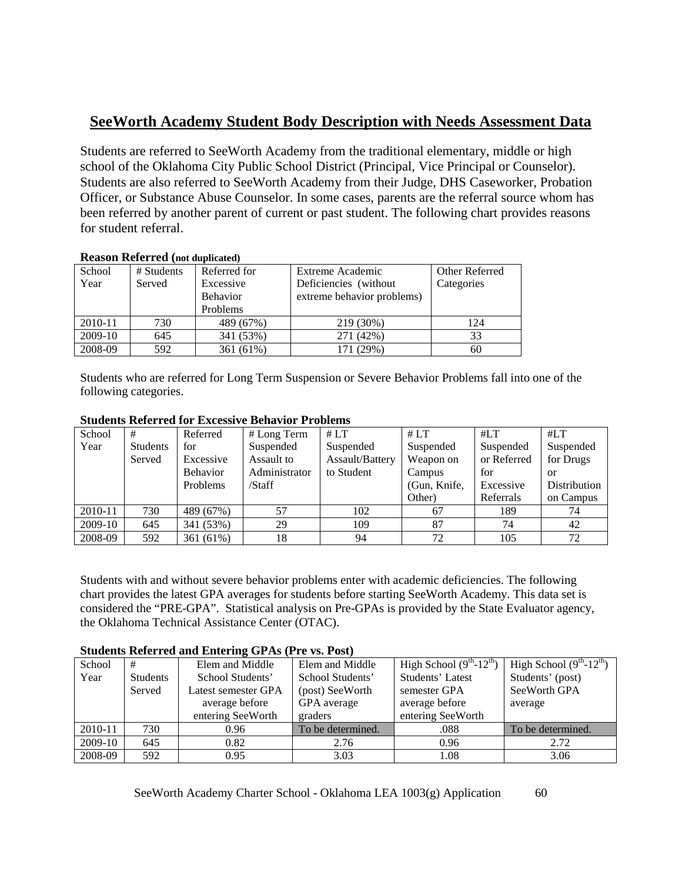## SeeWorth Academy Student Body Description with Needs Assessment Data

Students are referred to SeeWorth Academy from the traditional elementary, middle or high school of the Oklahoma City Public School District (Principal, Vice Principal or Counselor). Students are also referred to SeeWorth Academy from their Judge, DHS Caseworker, Probation Officer, or Substance Abuse Counselor. In some cases, parents are the referral source whom has been referred by another parent of current or past student. The following chart provides reasons for student referral.

**Reason Referred (not duplicated)**

| School Year | # Students Served | Referred for Excessive Behavior Problems | Extreme Academic Deficiencies (without extreme behavior problems) | Other Referred Categories |
|---|---|---|---|---|
| 2010-11 | 730 | 489 (67%) | 219 (30%) | 124 |
| 2009-10 | 645 | 341 (53%) | 271 (42%) | 33 |
| 2008-09 | 592 | 361 (61%) | 171 (29%) | 60 |

Students who are referred for Long Term Suspension or Severe Behavior Problems fall into one of the following categories.

**Students Referred for Excessive Behavior Problems**

| School Year | # Students Served | Referred for Excessive Behavior Problems | # Long Term Suspended Assault to Administrator /Staff | # LT Suspended Assault/Battery to Student | # LT Suspended Weapon on Campus (Gun, Knife, Other) | #LT Suspended or Referred for Excessive Referrals | #LT Suspended for Drugs or Distribution on Campus |
|---|---|---|---|---|---|---|---|
| 2010-11 | 730 | 489 (67%) | 57 | 102 | 67 | 189 | 74 |
| 2009-10 | 645 | 341 (53%) | 29 | 109 | 87 | 74 | 42 |
| 2008-09 | 592 | 361 (61%) | 18 | 94 | 72 | 105 | 72 |

Students with and without severe behavior problems enter with academic deficiencies. The following chart provides the latest GPA averages for students before starting SeeWorth Academy. This data set is considered the "PRE-GPA". Statistical analysis on Pre-GPAs is provided by the State Evaluator agency, the Oklahoma Technical Assistance Center (OTAC).

**Students Referred and Entering GPAs (Pre vs. Post)**

| School Year | # Students Served | Elem and Middle School Students' Latest semester GPA average before entering SeeWorth | Elem and Middle School Students' (post) SeeWorth GPA average graders | High School (9th-12th) Students' Latest semester GPA average before entering SeeWorth | High School (9th-12th) Students' (post) SeeWorth GPA average |
|---|---|---|---|---|---|
| 2010-11 | 730 | 0.96 | To be determined. | .088 | To be determined. |
| 2009-10 | 645 | 0.82 | 2.76 | 0.96 | 2.72 |
| 2008-09 | 592 | 0.95 | 3.03 | 1.08 | 3.06 |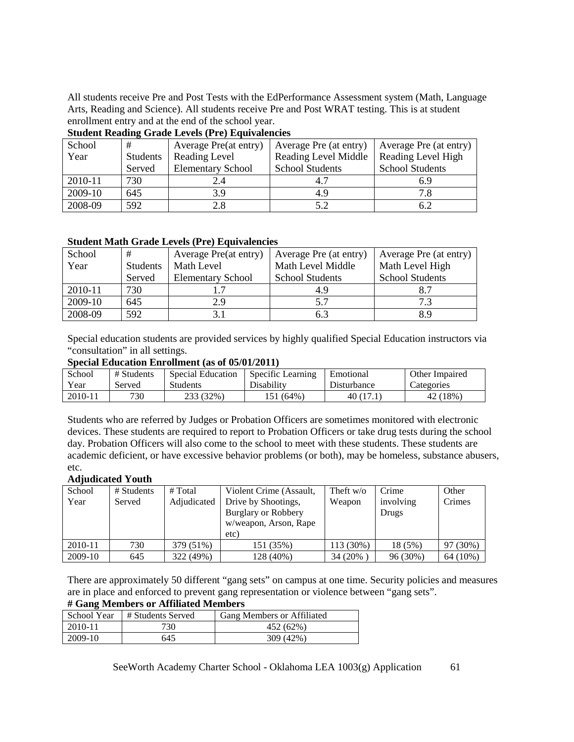All students receive Pre and Post Tests with the EdPerformance Assessment system (Math, Language Arts, Reading and Science). All students receive Pre and Post WRAT testing. This is at student enrollment entry and at the end of the school year.

**Student Reading Grade Levels (Pre) Equivalencies**

| School Year | # Students Served | Average Pre(at entry) Reading Level Elementary School | Average Pre (at entry) Reading Level Middle School Students | Average Pre (at entry) Reading Level High School Students |
|---|---|---|---|---|
| 2010-11 | 730 | 2.4 | 4.7 | 6.9 |
| 2009-10 | 645 | 3.9 | 4.9 | 7.8 |
| 2008-09 | 592 | 2.8 | 5.2 | 6.2 |

**Student Math Grade Levels (Pre) Equivalencies**

| School Year | # Students Served | Average Pre(at entry) Math Level Elementary School | Average Pre (at entry) Math Level Middle School Students | Average Pre (at entry) Math Level High School Students |
|---|---|---|---|---|
| 2010-11 | 730 | 1.7 | 4.9 | 8.7 |
| 2009-10 | 645 | 2.9 | 5.7 | 7.3 |
| 2008-09 | 592 | 3.1 | 6.3 | 8.9 |

Special education students are provided services by highly qualified Special Education instructors via "consultation" in all settings.

**Special Education Enrollment (as of 05/01/2011)**

| School Year | # Students Served | Special Education Students | Specific Learning Disability | Emotional Disturbance | Other Impaired Categories |
|---|---|---|---|---|---|
| 2010-11 | 730 | 233 (32%) | 151 (64%) | 40 (17.1) | 42 (18%) |

Students who are referred by Judges or Probation Officers are sometimes monitored with electronic devices. These students are required to report to Probation Officers or take drug tests during the school day. Probation Officers will also come to the school to meet with these students. These students are academic deficient, or have excessive behavior problems (or both), may be homeless, substance abusers, etc.

**Adjudicated Youth**

| School Year | # Students Served | # Total Adjudicated | Violent Crime (Assault, Drive by Shootings, Burglary or Robbery w/weapon, Arson, Rape etc) | Theft w/o Weapon | Crime involving Drugs | Other Crimes |
|---|---|---|---|---|---|---|
| 2010-11 | 730 | 379 (51%) | 151 (35%) | 113 (30%) | 18 (5%) | 97 (30%) |
| 2009-10 | 645 | 322 (49%) | 128 (40%) | 34 (20% ) | 96 (30%) | 64 (10%) |

There are approximately 50 different "gang sets" on campus at one time. Security policies and measures are in place and enforced to prevent gang representation or violence between "gang sets".

**# Gang Members or Affiliated Members**

| School Year | # Students Served | Gang Members or Affiliated |
|---|---|---|
| 2010-11 | 730 | 452 (62%) |
| 2009-10 | 645 | 309 (42%) |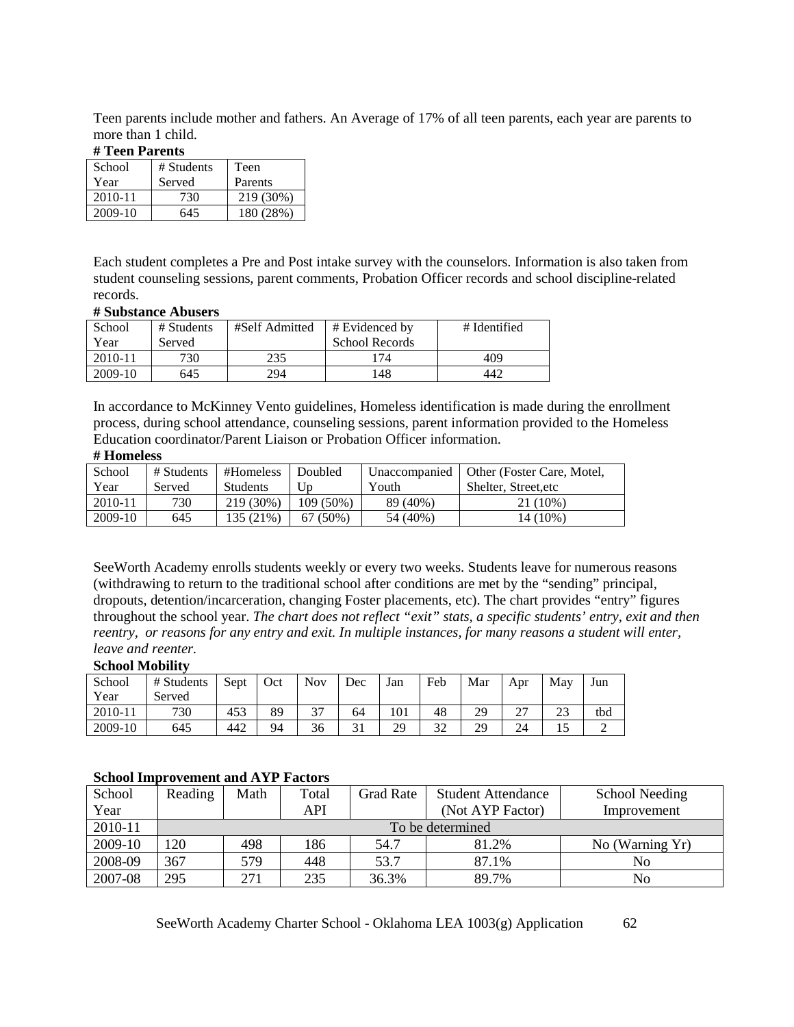Teen parents include mother and fathers. An Average of 17% of all teen parents, each year are parents to more than 1 child.

**# Teen Parents**

| School Year | # Students Served | Teen Parents |
|---|---|---|
| 2010-11 | 730 | 219 (30%) |
| 2009-10 | 645 | 180 (28%) |

Each student completes a Pre and Post intake survey with the counselors. Information is also taken from student counseling sessions, parent comments, Probation Officer records and school discipline-related records.

**# Substance Abusers**

| School Year | # Students Served | #Self Admitted | # Evidenced by School Records | # Identified |
|---|---|---|---|---|
| 2010-11 | 730 | 235 | 174 | 409 |
| 2009-10 | 645 | 294 | 148 | 442 |

In accordance to McKinney Vento guidelines, Homeless identification is made during the enrollment process, during school attendance, counseling sessions, parent information provided to the Homeless Education coordinator/Parent Liaison or Probation Officer information.

**# Homeless**

| School Year | # Students Served | #Homeless Students | Doubled Up | Unaccompanied Youth | Other (Foster Care, Motel, Shelter, Street,etc |
|---|---|---|---|---|---|
| 2010-11 | 730 | 219 (30%) | 109 (50%) | 89 (40%) | 21 (10%) |
| 2009-10 | 645 | 135 (21%) | 67 (50%) | 54 (40%) | 14 (10%) |

SeeWorth Academy enrolls students weekly or every two weeks. Students leave for numerous reasons (withdrawing to return to the traditional school after conditions are met by the "sending" principal, dropouts, detention/incarceration, changing Foster placements, etc). The chart provides "entry" figures throughout the school year. *The chart does not reflect "exit" stats, a specific students' entry, exit and then reentry, or reasons for any entry and exit. In multiple instances, for many reasons a student will enter, leave and reenter.*

**School Mobility**

| School Year | # Students Served | Sept | Oct | Nov | Dec | Jan | Feb | Mar | Apr | May | Jun |
|---|---|---|---|---|---|---|---|---|---|---|---|
| 2010-11 | 730 | 453 | 89 | 37 | 64 | 101 | 48 | 29 | 27 | 23 | tbd |
| 2009-10 | 645 | 442 | 94 | 36 | 31 | 29 | 32 | 29 | 24 | 15 | 2 |

**School Improvement and AYP Factors**

| School Year | Reading | Math | Total API | Grad Rate | Student Attendance (Not AYP Factor) | School Needing Improvement |
|---|---|---|---|---|---|---|
| 2010-11 | To be determined | | | | | |
| 2009-10 | 120 | 498 | 186 | 54.7 | 81.2% | No (Warning Yr) |
| 2008-09 | 367 | 579 | 448 | 53.7 | 87.1% | No |
| 2007-08 | 295 | 271 | 235 | 36.3% | 89.7% | No |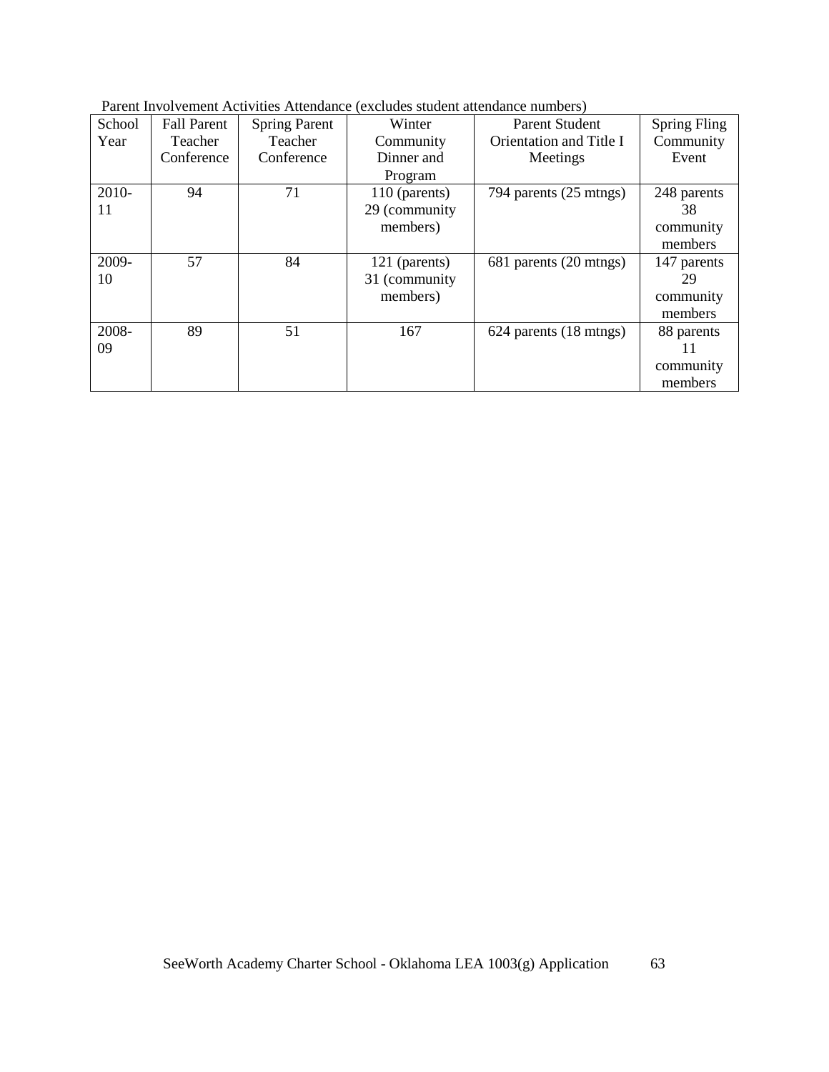Parent Involvement Activities Attendance (excludes student attendance numbers)

| School Year | Fall Parent Teacher Conference | Spring Parent Teacher Conference | Winter Community Dinner and Program | Parent Student Orientation and Title I Meetings | Spring Fling Community Event |
|---|---|---|---|---|---|
| 2010-11 | 94 | 71 | 110 (parents) 29 (community members) | 794 parents (25 mtngs) | 248 parents 38 community members |
| 2009-10 | 57 | 84 | 121 (parents) 31 (community members) | 681 parents (20 mtngs) | 147 parents 29 community members |
| 2008-09 | 89 | 51 | 167 | 624 parents (18 mtngs) | 88 parents 11 community members |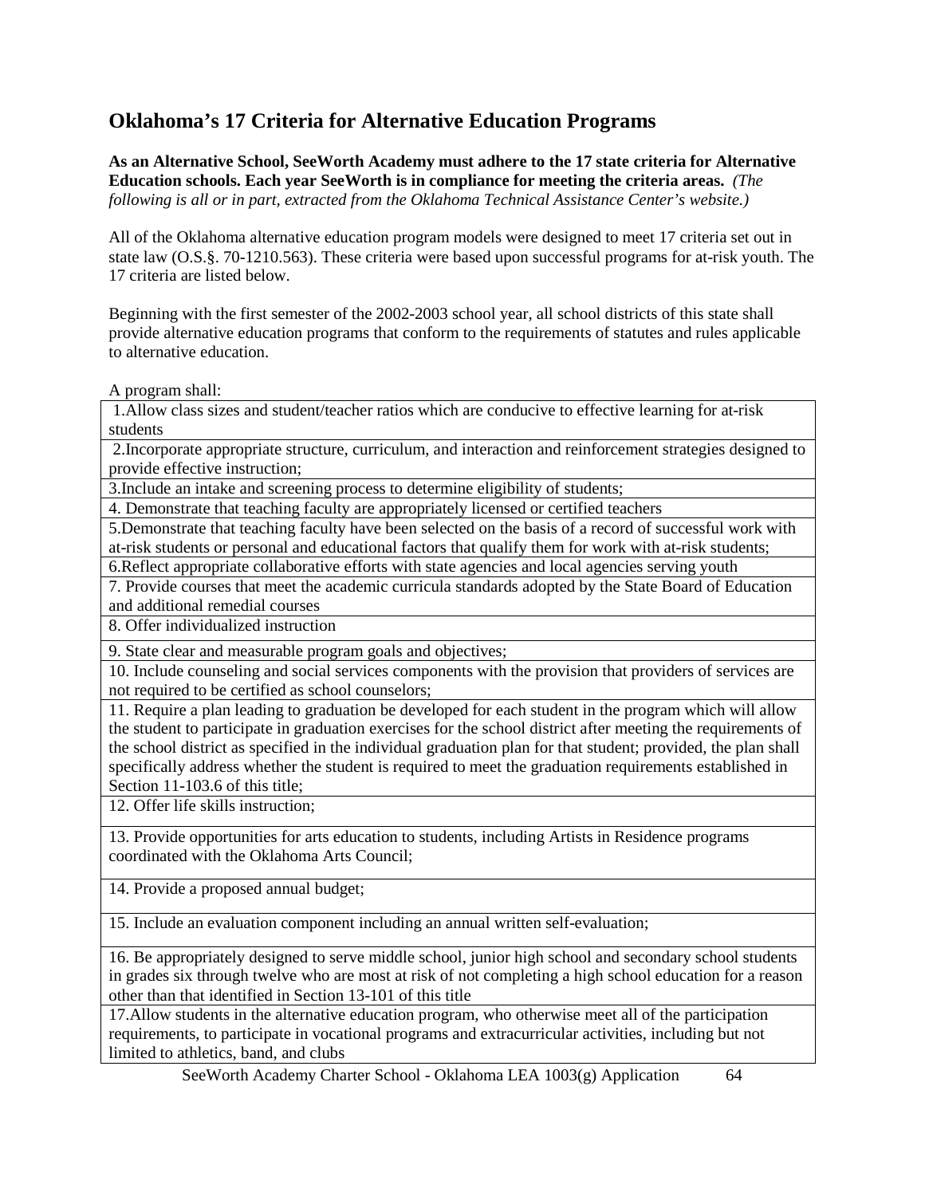## Oklahoma's 17 Criteria for Alternative Education Programs

**As an Alternative School, SeeWorth Academy must adhere to the 17 state criteria for Alternative Education schools. Each year SeeWorth is in compliance for meeting the criteria areas.** *(The following is all or in part, extracted from the Oklahoma Technical Assistance Center's website.)*

All of the Oklahoma alternative education program models were designed to meet 17 criteria set out in state law (O.S.§. 70-1210.563). These criteria were based upon successful programs for at-risk youth. The 17 criteria are listed below.

Beginning with the first semester of the 2002-2003 school year, all school districts of this state shall provide alternative education programs that conform to the requirements of statutes and rules applicable to alternative education.

A program shall:

| |
|---|
| 1.Allow class sizes and student/teacher ratios which are conducive to effective learning for at-risk students |
| 2.Incorporate appropriate structure, curriculum, and interaction and reinforcement strategies designed to provide effective instruction; |
| 3.Include an intake and screening process to determine eligibility of students; |
| 4. Demonstrate that teaching faculty are appropriately licensed or certified teachers |
| 5.Demonstrate that teaching faculty have been selected on the basis of a record of successful work with at-risk students or personal and educational factors that qualify them for work with at-risk students; |
| 6.Reflect appropriate collaborative efforts with state agencies and local agencies serving youth |
| 7. Provide courses that meet the academic curricula standards adopted by the State Board of Education and additional remedial courses |
| 8. Offer individualized instruction |
| 9. State clear and measurable program goals and objectives; |
| 10. Include counseling and social services components with the provision that providers of services are not required to be certified as school counselors; |
| 11. Require a plan leading to graduation be developed for each student in the program which will allow the student to participate in graduation exercises for the school district after meeting the requirements of the school district as specified in the individual graduation plan for that student; provided, the plan shall specifically address whether the student is required to meet the graduation requirements established in Section 11-103.6 of this title; |
| 12. Offer life skills instruction; |
| 13. Provide opportunities for arts education to students, including Artists in Residence programs coordinated with the Oklahoma Arts Council; |
| 14. Provide a proposed annual budget; |
| 15. Include an evaluation component including an annual written self-evaluation; |
| 16. Be appropriately designed to serve middle school, junior high school and secondary school students in grades six through twelve who are most at risk of not completing a high school education for a reason other than that identified in Section 13-101 of this title |
| 17.Allow students in the alternative education program, who otherwise meet all of the participation requirements, to participate in vocational programs and extracurricular activities, including but not limited to athletics, band, and clubs |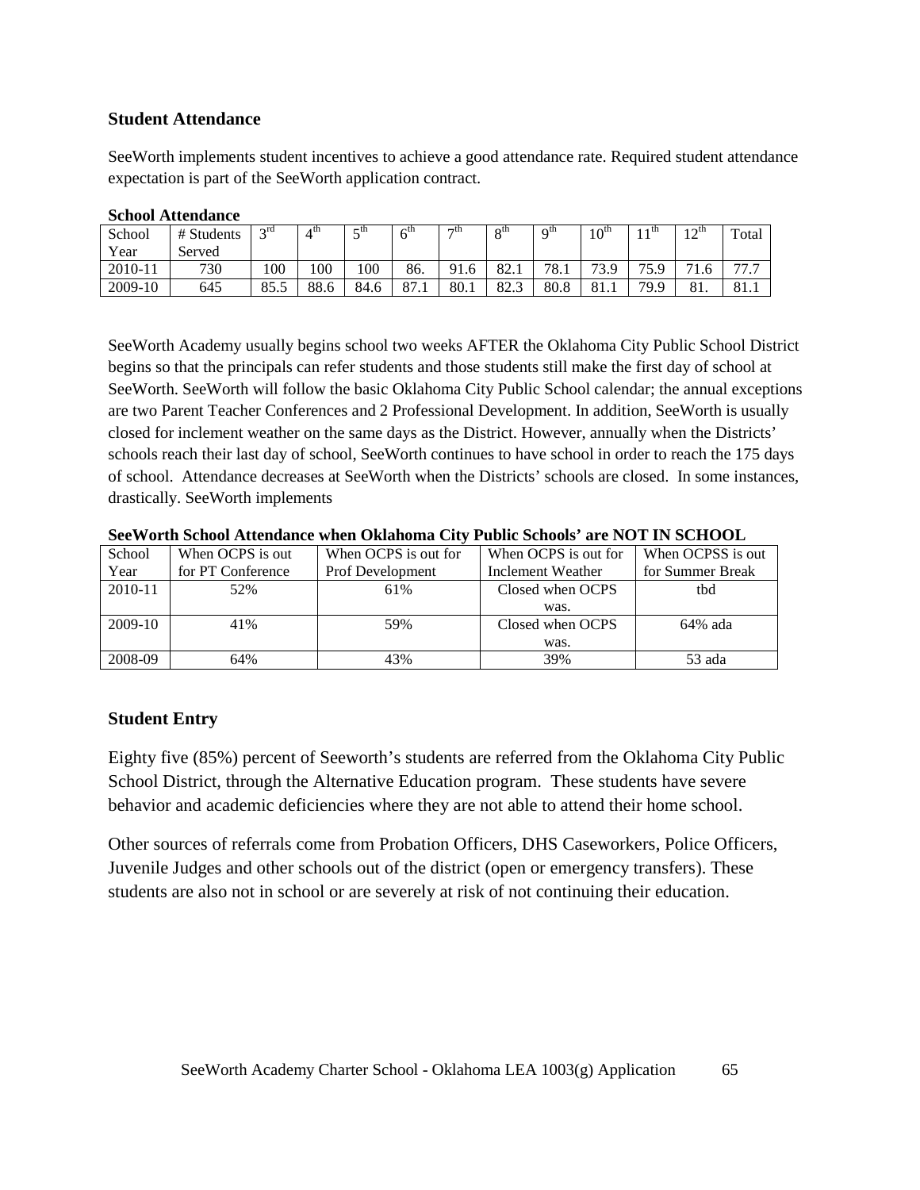## Student Attendance

SeeWorth implements student incentives to achieve a good attendance rate. Required student attendance expectation is part of the SeeWorth application contract.

**School Attendance**

| School Year | # Students Served | 3rd | 4th | 5th | 6th | 7th | 8th | 9th | 10th | 11th | 12th | Total |
|---|---|---|---|---|---|---|---|---|---|---|---|---|
| 2010-11 | 730 | 100 | 100 | 100 | 86. | 91.6 | 82.1 | 78.1 | 73.9 | 75.9 | 71.6 | 77.7 |
| 2009-10 | 645 | 85.5 | 88.6 | 84.6 | 87.1 | 80.1 | 82.3 | 80.8 | 81.1 | 79.9 | 81. | 81.1 |

SeeWorth Academy usually begins school two weeks AFTER the Oklahoma City Public School District begins so that the principals can refer students and those students still make the first day of school at SeeWorth. SeeWorth will follow the basic Oklahoma City Public School calendar; the annual exceptions are two Parent Teacher Conferences and 2 Professional Development. In addition, SeeWorth is usually closed for inclement weather on the same days as the District. However, annually when the Districts' schools reach their last day of school, SeeWorth continues to have school in order to reach the 175 days of school. Attendance decreases at SeeWorth when the Districts' schools are closed. In some instances, drastically. SeeWorth implements

**SeeWorth School Attendance when Oklahoma City Public Schools' are NOT IN SCHOOL**

| School Year | When OCPS is out for PT Conference | When OCPS is out for Prof Development | When OCPS is out for Inclement Weather | When OCPSS is out for Summer Break |
|---|---|---|---|---|
| 2010-11 | 52% | 61% | Closed when OCPS was. | tbd |
| 2009-10 | 41% | 59% | Closed when OCPS was. | 64% ada |
| 2008-09 | 64% | 43% | 39% | 53 ada |

## Student Entry

Eighty five (85%) percent of Seeworth's students are referred from the Oklahoma City Public School District, through the Alternative Education program. These students have severe behavior and academic deficiencies where they are not able to attend their home school.

Other sources of referrals come from Probation Officers, DHS Caseworkers, Police Officers, Juvenile Judges and other schools out of the district (open or emergency transfers). These students are also not in school or are severely at risk of not continuing their education.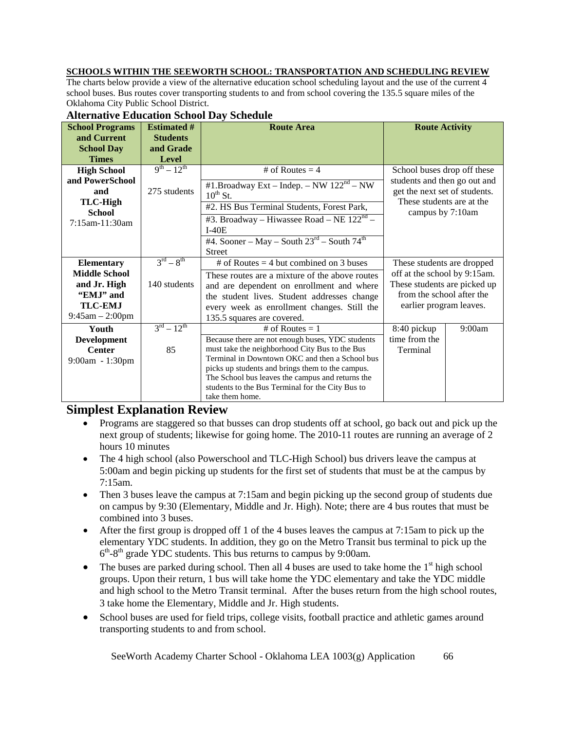**SCHOOLS WITHIN THE SEEWORTH SCHOOL: TRANSPORTATION AND SCHEDULING REVIEW**

The charts below provide a view of the alternative education school scheduling layout and the use of the current 4 school buses. Bus routes cover transporting students to and from school covering the 135.5 square miles of the Oklahoma City Public School District.

## Alternative Education School Day Schedule

| School Programs and Current School Day Times | Estimated # Students and Grade Level | Route Area | Route Activity | |
|---|---|---|---|---|
| **High School and PowerSchool and TLC-High School** 7:15am-11:30am | 9th – 12th<br>275 students | # of Routes = 4<br>#1.Broadway Ext – Indep. – NW 122nd – NW 10th St.<br>#2. HS Bus Terminal Students, Forest Park,<br>#3. Broadway – Hiwassee Road – NE 122nd – I-40E<br>#4. Sooner – May – South 23rd – South 74th Street | School buses drop off these students and then go out and get the next set of students. These students are at the campus by 7:10am | |
| **Elementary Middle School and Jr. High "EMJ" and TLC-EMJ** 9:45am – 2:00pm | 3rd – 8th<br>140 students | # of Routes = 4 but combined on 3 buses<br>These routes are a mixture of the above routes and are dependent on enrollment and where the student lives. Student addresses change every week as enrollment changes. Still the 135.5 squares are covered. | These students are dropped off at the school by 9:15am. These students are picked up from the school after the earlier program leaves. | |
| **Youth Development Center** 9:00am - 1:30pm | 3rd – 12th<br>85 | # of Routes = 1<br>Because there are not enough buses, YDC students must take the neighborhood City Bus to the Bus Terminal in Downtown OKC and then a School bus picks up students and brings them to the campus. The School bus leaves the campus and returns the students to the Bus Terminal for the City Bus to take them home. | 8:40 pickup time from the Terminal | 9:00am |

## Simplest Explanation Review

- Programs are staggered so that busses can drop students off at school, go back out and pick up the next group of students; likewise for going home. The 2010-11 routes are running an average of 2 hours 10 minutes
- The 4 high school (also Powerschool and TLC-High School) bus drivers leave the campus at 5:00am and begin picking up students for the first set of students that must be at the campus by 7:15am.
- Then 3 buses leave the campus at 7:15am and begin picking up the second group of students due on campus by 9:30 (Elementary, Middle and Jr. High). Note; there are 4 bus routes that must be combined into 3 buses.
- After the first group is dropped off 1 of the 4 buses leaves the campus at 7:15am to pick up the elementary YDC students. In addition, they go on the Metro Transit bus terminal to pick up the 6th-8th grade YDC students. This bus returns to campus by 9:00am.
- The buses are parked during school. Then all 4 buses are used to take home the 1st high school groups. Upon their return, 1 bus will take home the YDC elementary and take the YDC middle and high school to the Metro Transit terminal. After the buses return from the high school routes, 3 take home the Elementary, Middle and Jr. High students.
- School buses are used for field trips, college visits, football practice and athletic games around transporting students to and from school.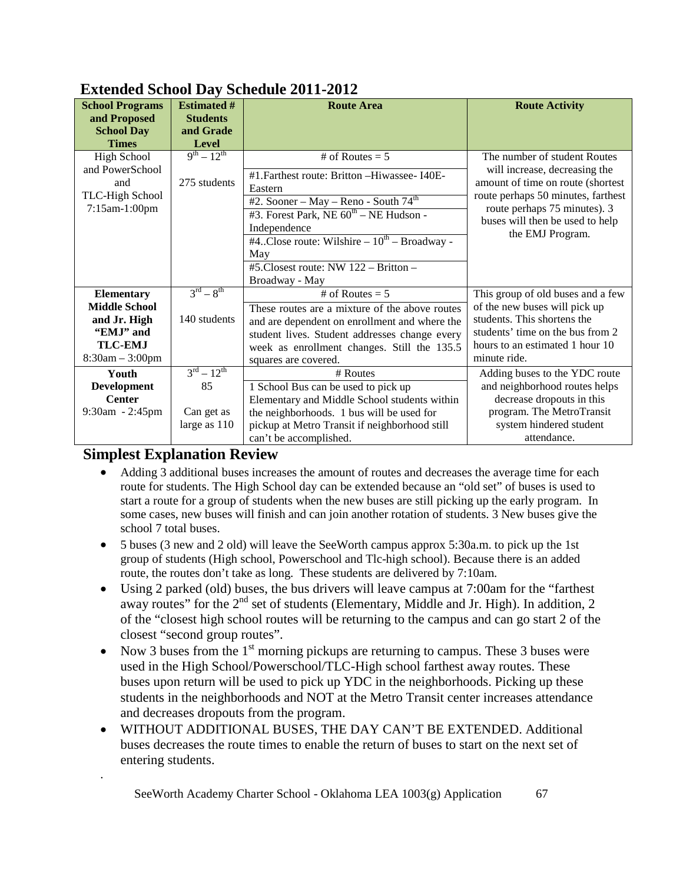## Extended School Day Schedule 2011-2012

| School Programs and Proposed School Day Times | Estimated # Students and Grade Level | Route Area | Route Activity |
|---|---|---|---|
| High School and PowerSchool and TLC-High School 7:15am-1:00pm | $9^{th}$ – $12^{th}$<br><br>275 students | # of Routes = 5<br>#1.Farthest route: Britton –Hiwassee- I40E-Eastern<br>#2. Sooner – May – Reno - South $74^{th}$<br>#3. Forest Park, NE $60^{th}$ – NE Hudson - Independence<br>#4..Close route: Wilshire – $10^{th}$ – Broadway - May<br>#5.Closest route: NW 122 – Britton – Broadway - May | The number of student Routes will increase, decreasing the amount of time on route (shortest route perhaps 50 minutes, farthest route perhaps 75 minutes). 3 buses will then be used to help the EMJ Program. |
| **Elementary Middle School and Jr. High "EMJ" and TLC-EMJ** 8:30am – 3:00pm | $3^{rd}$ – $8^{th}$<br><br>140 students | # of Routes = 5<br>These routes are a mixture of the above routes and are dependent on enrollment and where the student lives. Student addresses change every week as enrollment changes. Still the 135.5 squares are covered. | This group of old buses and a few of the new buses will pick up students. This shortens the students' time on the bus from 2 hours to an estimated 1 hour 10 minute ride. |
| **Youth Development Center** 9:30am - 2:45pm | $3^{rd}$ – $12^{th}$<br>85<br><br>Can get as large as 110 | # Routes<br>1 School Bus can be used to pick up Elementary and Middle School students within the neighborhoods. 1 bus will be used for pickup at Metro Transit if neighborhood still can't be accomplished. | Adding buses to the YDC route and neighborhood routes helps decrease dropouts in this program. The MetroTransit system hindered student attendance. |

## Simplest Explanation Review

- Adding 3 additional buses increases the amount of routes and decreases the average time for each route for students. The High School day can be extended because an "old set" of buses is used to start a route for a group of students when the new buses are still picking up the early program. In some cases, new buses will finish and can join another rotation of students. 3 New buses give the school 7 total buses.
- 5 buses (3 new and 2 old) will leave the SeeWorth campus approx 5:30a.m. to pick up the 1st group of students (High school, Powerschool and Tlc-high school). Because there is an added route, the routes don't take as long. These students are delivered by 7:10am.
- Using 2 parked (old) buses, the bus drivers will leave campus at 7:00am for the "farthest away routes" for the 2nd set of students (Elementary, Middle and Jr. High). In addition, 2 of the "closest high school routes will be returning to the campus and can go start 2 of the closest "second group routes".
- Now 3 buses from the 1st morning pickups are returning to campus. These 3 buses were used in the High School/Powerschool/TLC-High school farthest away routes. These buses upon return will be used to pick up YDC in the neighborhoods. Picking up these students in the neighborhoods and NOT at the Metro Transit center increases attendance and decreases dropouts from the program.
- WITHOUT ADDITIONAL BUSES, THE DAY CAN'T BE EXTENDED. Additional buses decreases the route times to enable the return of buses to start on the next set of entering students.

.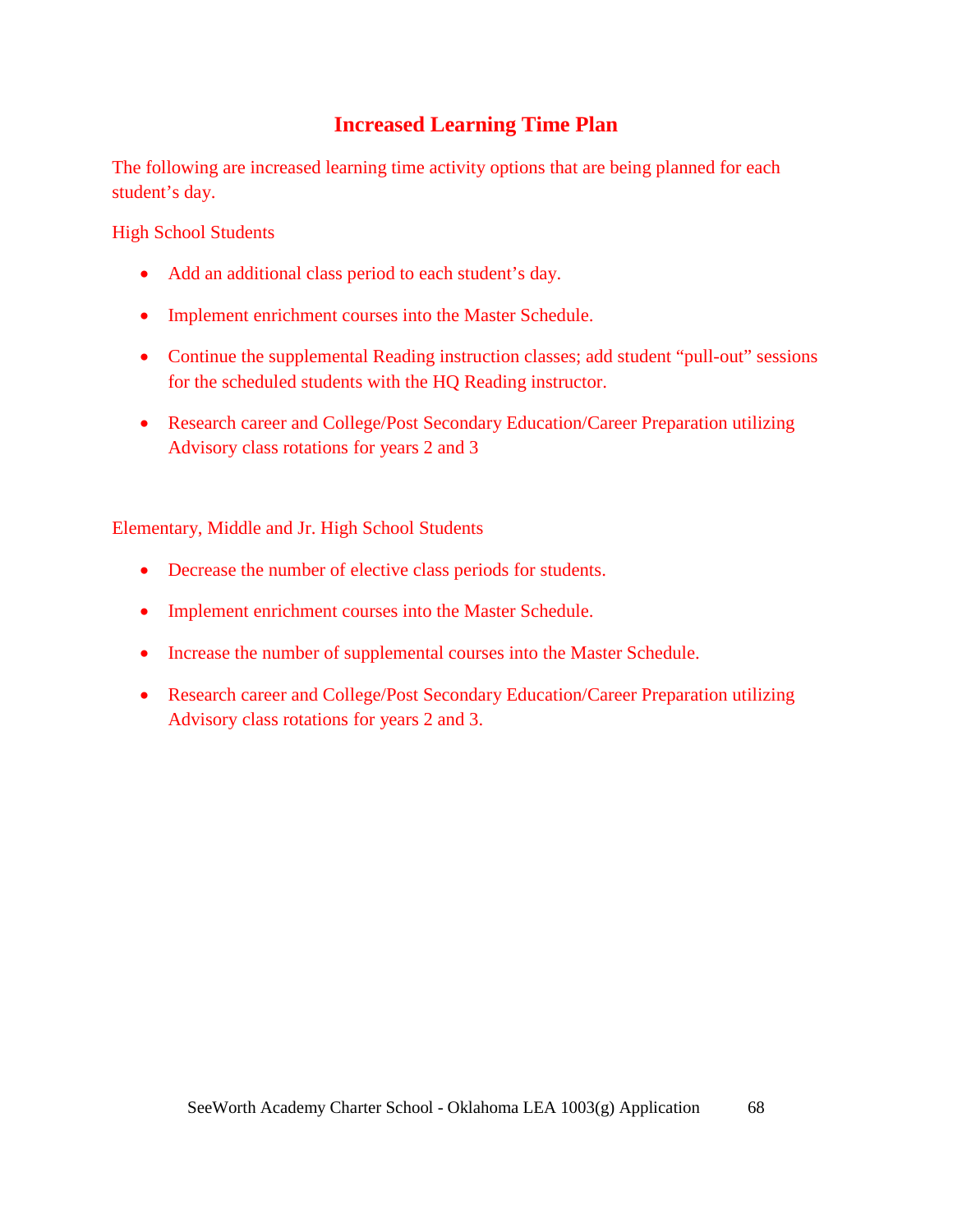## Increased Learning Time Plan

The following are increased learning time activity options that are being planned for each student's day.

High School Students

- Add an additional class period to each student's day.
- Implement enrichment courses into the Master Schedule.
- Continue the supplemental Reading instruction classes; add student "pull-out" sessions for the scheduled students with the HQ Reading instructor.
- Research career and College/Post Secondary Education/Career Preparation utilizing Advisory class rotations for years 2 and 3

Elementary, Middle and Jr. High School Students

- Decrease the number of elective class periods for students.
- Implement enrichment courses into the Master Schedule.
- Increase the number of supplemental courses into the Master Schedule.
- Research career and College/Post Secondary Education/Career Preparation utilizing Advisory class rotations for years 2 and 3.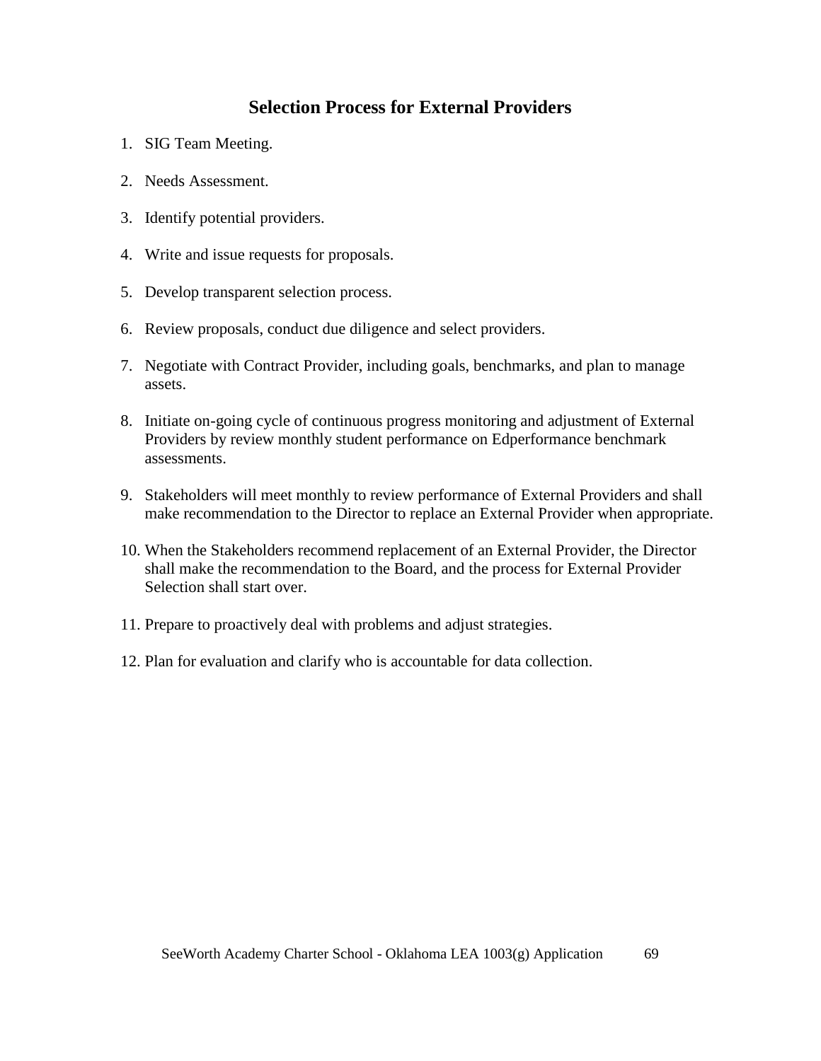## Selection Process for External Providers

1. SIG Team Meeting.
2. Needs Assessment.
3. Identify potential providers.
4. Write and issue requests for proposals.
5. Develop transparent selection process.
6. Review proposals, conduct due diligence and select providers.
7. Negotiate with Contract Provider, including goals, benchmarks, and plan to manage assets.
8. Initiate on-going cycle of continuous progress monitoring and adjustment of External Providers by review monthly student performance on Edperformance benchmark assessments.
9. Stakeholders will meet monthly to review performance of External Providers and shall make recommendation to the Director to replace an External Provider when appropriate.
10. When the Stakeholders recommend replacement of an External Provider, the Director shall make the recommendation to the Board, and the process for External Provider Selection shall start over.
11. Prepare to proactively deal with problems and adjust strategies.
12. Plan for evaluation and clarify who is accountable for data collection.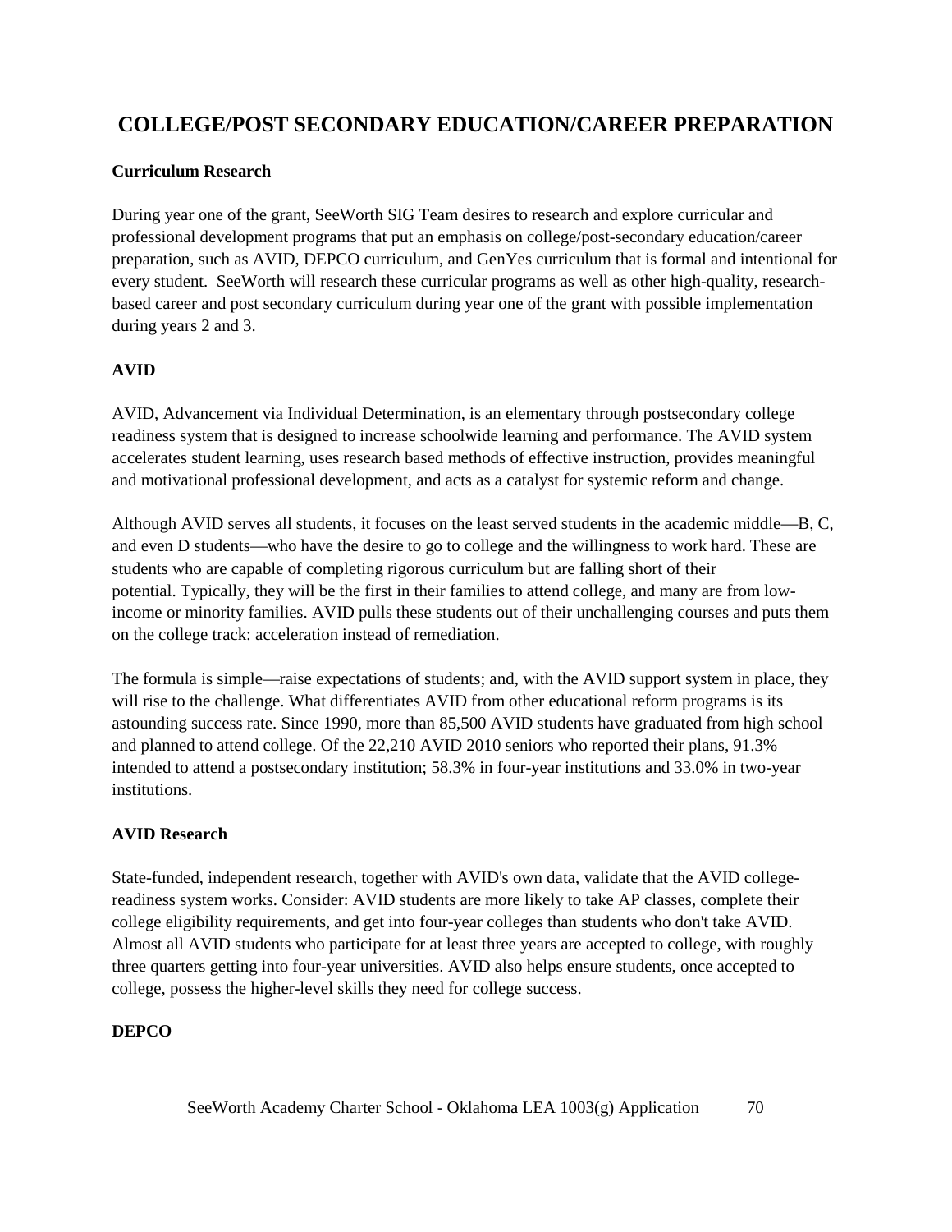## COLLEGE/POST SECONDARY EDUCATION/CAREER PREPARATION

**Curriculum Research**

During year one of the grant, SeeWorth SIG Team desires to research and explore curricular and professional development programs that put an emphasis on college/post-secondary education/career preparation, such as AVID, DEPCO curriculum, and GenYes curriculum that is formal and intentional for every student. SeeWorth will research these curricular programs as well as other high-quality, research-based career and post secondary curriculum during year one of the grant with possible implementation during years 2 and 3.

**AVID**

AVID, Advancement via Individual Determination, is an elementary through postsecondary college readiness system that is designed to increase schoolwide learning and performance. The AVID system accelerates student learning, uses research based methods of effective instruction, provides meaningful and motivational professional development, and acts as a catalyst for systemic reform and change.

Although AVID serves all students, it focuses on the least served students in the academic middle—B, C, and even D students—who have the desire to go to college and the willingness to work hard. These are students who are capable of completing rigorous curriculum but are falling short of their potential. Typically, they will be the first in their families to attend college, and many are from low-income or minority families. AVID pulls these students out of their unchallenging courses and puts them on the college track: acceleration instead of remediation.

The formula is simple—raise expectations of students; and, with the AVID support system in place, they will rise to the challenge. What differentiates AVID from other educational reform programs is its astounding success rate. Since 1990, more than 85,500 AVID students have graduated from high school and planned to attend college. Of the 22,210 AVID 2010 seniors who reported their plans, 91.3% intended to attend a postsecondary institution; 58.3% in four-year institutions and 33.0% in two-year institutions.

**AVID Research**

State-funded, independent research, together with AVID's own data, validate that the AVID college-readiness system works. Consider: AVID students are more likely to take AP classes, complete their college eligibility requirements, and get into four-year colleges than students who don't take AVID. Almost all AVID students who participate for at least three years are accepted to college, with roughly three quarters getting into four-year universities. AVID also helps ensure students, once accepted to college, possess the higher-level skills they need for college success.

**DEPCO**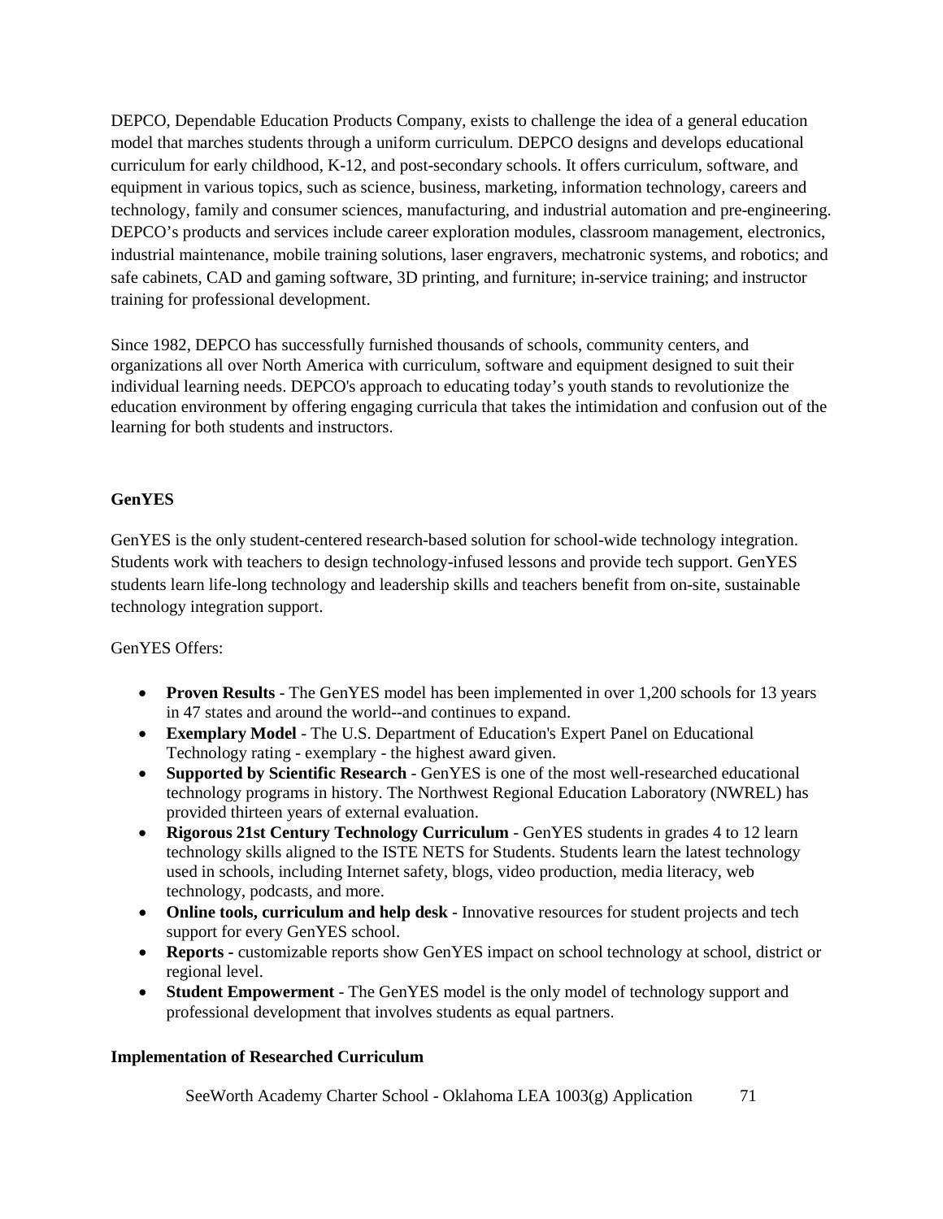DEPCO, Dependable Education Products Company, exists to challenge the idea of a general education model that marches students through a uniform curriculum. DEPCO designs and develops educational curriculum for early childhood, K-12, and post-secondary schools. It offers curriculum, software, and equipment in various topics, such as science, business, marketing, information technology, careers and technology, family and consumer sciences, manufacturing, and industrial automation and pre-engineering. DEPCO's products and services include career exploration modules, classroom management, electronics, industrial maintenance, mobile training solutions, laser engravers, mechatronic systems, and robotics; and safe cabinets, CAD and gaming software, 3D printing, and furniture; in-service training; and instructor training for professional development.

Since 1982, DEPCO has successfully furnished thousands of schools, community centers, and organizations all over North America with curriculum, software and equipment designed to suit their individual learning needs. DEPCO's approach to educating today's youth stands to revolutionize the education environment by offering engaging curricula that takes the intimidation and confusion out of the learning for both students and instructors.

**GenYES**

GenYES is the only student-centered research-based solution for school-wide technology integration. Students work with teachers to design technology-infused lessons and provide tech support. GenYES students learn life-long technology and leadership skills and teachers benefit from on-site, sustainable technology integration support.

GenYES Offers:

- **Proven Results** - The GenYES model has been implemented in over 1,200 schools for 13 years in 47 states and around the world--and continues to expand.
- **Exemplary Model** - The U.S. Department of Education's Expert Panel on Educational Technology rating - exemplary - the highest award given.
- **Supported by Scientific Research** - GenYES is one of the most well-researched educational technology programs in history. The Northwest Regional Education Laboratory (NWREL) has provided thirteen years of external evaluation.
- **Rigorous 21st Century Technology Curriculum** - GenYES students in grades 4 to 12 learn technology skills aligned to the ISTE NETS for Students. Students learn the latest technology used in schools, including Internet safety, blogs, video production, media literacy, web technology, podcasts, and more.
- **Online tools, curriculum and help desk** - Innovative resources for student projects and tech support for every GenYES school.
- **Reports** - customizable reports show GenYES impact on school technology at school, district or regional level.
- **Student Empowerment** - The GenYES model is the only model of technology support and professional development that involves students as equal partners.

**Implementation of Researched Curriculum**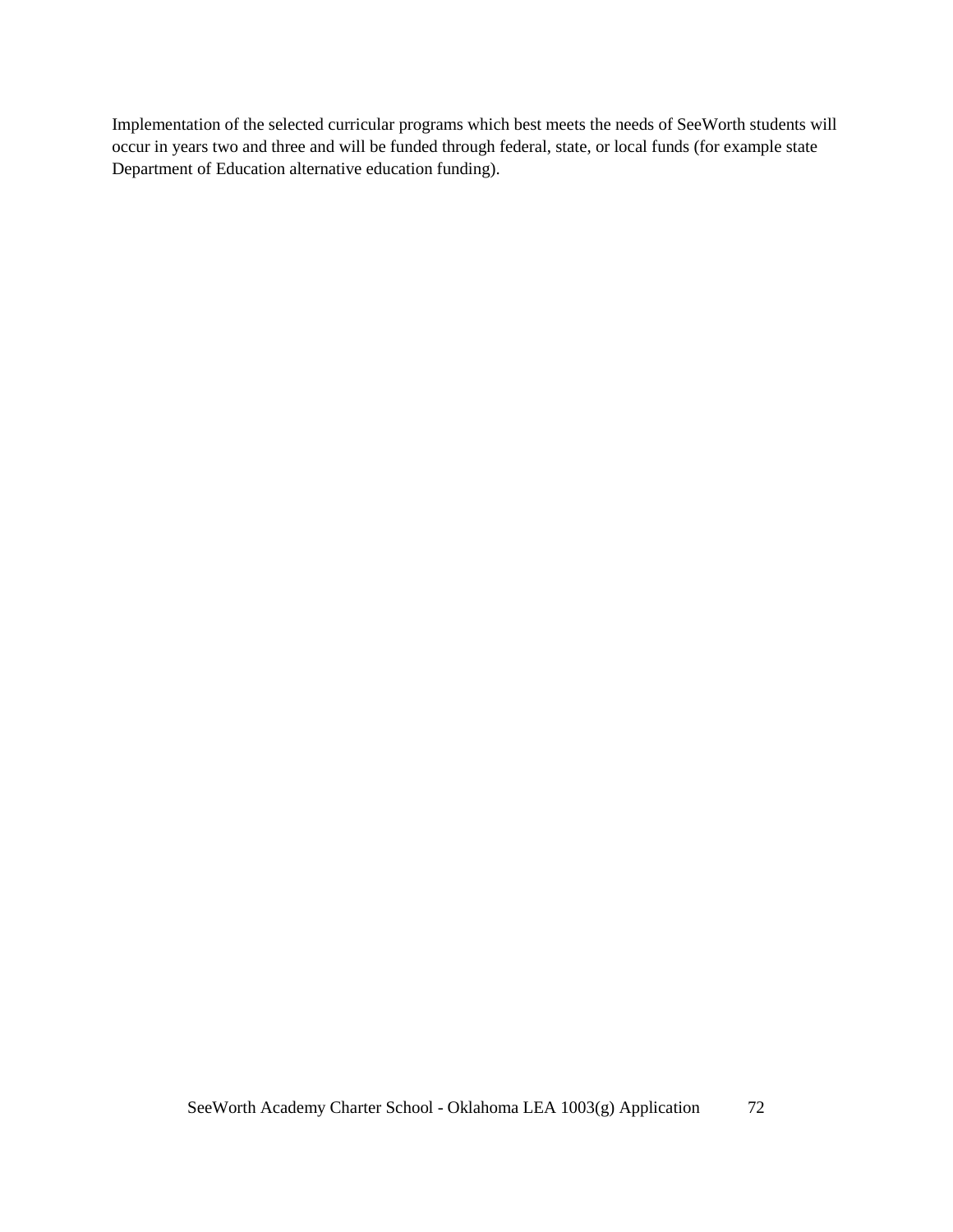Implementation of the selected curricular programs which best meets the needs of SeeWorth students will occur in years two and three and will be funded through federal, state, or local funds (for example state Department of Education alternative education funding).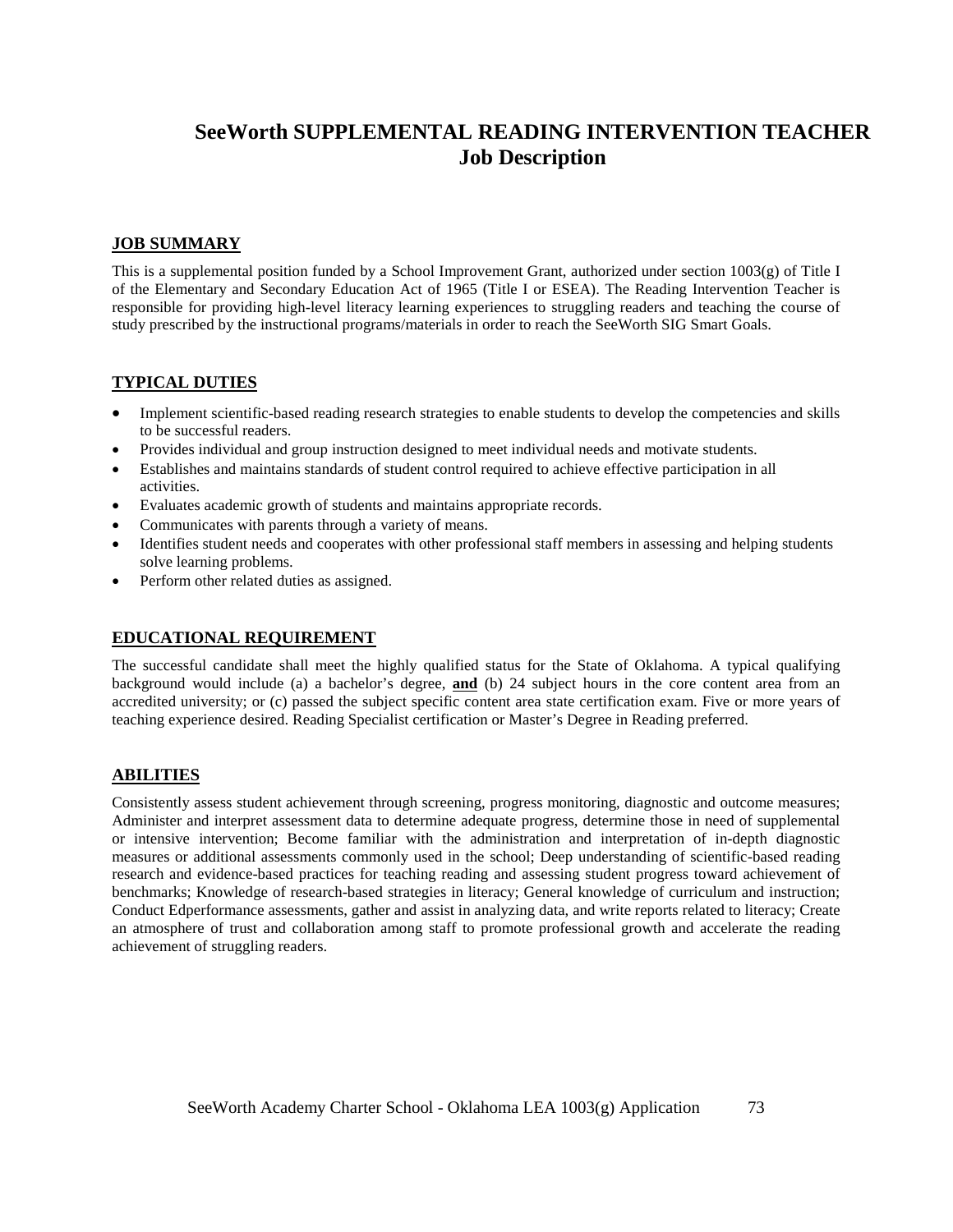# SeeWorth SUPPLEMENTAL READING INTERVENTION TEACHER
# Job Description

## JOB SUMMARY

This is a supplemental position funded by a School Improvement Grant, authorized under section 1003(g) of Title I of the Elementary and Secondary Education Act of 1965 (Title I or ESEA). The Reading Intervention Teacher is responsible for providing high-level literacy learning experiences to struggling readers and teaching the course of study prescribed by the instructional programs/materials in order to reach the SeeWorth SIG Smart Goals.

## TYPICAL DUTIES

- Implement scientific-based reading research strategies to enable students to develop the competencies and skills to be successful readers.
- Provides individual and group instruction designed to meet individual needs and motivate students.
- Establishes and maintains standards of student control required to achieve effective participation in all activities.
- Evaluates academic growth of students and maintains appropriate records.
- Communicates with parents through a variety of means.
- Identifies student needs and cooperates with other professional staff members in assessing and helping students solve learning problems.
- Perform other related duties as assigned.

## EDUCATIONAL REQUIREMENT

The successful candidate shall meet the highly qualified status for the State of Oklahoma. A typical qualifying background would include (a) a bachelor's degree, **and** (b) 24 subject hours in the core content area from an accredited university; or (c) passed the subject specific content area state certification exam. Five or more years of teaching experience desired. Reading Specialist certification or Master's Degree in Reading preferred.

## ABILITIES

Consistently assess student achievement through screening, progress monitoring, diagnostic and outcome measures; Administer and interpret assessment data to determine adequate progress, determine those in need of supplemental or intensive intervention; Become familiar with the administration and interpretation of in-depth diagnostic measures or additional assessments commonly used in the school; Deep understanding of scientific-based reading research and evidence-based practices for teaching reading and assessing student progress toward achievement of benchmarks; Knowledge of research-based strategies in literacy; General knowledge of curriculum and instruction; Conduct Edperformance assessments, gather and assist in analyzing data, and write reports related to literacy; Create an atmosphere of trust and collaboration among staff to promote professional growth and accelerate the reading achievement of struggling readers.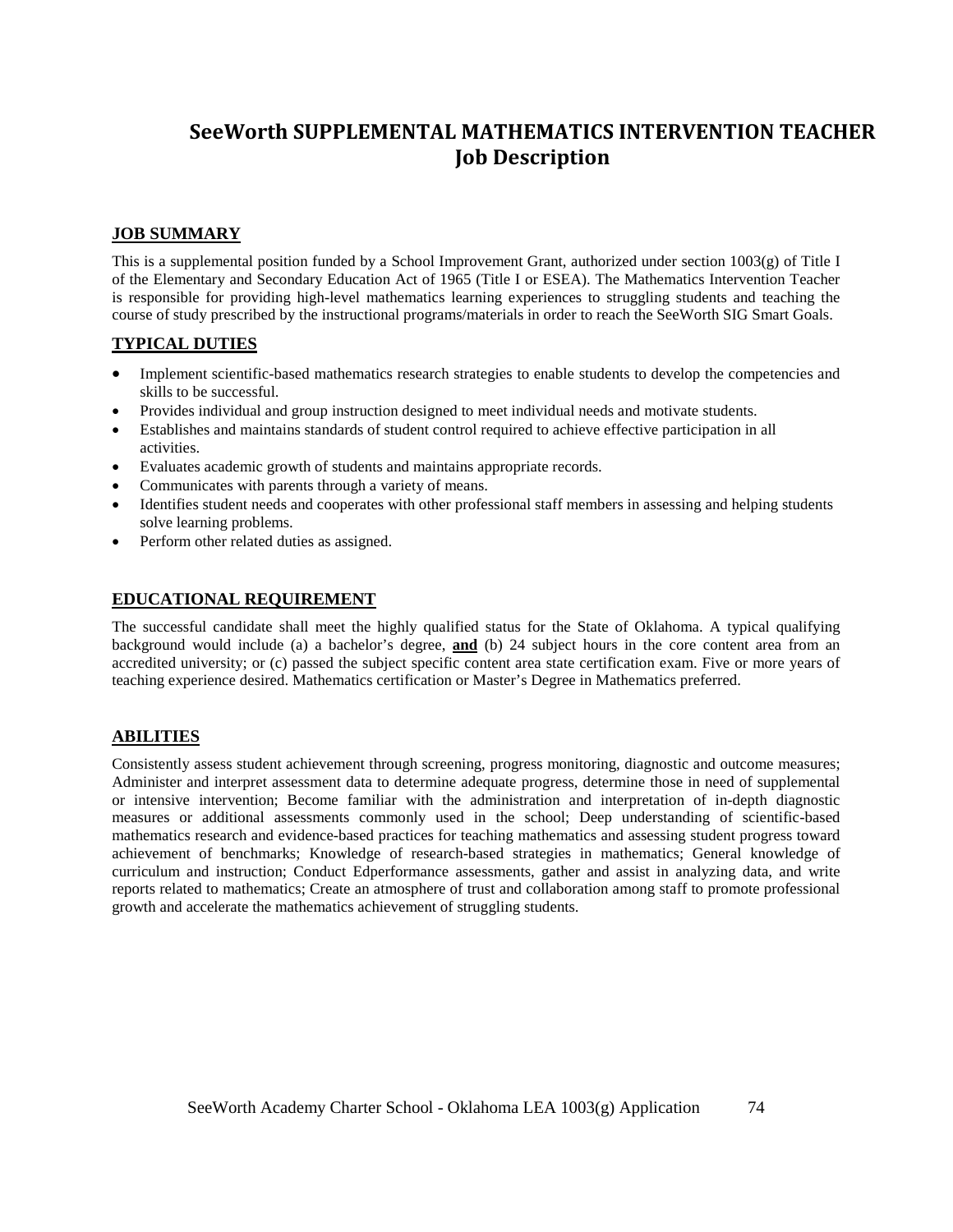# SeeWorth SUPPLEMENTAL MATHEMATICS INTERVENTION TEACHER Job Description

## JOB SUMMARY

This is a supplemental position funded by a School Improvement Grant, authorized under section 1003(g) of Title I of the Elementary and Secondary Education Act of 1965 (Title I or ESEA). The Mathematics Intervention Teacher is responsible for providing high-level mathematics learning experiences to struggling students and teaching the course of study prescribed by the instructional programs/materials in order to reach the SeeWorth SIG Smart Goals.

## TYPICAL DUTIES

- Implement scientific-based mathematics research strategies to enable students to develop the competencies and skills to be successful.
- Provides individual and group instruction designed to meet individual needs and motivate students.
- Establishes and maintains standards of student control required to achieve effective participation in all activities.
- Evaluates academic growth of students and maintains appropriate records.
- Communicates with parents through a variety of means.
- Identifies student needs and cooperates with other professional staff members in assessing and helping students solve learning problems.
- Perform other related duties as assigned.

## EDUCATIONAL REQUIREMENT

The successful candidate shall meet the highly qualified status for the State of Oklahoma. A typical qualifying background would include (a) a bachelor's degree, **and** (b) 24 subject hours in the core content area from an accredited university; or (c) passed the subject specific content area state certification exam. Five or more years of teaching experience desired. Mathematics certification or Master's Degree in Mathematics preferred.

## ABILITIES

Consistently assess student achievement through screening, progress monitoring, diagnostic and outcome measures; Administer and interpret assessment data to determine adequate progress, determine those in need of supplemental or intensive intervention; Become familiar with the administration and interpretation of in-depth diagnostic measures or additional assessments commonly used in the school; Deep understanding of scientific-based mathematics research and evidence-based practices for teaching mathematics and assessing student progress toward achievement of benchmarks; Knowledge of research-based strategies in mathematics; General knowledge of curriculum and instruction; Conduct Edperformance assessments, gather and assist in analyzing data, and write reports related to mathematics; Create an atmosphere of trust and collaboration among staff to promote professional growth and accelerate the mathematics achievement of struggling students.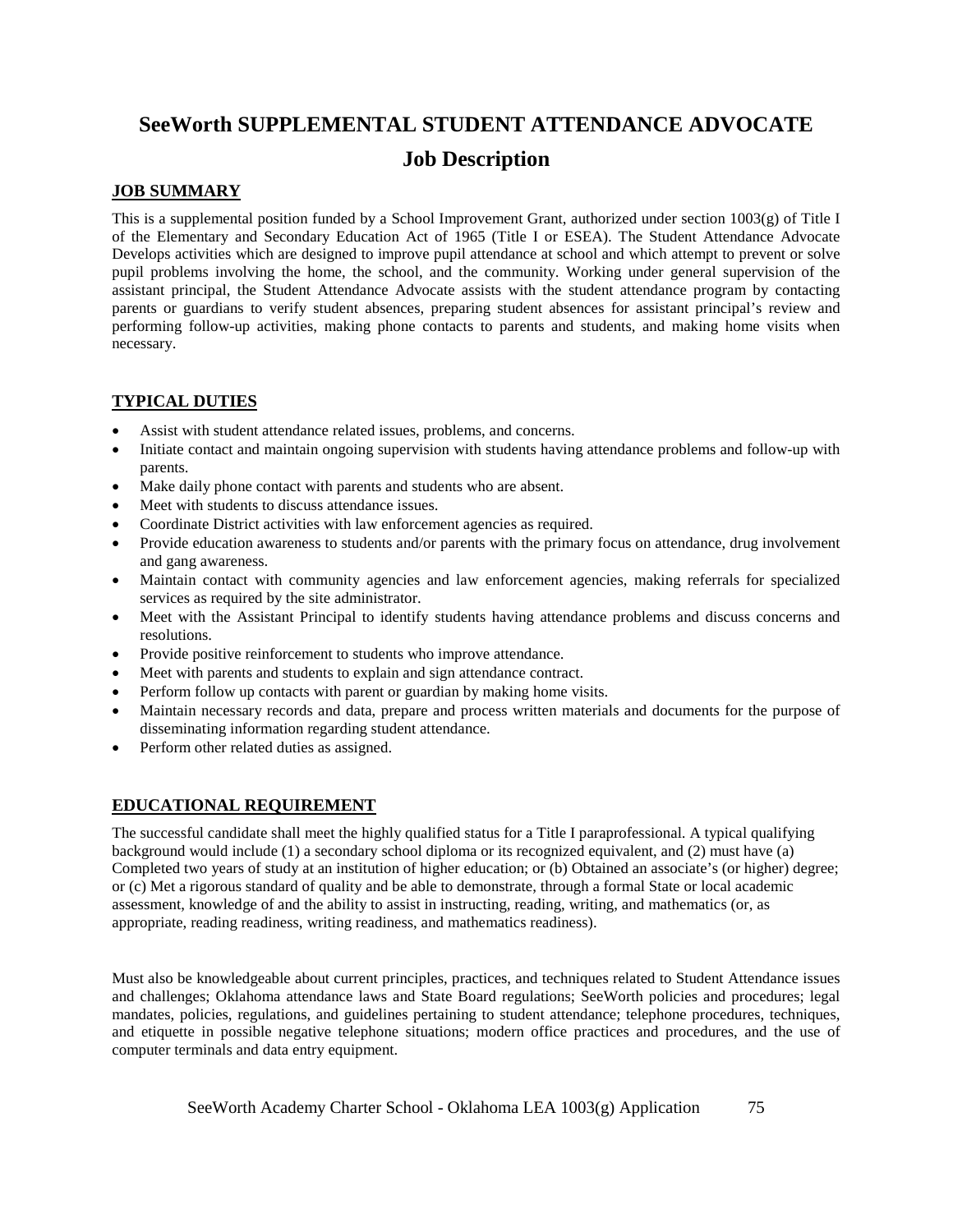# SeeWorth SUPPLEMENTAL STUDENT ATTENDANCE ADVOCATE

# Job Description

## JOB SUMMARY

This is a supplemental position funded by a School Improvement Grant, authorized under section 1003(g) of Title I of the Elementary and Secondary Education Act of 1965 (Title I or ESEA). The Student Attendance Advocate Develops activities which are designed to improve pupil attendance at school and which attempt to prevent or solve pupil problems involving the home, the school, and the community. Working under general supervision of the assistant principal, the Student Attendance Advocate assists with the student attendance program by contacting parents or guardians to verify student absences, preparing student absences for assistant principal's review and performing follow-up activities, making phone contacts to parents and students, and making home visits when necessary.

## TYPICAL DUTIES

- Assist with student attendance related issues, problems, and concerns.
- Initiate contact and maintain ongoing supervision with students having attendance problems and follow-up with parents.
- Make daily phone contact with parents and students who are absent.
- Meet with students to discuss attendance issues.
- Coordinate District activities with law enforcement agencies as required.
- Provide education awareness to students and/or parents with the primary focus on attendance, drug involvement and gang awareness.
- Maintain contact with community agencies and law enforcement agencies, making referrals for specialized services as required by the site administrator.
- Meet with the Assistant Principal to identify students having attendance problems and discuss concerns and resolutions.
- Provide positive reinforcement to students who improve attendance.
- Meet with parents and students to explain and sign attendance contract.
- Perform follow up contacts with parent or guardian by making home visits.
- Maintain necessary records and data, prepare and process written materials and documents for the purpose of disseminating information regarding student attendance.
- Perform other related duties as assigned.

## EDUCATIONAL REQUIREMENT

The successful candidate shall meet the highly qualified status for a Title I paraprofessional. A typical qualifying background would include (1) a secondary school diploma or its recognized equivalent, and (2) must have (a) Completed two years of study at an institution of higher education; or (b) Obtained an associate's (or higher) degree; or (c) Met a rigorous standard of quality and be able to demonstrate, through a formal State or local academic assessment, knowledge of and the ability to assist in instructing, reading, writing, and mathematics (or, as appropriate, reading readiness, writing readiness, and mathematics readiness).

Must also be knowledgeable about current principles, practices, and techniques related to Student Attendance issues and challenges; Oklahoma attendance laws and State Board regulations; SeeWorth policies and procedures; legal mandates, policies, regulations, and guidelines pertaining to student attendance; telephone procedures, techniques, and etiquette in possible negative telephone situations; modern office practices and procedures, and the use of computer terminals and data entry equipment.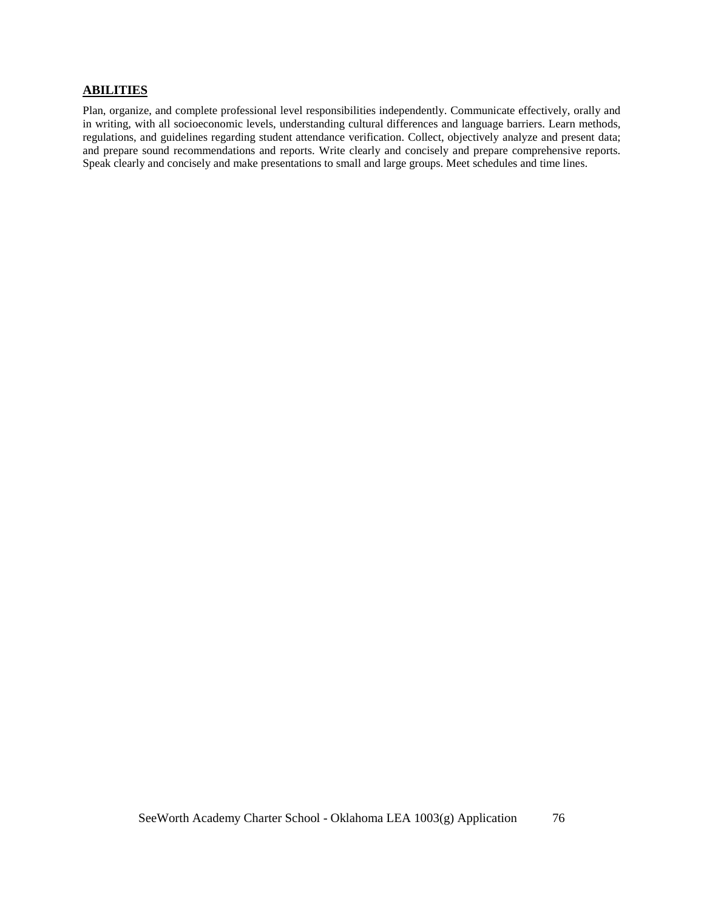## ABILITIES

Plan, organize, and complete professional level responsibilities independently. Communicate effectively, orally and in writing, with all socioeconomic levels, understanding cultural differences and language barriers. Learn methods, regulations, and guidelines regarding student attendance verification. Collect, objectively analyze and present data; and prepare sound recommendations and reports. Write clearly and concisely and prepare comprehensive reports. Speak clearly and concisely and make presentations to small and large groups. Meet schedules and time lines.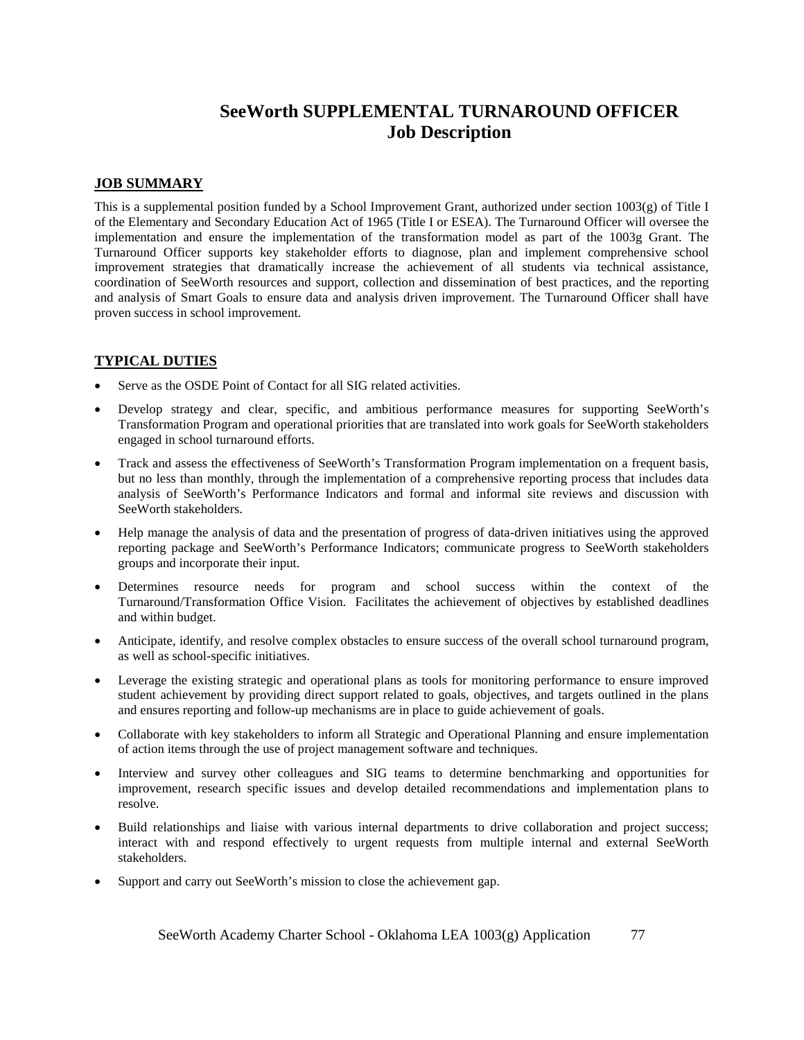# SeeWorth SUPPLEMENTAL TURNAROUND OFFICER
# Job Description

## JOB SUMMARY

This is a supplemental position funded by a School Improvement Grant, authorized under section 1003(g) of Title I of the Elementary and Secondary Education Act of 1965 (Title I or ESEA). The Turnaround Officer will oversee the implementation and ensure the implementation of the transformation model as part of the 1003g Grant. The Turnaround Officer supports key stakeholder efforts to diagnose, plan and implement comprehensive school improvement strategies that dramatically increase the achievement of all students via technical assistance, coordination of SeeWorth resources and support, collection and dissemination of best practices, and the reporting and analysis of Smart Goals to ensure data and analysis driven improvement. The Turnaround Officer shall have proven success in school improvement.

## TYPICAL DUTIES

- Serve as the OSDE Point of Contact for all SIG related activities.
- Develop strategy and clear, specific, and ambitious performance measures for supporting SeeWorth's Transformation Program and operational priorities that are translated into work goals for SeeWorth stakeholders engaged in school turnaround efforts.
- Track and assess the effectiveness of SeeWorth's Transformation Program implementation on a frequent basis, but no less than monthly, through the implementation of a comprehensive reporting process that includes data analysis of SeeWorth's Performance Indicators and formal and informal site reviews and discussion with SeeWorth stakeholders.
- Help manage the analysis of data and the presentation of progress of data-driven initiatives using the approved reporting package and SeeWorth's Performance Indicators; communicate progress to SeeWorth stakeholders groups and incorporate their input.
- Determines resource needs for program and school success within the context of the Turnaround/Transformation Office Vision. Facilitates the achievement of objectives by established deadlines and within budget.
- Anticipate, identify, and resolve complex obstacles to ensure success of the overall school turnaround program, as well as school-specific initiatives.
- Leverage the existing strategic and operational plans as tools for monitoring performance to ensure improved student achievement by providing direct support related to goals, objectives, and targets outlined in the plans and ensures reporting and follow-up mechanisms are in place to guide achievement of goals.
- Collaborate with key stakeholders to inform all Strategic and Operational Planning and ensure implementation of action items through the use of project management software and techniques.
- Interview and survey other colleagues and SIG teams to determine benchmarking and opportunities for improvement, research specific issues and develop detailed recommendations and implementation plans to resolve.
- Build relationships and liaise with various internal departments to drive collaboration and project success; interact with and respond effectively to urgent requests from multiple internal and external SeeWorth stakeholders.
- Support and carry out SeeWorth's mission to close the achievement gap.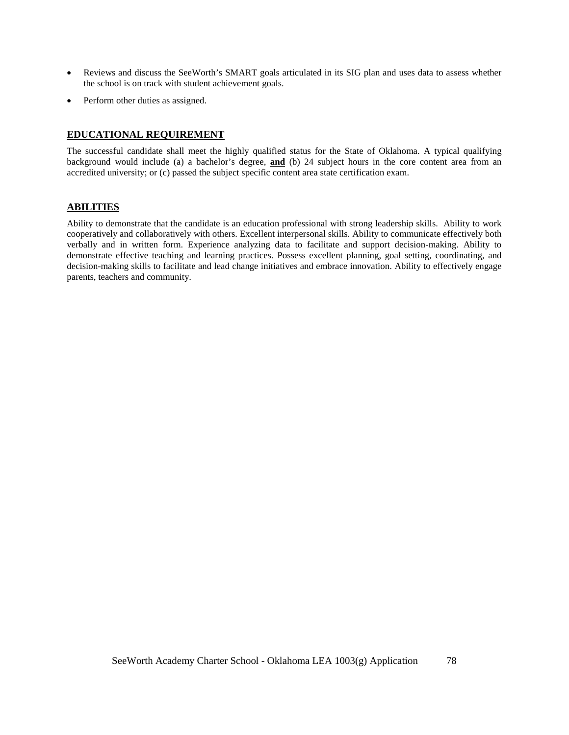- Reviews and discuss the SeeWorth's SMART goals articulated in its SIG plan and uses data to assess whether the school is on track with student achievement goals.
- Perform other duties as assigned.

## EDUCATIONAL REQUIREMENT

The successful candidate shall meet the highly qualified status for the State of Oklahoma. A typical qualifying background would include (a) a bachelor's degree, **and** (b) 24 subject hours in the core content area from an accredited university; or (c) passed the subject specific content area state certification exam.

## ABILITIES

Ability to demonstrate that the candidate is an education professional with strong leadership skills. Ability to work cooperatively and collaboratively with others. Excellent interpersonal skills. Ability to communicate effectively both verbally and in written form. Experience analyzing data to facilitate and support decision-making. Ability to demonstrate effective teaching and learning practices. Possess excellent planning, goal setting, coordinating, and decision-making skills to facilitate and lead change initiatives and embrace innovation. Ability to effectively engage parents, teachers and community.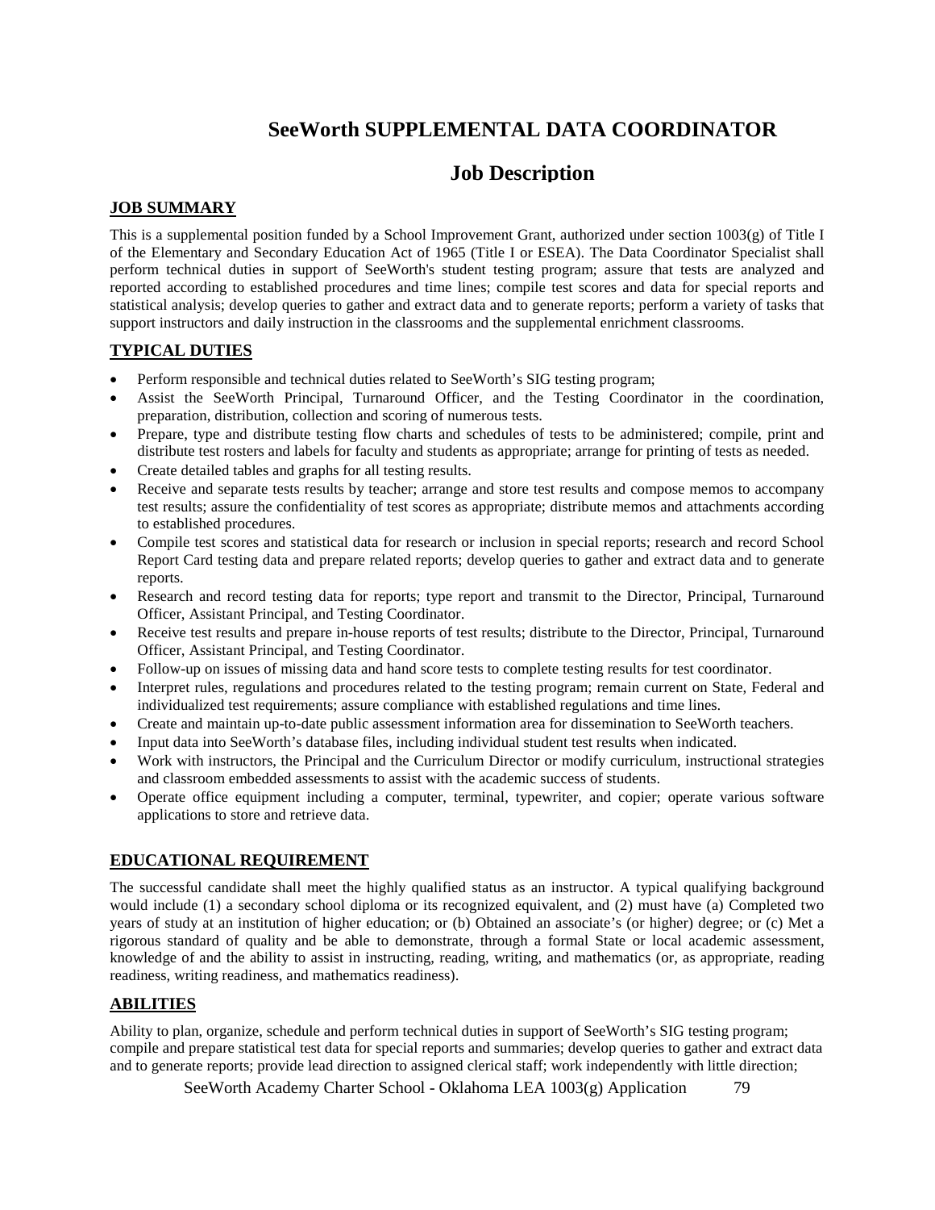# SeeWorth SUPPLEMENTAL DATA COORDINATOR

## Job Description

### JOB SUMMARY

This is a supplemental position funded by a School Improvement Grant, authorized under section 1003(g) of Title I of the Elementary and Secondary Education Act of 1965 (Title I or ESEA). The Data Coordinator Specialist shall perform technical duties in support of SeeWorth's student testing program; assure that tests are analyzed and reported according to established procedures and time lines; compile test scores and data for special reports and statistical analysis; develop queries to gather and extract data and to generate reports; perform a variety of tasks that support instructors and daily instruction in the classrooms and the supplemental enrichment classrooms.

### TYPICAL DUTIES

- Perform responsible and technical duties related to SeeWorth's SIG testing program;
- Assist the SeeWorth Principal, Turnaround Officer, and the Testing Coordinator in the coordination, preparation, distribution, collection and scoring of numerous tests.
- Prepare, type and distribute testing flow charts and schedules of tests to be administered; compile, print and distribute test rosters and labels for faculty and students as appropriate; arrange for printing of tests as needed.
- Create detailed tables and graphs for all testing results.
- Receive and separate tests results by teacher; arrange and store test results and compose memos to accompany test results; assure the confidentiality of test scores as appropriate; distribute memos and attachments according to established procedures.
- Compile test scores and statistical data for research or inclusion in special reports; research and record School Report Card testing data and prepare related reports; develop queries to gather and extract data and to generate reports.
- Research and record testing data for reports; type report and transmit to the Director, Principal, Turnaround Officer, Assistant Principal, and Testing Coordinator.
- Receive test results and prepare in-house reports of test results; distribute to the Director, Principal, Turnaround Officer, Assistant Principal, and Testing Coordinator.
- Follow-up on issues of missing data and hand score tests to complete testing results for test coordinator.
- Interpret rules, regulations and procedures related to the testing program; remain current on State, Federal and individualized test requirements; assure compliance with established regulations and time lines.
- Create and maintain up-to-date public assessment information area for dissemination to SeeWorth teachers.
- Input data into SeeWorth's database files, including individual student test results when indicated.
- Work with instructors, the Principal and the Curriculum Director or modify curriculum, instructional strategies and classroom embedded assessments to assist with the academic success of students.
- Operate office equipment including a computer, terminal, typewriter, and copier; operate various software applications to store and retrieve data.

### EDUCATIONAL REQUIREMENT

The successful candidate shall meet the highly qualified status as an instructor. A typical qualifying background would include (1) a secondary school diploma or its recognized equivalent, and (2) must have (a) Completed two years of study at an institution of higher education; or (b) Obtained an associate's (or higher) degree; or (c) Met a rigorous standard of quality and be able to demonstrate, through a formal State or local academic assessment, knowledge of and the ability to assist in instructing, reading, writing, and mathematics (or, as appropriate, reading readiness, writing readiness, and mathematics readiness).

### ABILITIES

Ability to plan, organize, schedule and perform technical duties in support of SeeWorth's SIG testing program; compile and prepare statistical test data for special reports and summaries; develop queries to gather and extract data and to generate reports; provide lead direction to assigned clerical staff; work independently with little direction;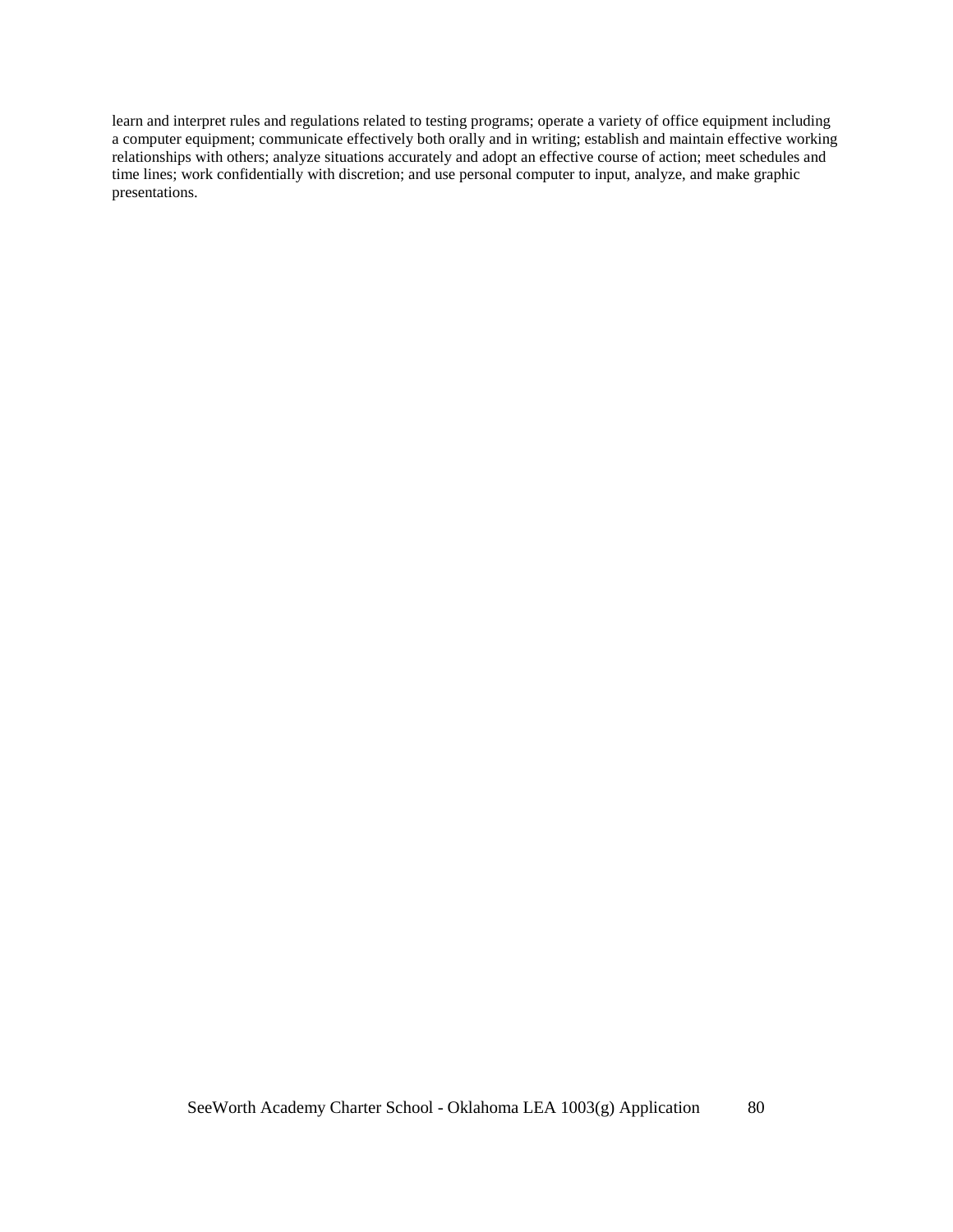learn and interpret rules and regulations related to testing programs; operate a variety of office equipment including a computer equipment; communicate effectively both orally and in writing; establish and maintain effective working relationships with others; analyze situations accurately and adopt an effective course of action; meet schedules and time lines; work confidentially with discretion; and use personal computer to input, analyze, and make graphic presentations.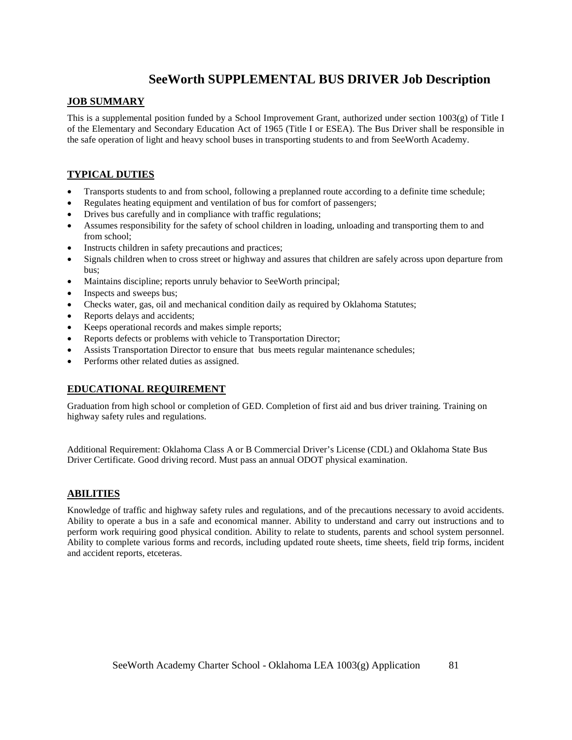# SeeWorth SUPPLEMENTAL BUS DRIVER Job Description

## JOB SUMMARY

This is a supplemental position funded by a School Improvement Grant, authorized under section 1003(g) of Title I of the Elementary and Secondary Education Act of 1965 (Title I or ESEA). The Bus Driver shall be responsible in the safe operation of light and heavy school buses in transporting students to and from SeeWorth Academy.

## TYPICAL DUTIES

- Transports students to and from school, following a preplanned route according to a definite time schedule;
- Regulates heating equipment and ventilation of bus for comfort of passengers;
- Drives bus carefully and in compliance with traffic regulations;
- Assumes responsibility for the safety of school children in loading, unloading and transporting them to and from school;
- Instructs children in safety precautions and practices;
- Signals children when to cross street or highway and assures that children are safely across upon departure from bus;
- Maintains discipline; reports unruly behavior to SeeWorth principal;
- Inspects and sweeps bus;
- Checks water, gas, oil and mechanical condition daily as required by Oklahoma Statutes;
- Reports delays and accidents;
- Keeps operational records and makes simple reports;
- Reports defects or problems with vehicle to Transportation Director;
- Assists Transportation Director to ensure that bus meets regular maintenance schedules;
- Performs other related duties as assigned.

## EDUCATIONAL REQUIREMENT

Graduation from high school or completion of GED. Completion of first aid and bus driver training. Training on highway safety rules and regulations.

Additional Requirement: Oklahoma Class A or B Commercial Driver's License (CDL) and Oklahoma State Bus Driver Certificate. Good driving record. Must pass an annual ODOT physical examination.

## ABILITIES

Knowledge of traffic and highway safety rules and regulations, and of the precautions necessary to avoid accidents. Ability to operate a bus in a safe and economical manner. Ability to understand and carry out instructions and to perform work requiring good physical condition. Ability to relate to students, parents and school system personnel. Ability to complete various forms and records, including updated route sheets, time sheets, field trip forms, incident and accident reports, etceteras.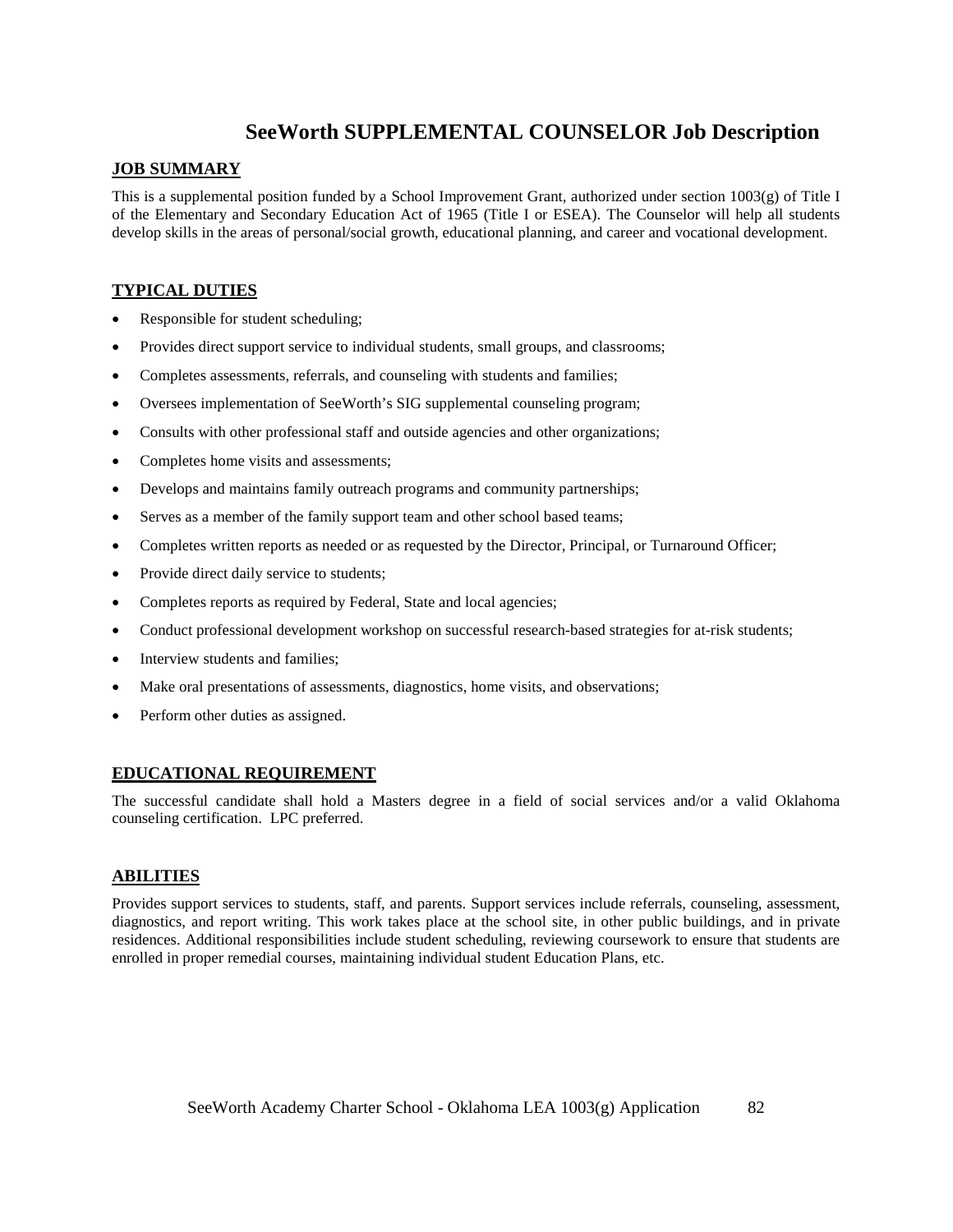# SeeWorth SUPPLEMENTAL COUNSELOR Job Description

## JOB SUMMARY

This is a supplemental position funded by a School Improvement Grant, authorized under section 1003(g) of Title I of the Elementary and Secondary Education Act of 1965 (Title I or ESEA). The Counselor will help all students develop skills in the areas of personal/social growth, educational planning, and career and vocational development.

## TYPICAL DUTIES

- Responsible for student scheduling;
- Provides direct support service to individual students, small groups, and classrooms;
- Completes assessments, referrals, and counseling with students and families;
- Oversees implementation of SeeWorth's SIG supplemental counseling program;
- Consults with other professional staff and outside agencies and other organizations;
- Completes home visits and assessments;
- Develops and maintains family outreach programs and community partnerships;
- Serves as a member of the family support team and other school based teams;
- Completes written reports as needed or as requested by the Director, Principal, or Turnaround Officer;
- Provide direct daily service to students;
- Completes reports as required by Federal, State and local agencies;
- Conduct professional development workshop on successful research-based strategies for at-risk students;
- Interview students and families;
- Make oral presentations of assessments, diagnostics, home visits, and observations;
- Perform other duties as assigned.

## EDUCATIONAL REQUIREMENT

The successful candidate shall hold a Masters degree in a field of social services and/or a valid Oklahoma counseling certification. LPC preferred.

## ABILITIES

Provides support services to students, staff, and parents. Support services include referrals, counseling, assessment, diagnostics, and report writing. This work takes place at the school site, in other public buildings, and in private residences. Additional responsibilities include student scheduling, reviewing coursework to ensure that students are enrolled in proper remedial courses, maintaining individual student Education Plans, etc.